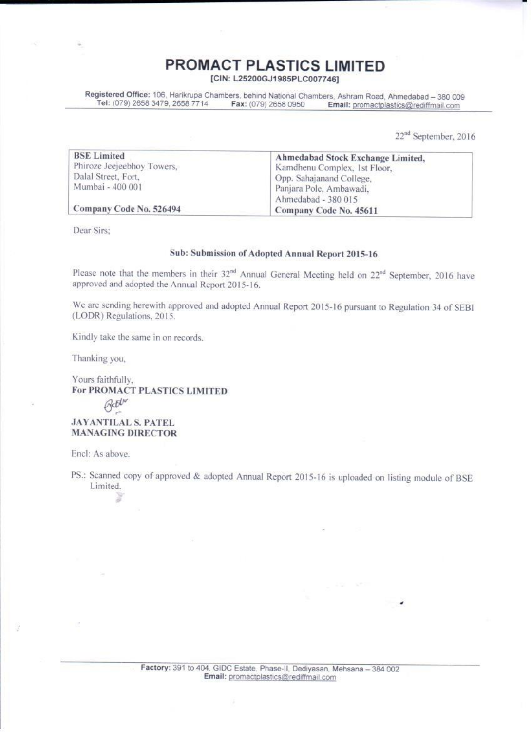# PROMACT PLASTICS LIMITED

[CIN: L25200GJ1985PLC007746]

**Registered Office:** 106, Harikrupa Chambers, behind National Chambers, Ashram Road, Ahmedabad – 380 009
**Tel:** (079) 2658 3479, 2658 7714 **Fax:** (079) 2658 0950 **Email:** promactplastics@rediffmail.com

22nd September, 2016

| **BSE Limited**<br>Phiroze Jeejeebhoy Towers,<br>Dalal Street, Fort,<br>Mumbai - 400 001<br><br>**Company Code No. 526494** | **Ahmedabad Stock Exchange Limited,**<br>Kamdhenu Complex, 1st Floor,<br>Opp. Sahajanand College,<br>Panjara Pole, Ambawadi,<br>Ahmedabad - 380 015<br>**Company Code No. 45611** |
|---|---|

Dear Sirs;

**Sub: Submission of Adopted Annual Report 2015-16**

Please note that the members in their 32nd Annual General Meeting held on 22nd September, 2016 have approved and adopted the Annual Report 2015-16.

We are sending herewith approved and adopted Annual Report 2015-16 pursuant to Regulation 34 of SEBI (LODR) Regulations, 2015.

Kindly take the same in on records.

Thanking you,

Yours faithfully,
**For PROMACT PLASTICS LIMITED**

**JAYANTILAL S. PATEL**
**MANAGING DIRECTOR**

Encl: As above.

PS.: Scanned copy of approved & adopted Annual Report 2015-16 is uploaded on listing module of BSE Limited.

**Factory:** 391 to 404, GIDC Estate, Phase-II, Dediyasan, Mehsana – 384 002
**Email:** promactplastics@rediffmail.com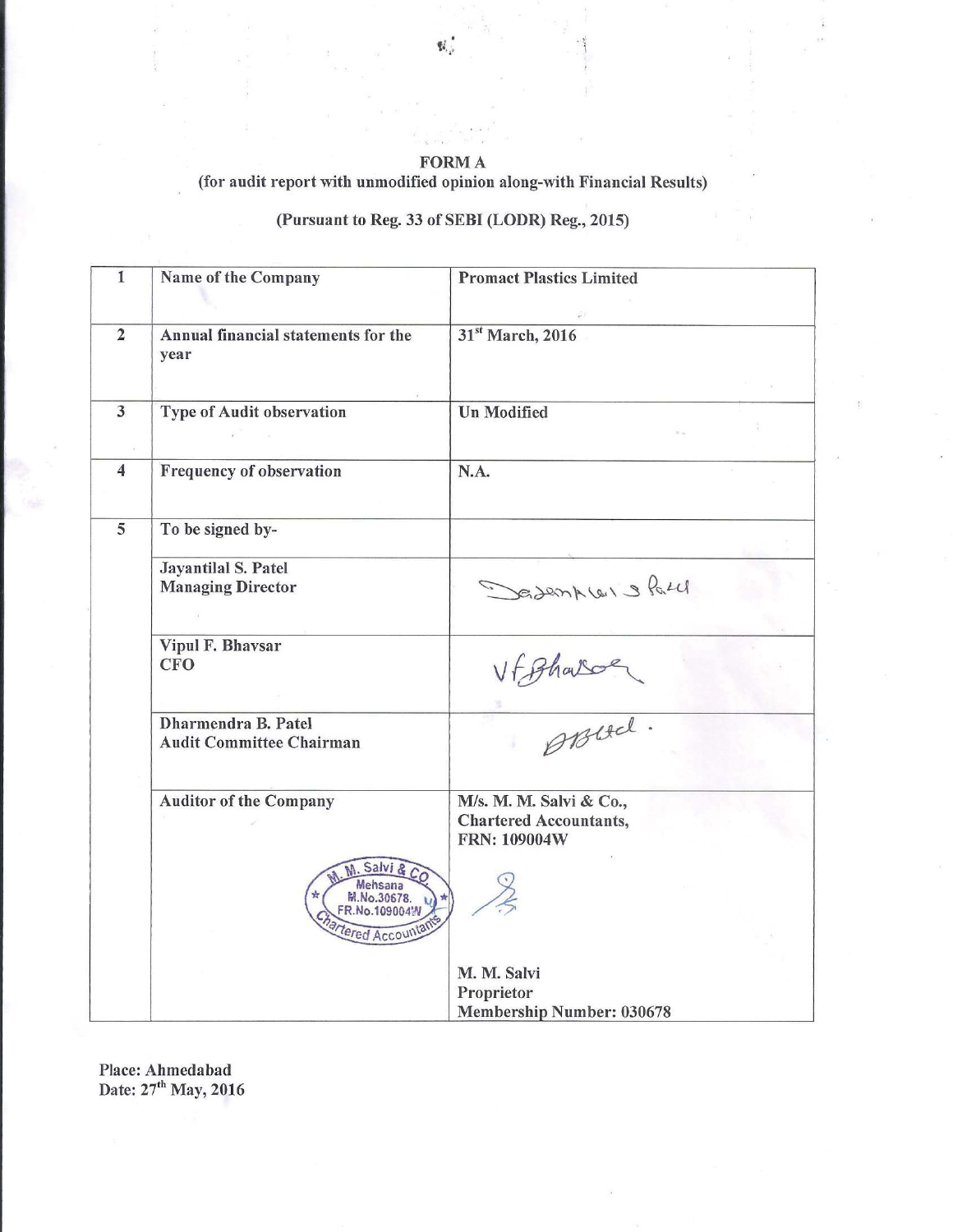# FORM A

(for audit report with unmodified opinion along-with Financial Results)

(Pursuant to Reg. 33 of SEBI (LODR) Reg., 2015)

| 1 | Name of the Company | Promact Plastics Limited |
|---|---|---|
| 2 | Annual financial statements for the year | 31st March, 2016 |
| 3 | Type of Audit observation | Un Modified |
| 4 | Frequency of observation | N.A. |
| 5 | To be signed by- | |
| | Jayantilal S. Patel<br>Managing Director | Jayantilal S Patel |
| | Vipul F. Bhavsar<br>CFO | V F Bhavsar |
| | Dharmendra B. Patel<br>Audit Committee Chairman | D B Patel |
| | Auditor of the Company<br><br>M. M. Salvi & Co.<br>Mehsana<br>M.No.30678.<br>FR.No.109004W<br>Chartered Accountants | M/s. M. M. Salvi & Co.,<br>Chartered Accountants,<br>FRN: 109004W<br><br>M. M. Salvi<br>Proprietor<br>Membership Number: 030678 |

Place: Ahmedabad
Date: 27th May, 2016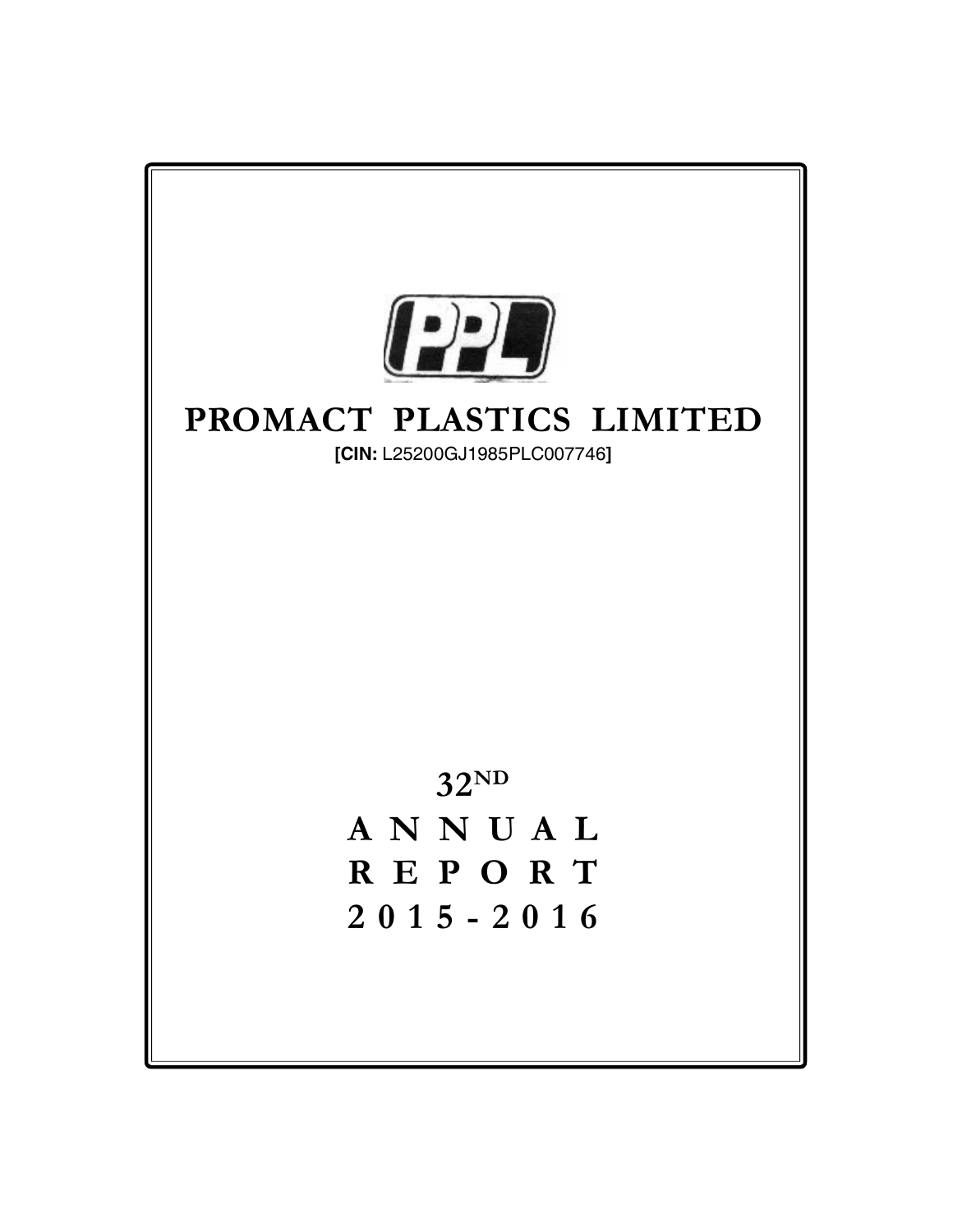# PROMACT PLASTICS LIMITED

**[CIN:** L25200GJ1985PLC007746**]**

# 32ND ANNUAL REPORT 2015-2016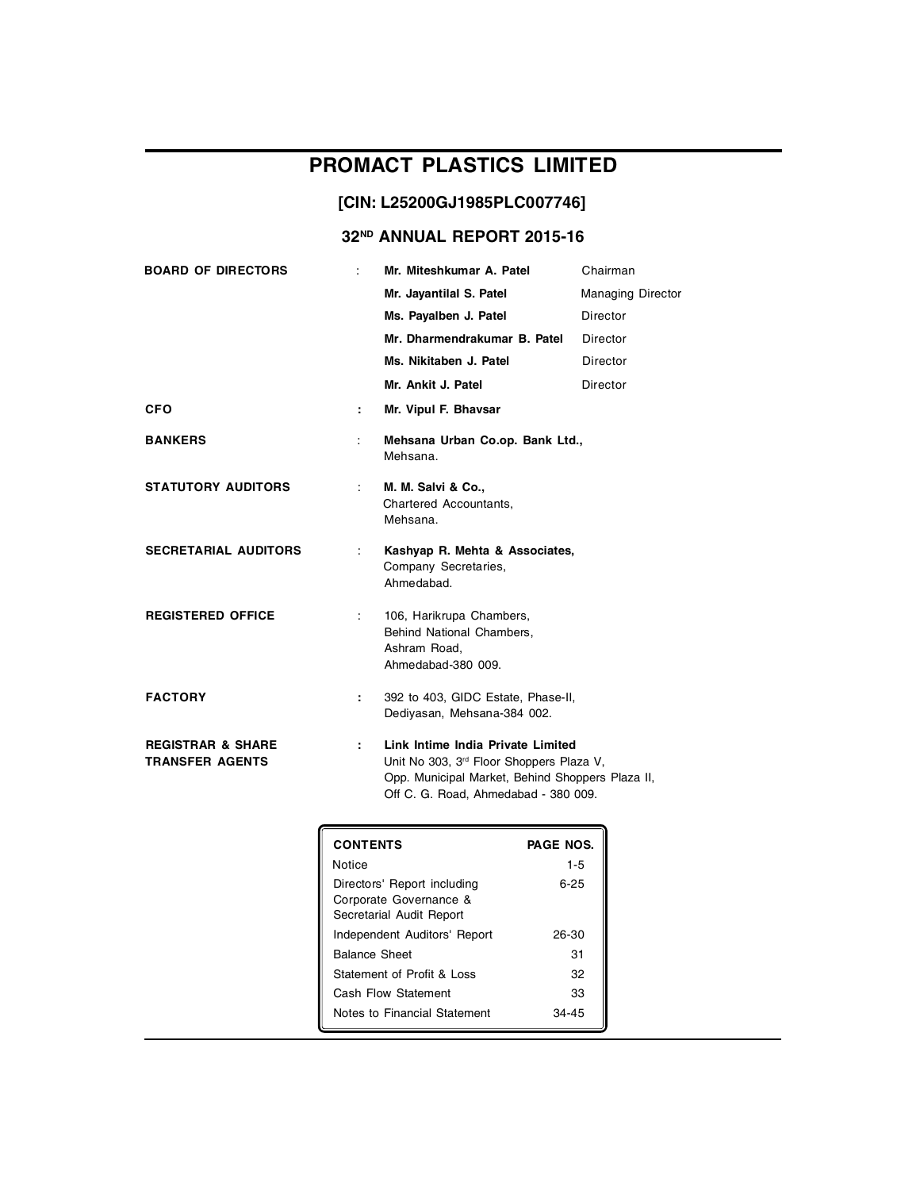# PROMACT PLASTICS LIMITED

## [CIN: L25200GJ1985PLC007746]

## 32ND ANNUAL REPORT 2015-16

| | | | |
|---|---|---|---|
| **BOARD OF DIRECTORS** | : | **Mr. Miteshkumar A. Patel** | Chairman |
| | | **Mr. Jayantilal S. Patel** | Managing Director |
| | | **Ms. Payalben J. Patel** | Director |
| | | **Mr. Dharmendrakumar B. Patel** | Director |
| | | **Ms. Nikitaben J. Patel** | Director |
| | | **Mr. Ankit J. Patel** | Director |

**CFO** : **Mr. Vipul F. Bhavsar**

**BANKERS** : **Mehsana Urban Co.op. Bank Ltd.,**
Mehsana.

**STATUTORY AUDITORS** : **M. M. Salvi & Co.,**
Chartered Accountants,
Mehsana.

**SECRETARIAL AUDITORS** : **Kashyap R. Mehta & Associates,**
Company Secretaries,
Ahmedabad.

**REGISTERED OFFICE** : 106, Harikrupa Chambers,
Behind National Chambers,
Ashram Road,
Ahmedabad-380 009.

**FACTORY** : 392 to 403, GIDC Estate, Phase-II,
Dediyasan, Mehsana-384 002.

**REGISTRAR & SHARE TRANSFER AGENTS** : **Link Intime India Private Limited**
Unit No 303, 3rd Floor Shoppers Plaza V,
Opp. Municipal Market, Behind Shoppers Plaza II,
Off C. G. Road, Ahmedabad - 380 009.

| CONTENTS | PAGE NOS. |
|---|---|
| Notice | 1-5 |
| Directors' Report including Corporate Governance & Secretarial Audit Report | 6-25 |
| Independent Auditors' Report | 26-30 |
| Balance Sheet | 31 |
| Statement of Profit & Loss | 32 |
| Cash Flow Statement | 33 |
| Notes to Financial Statement | 34-45 |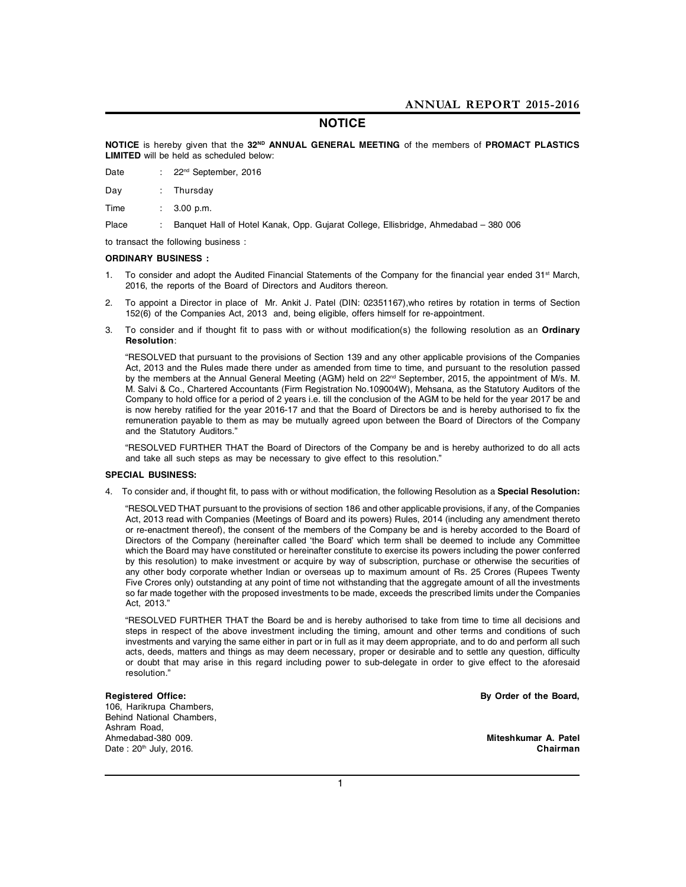# NOTICE

**NOTICE** is hereby given that the **32ND ANNUAL GENERAL MEETING** of the members of **PROMACT PLASTICS LIMITED** will be held as scheduled below:

Date : 22nd September, 2016

Day : Thursday

Time : 3.00 p.m.

Place : Banquet Hall of Hotel Kanak, Opp. Gujarat College, Ellisbridge, Ahmedabad – 380 006

to transact the following business :

**ORDINARY BUSINESS :**

1. To consider and adopt the Audited Financial Statements of the Company for the financial year ended 31st March, 2016, the reports of the Board of Directors and Auditors thereon.

2. To appoint a Director in place of Mr. Ankit J. Patel (DIN: 02351167),who retires by rotation in terms of Section 152(6) of the Companies Act, 2013 and, being eligible, offers himself for re-appointment.

3. To consider and if thought fit to pass with or without modification(s) the following resolution as an **Ordinary Resolution**:

   "RESOLVED that pursuant to the provisions of Section 139 and any other applicable provisions of the Companies Act, 2013 and the Rules made there under as amended from time to time, and pursuant to the resolution passed by the members at the Annual General Meeting (AGM) held on 22nd September, 2015, the appointment of M/s. M. M. Salvi & Co., Chartered Accountants (Firm Registration No.109004W), Mehsana, as the Statutory Auditors of the Company to hold office for a period of 2 years i.e. till the conclusion of the AGM to be held for the year 2017 be and is now hereby ratified for the year 2016-17 and that the Board of Directors be and is hereby authorised to fix the remuneration payable to them as may be mutually agreed upon between the Board of Directors of the Company and the Statutory Auditors."

   "RESOLVED FURTHER THAT the Board of Directors of the Company be and is hereby authorized to do all acts and take all such steps as may be necessary to give effect to this resolution."

**SPECIAL BUSINESS:**

4. To consider and, if thought fit, to pass with or without modification, the following Resolution as a **Special Resolution:**

   "RESOLVED THAT pursuant to the provisions of section 186 and other applicable provisions, if any, of the Companies Act, 2013 read with Companies (Meetings of Board and its powers) Rules, 2014 (including any amendment thereto or re-enactment thereof), the consent of the members of the Company be and is hereby accorded to the Board of Directors of the Company (hereinafter called 'the Board' which term shall be deemed to include any Committee which the Board may have constituted or hereinafter constitute to exercise its powers including the power conferred by this resolution) to make investment or acquire by way of subscription, purchase or otherwise the securities of any other body corporate whether Indian or overseas up to maximum amount of Rs. 25 Crores (Rupees Twenty Five Crores only) outstanding at any point of time not withstanding that the aggregate amount of all the investments so far made together with the proposed investments to be made, exceeds the prescribed limits under the Companies Act, 2013."

   "RESOLVED FURTHER THAT the Board be and is hereby authorised to take from time to time all decisions and steps in respect of the above investment including the timing, amount and other terms and conditions of such investments and varying the same either in part or in full as it may deem appropriate, and to do and perform all such acts, deeds, matters and things as may deem necessary, proper or desirable and to settle any question, difficulty or doubt that may arise in this regard including power to sub-delegate in order to give effect to the aforesaid resolution."

**Registered Office:**
106, Harikrupa Chambers,
Behind National Chambers,
Ashram Road,
Ahmedabad-380 009.
Date : 20th July, 2016.

**By Order of the Board,**

**Miteshkumar A. Patel**
**Chairman**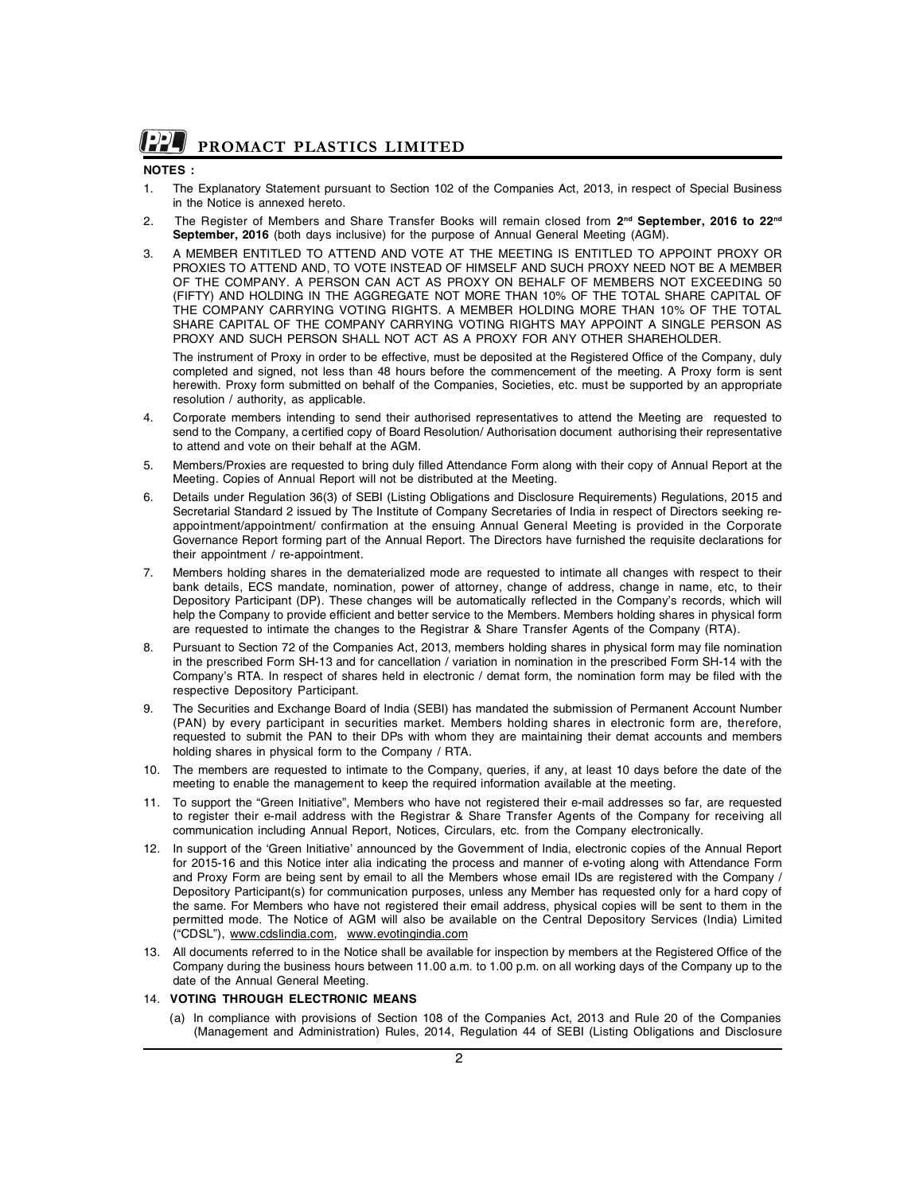**NOTES :**

1. The Explanatory Statement pursuant to Section 102 of the Companies Act, 2013, in respect of Special Business in the Notice is annexed hereto.

2. The Register of Members and Share Transfer Books will remain closed from **2nd September, 2016 to 22nd September, 2016** (both days inclusive) for the purpose of Annual General Meeting (AGM).

3. A MEMBER ENTITLED TO ATTEND AND VOTE AT THE MEETING IS ENTITLED TO APPOINT PROXY OR PROXIES TO ATTEND AND, TO VOTE INSTEAD OF HIMSELF AND SUCH PROXY NEED NOT BE A MEMBER OF THE COMPANY. A PERSON CAN ACT AS PROXY ON BEHALF OF MEMBERS NOT EXCEEDING 50 (FIFTY) AND HOLDING IN THE AGGREGATE NOT MORE THAN 10% OF THE TOTAL SHARE CAPITAL OF THE COMPANY CARRYING VOTING RIGHTS. A MEMBER HOLDING MORE THAN 10% OF THE TOTAL SHARE CAPITAL OF THE COMPANY CARRYING VOTING RIGHTS MAY APPOINT A SINGLE PERSON AS PROXY AND SUCH PERSON SHALL NOT ACT AS A PROXY FOR ANY OTHER SHAREHOLDER.

   The instrument of Proxy in order to be effective, must be deposited at the Registered Office of the Company, duly completed and signed, not less than 48 hours before the commencement of the meeting. A Proxy form is sent herewith. Proxy form submitted on behalf of the Companies, Societies, etc. must be supported by an appropriate resolution / authority, as applicable.

4. Corporate members intending to send their authorised representatives to attend the Meeting are requested to send to the Company, a certified copy of Board Resolution/ Authorisation document authorising their representative to attend and vote on their behalf at the AGM.

5. Members/Proxies are requested to bring duly filled Attendance Form along with their copy of Annual Report at the Meeting. Copies of Annual Report will not be distributed at the Meeting.

6. Details under Regulation 36(3) of SEBI (Listing Obligations and Disclosure Requirements) Regulations, 2015 and Secretarial Standard 2 issued by The Institute of Company Secretaries of India in respect of Directors seeking re-appointment/appointment/ confirmation at the ensuing Annual General Meeting is provided in the Corporate Governance Report forming part of the Annual Report. The Directors have furnished the requisite declarations for their appointment / re-appointment.

7. Members holding shares in the dematerialized mode are requested to intimate all changes with respect to their bank details, ECS mandate, nomination, power of attorney, change of address, change in name, etc, to their Depository Participant (DP). These changes will be automatically reflected in the Company's records, which will help the Company to provide efficient and better service to the Members. Members holding shares in physical form are requested to intimate the changes to the Registrar & Share Transfer Agents of the Company (RTA).

8. Pursuant to Section 72 of the Companies Act, 2013, members holding shares in physical form may file nomination in the prescribed Form SH-13 and for cancellation / variation in nomination in the prescribed Form SH-14 with the Company's RTA. In respect of shares held in electronic / demat form, the nomination form may be filed with the respective Depository Participant.

9. The Securities and Exchange Board of India (SEBI) has mandated the submission of Permanent Account Number (PAN) by every participant in securities market. Members holding shares in electronic form are, therefore, requested to submit the PAN to their DPs with whom they are maintaining their demat accounts and members holding shares in physical form to the Company / RTA.

10. The members are requested to intimate to the Company, queries, if any, at least 10 days before the date of the meeting to enable the management to keep the required information available at the meeting.

11. To support the "Green Initiative", Members who have not registered their e-mail addresses so far, are requested to register their e-mail address with the Registrar & Share Transfer Agents of the Company for receiving all communication including Annual Report, Notices, Circulars, etc. from the Company electronically.

12. In support of the 'Green Initiative' announced by the Government of India, electronic copies of the Annual Report for 2015-16 and this Notice inter alia indicating the process and manner of e-voting along with Attendance Form and Proxy Form are being sent by email to all the Members whose email IDs are registered with the Company / Depository Participant(s) for communication purposes, unless any Member has requested only for a hard copy of the same. For Members who have not registered their email address, physical copies will be sent to them in the permitted mode. The Notice of AGM will also be available on the Central Depository Services (India) Limited ("CDSL"), www.cdslindia.com, www.evotingindia.com

13. All documents referred to in the Notice shall be available for inspection by members at the Registered Office of the Company during the business hours between 11.00 a.m. to 1.00 p.m. on all working days of the Company up to the date of the Annual General Meeting.

14. **VOTING THROUGH ELECTRONIC MEANS**

   (a) In compliance with provisions of Section 108 of the Companies Act, 2013 and Rule 20 of the Companies (Management and Administration) Rules, 2014, Regulation 44 of SEBI (Listing Obligations and Disclosure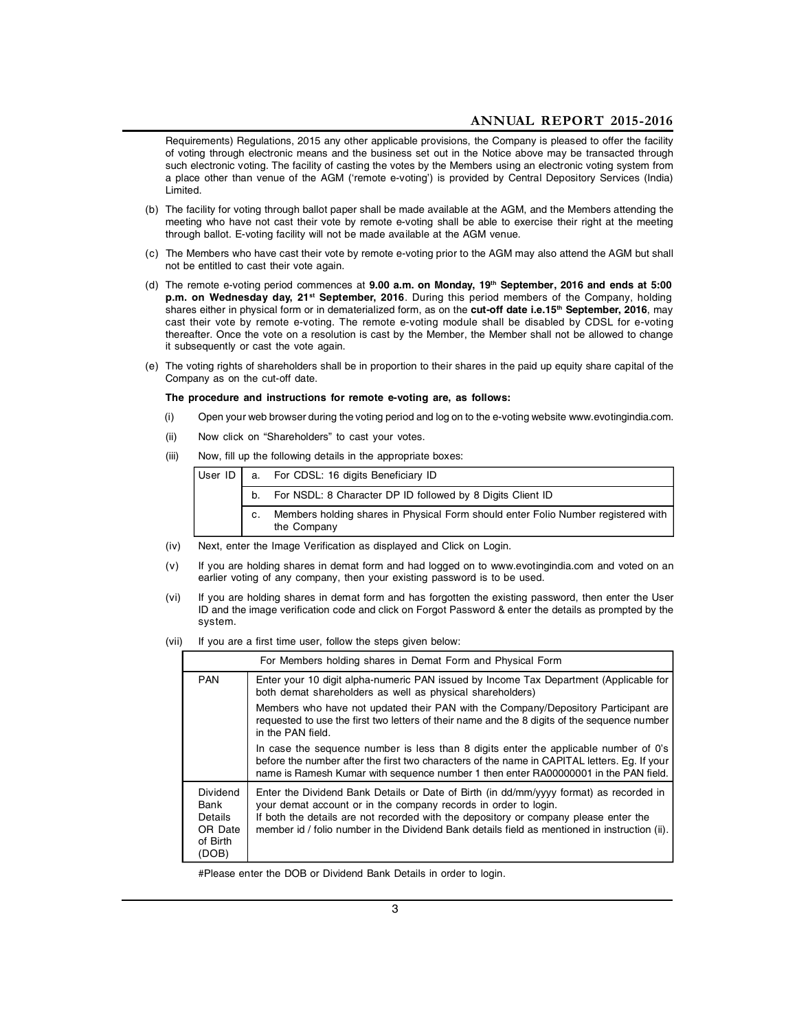Requirements) Regulations, 2015 any other applicable provisions, the Company is pleased to offer the facility of voting through electronic means and the business set out in the Notice above may be transacted through such electronic voting. The facility of casting the votes by the Members using an electronic voting system from a place other than venue of the AGM ('remote e-voting') is provided by Central Depository Services (India) Limited.

(b) The facility for voting through ballot paper shall be made available at the AGM, and the Members attending the meeting who have not cast their vote by remote e-voting shall be able to exercise their right at the meeting through ballot. E-voting facility will not be made available at the AGM venue.

(c) The Members who have cast their vote by remote e-voting prior to the AGM may also attend the AGM but shall not be entitled to cast their vote again.

(d) The remote e-voting period commences at **9.00 a.m. on Monday, 19th September, 2016 and ends at 5:00 p.m. on Wednesday day, 21st September, 2016**. During this period members of the Company, holding shares either in physical form or in dematerialized form, as on the **cut-off date i.e.15th September, 2016**, may cast their vote by remote e-voting. The remote e-voting module shall be disabled by CDSL for e-voting thereafter. Once the vote on a resolution is cast by the Member, the Member shall not be allowed to change it subsequently or cast the vote again.

(e) The voting rights of shareholders shall be in proportion to their shares in the paid up equity share capital of the Company as on the cut-off date.

**The procedure and instructions for remote e-voting are, as follows:**

(i) Open your web browser during the voting period and log on to the e-voting website www.evotingindia.com.

(ii) Now click on "Shareholders" to cast your votes.

(iii) Now, fill up the following details in the appropriate boxes:

| User ID | |
|---|---|
| | a. For CDSL: 16 digits Beneficiary ID |
| | b. For NSDL: 8 Character DP ID followed by 8 Digits Client ID |
| | c. Members holding shares in Physical Form should enter Folio Number registered with the Company |

(iv) Next, enter the Image Verification as displayed and Click on Login.

(v) If you are holding shares in demat form and had logged on to www.evotingindia.com and voted on an earlier voting of any company, then your existing password is to be used.

(vi) If you are holding shares in demat form and has forgotten the existing password, then enter the User ID and the image verification code and click on Forgot Password & enter the details as prompted by the system.

(vii) If you are a first time user, follow the steps given below:

| For Members holding shares in Demat Form and Physical Form | |
|---|---|
| PAN | Enter your 10 digit alpha-numeric PAN issued by Income Tax Department (Applicable for both demat shareholders as well as physical shareholders)<br>Members who have not updated their PAN with the Company/Depository Participant are requested to use the first two letters of their name and the 8 digits of the sequence number in the PAN field.<br>In case the sequence number is less than 8 digits enter the applicable number of 0's before the number after the first two characters of the name in CAPITAL letters. Eg. If your name is Ramesh Kumar with sequence number 1 then enter RA00000001 in the PAN field. |
| Dividend Bank Details OR Date of Birth (DOB) | Enter the Dividend Bank Details or Date of Birth (in dd/mm/yyyy format) as recorded in your demat account or in the company records in order to login.<br>If both the details are not recorded with the depository or company please enter the member id / folio number in the Dividend Bank details field as mentioned in instruction (ii). |

#Please enter the DOB or Dividend Bank Details in order to login.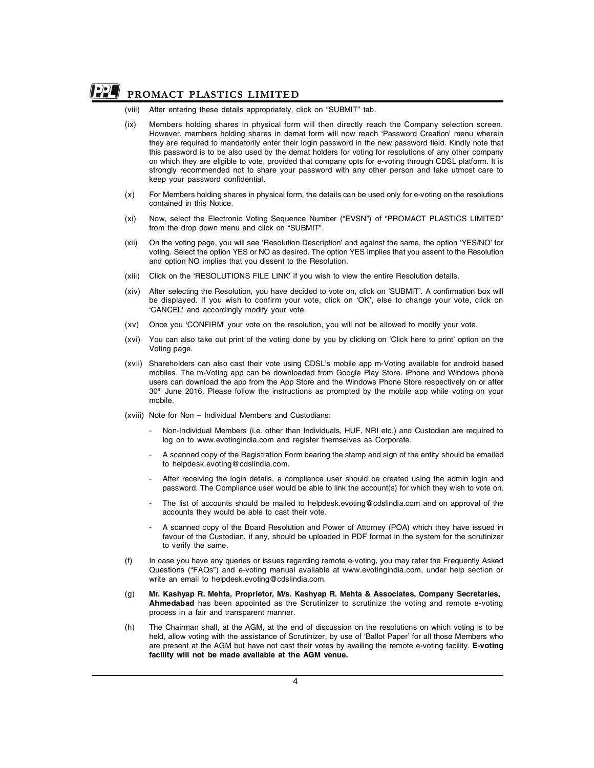(viii) After entering these details appropriately, click on "SUBMIT" tab.

(ix) Members holding shares in physical form will then directly reach the Company selection screen. However, members holding shares in demat form will now reach 'Password Creation' menu wherein they are required to mandatorily enter their login password in the new password field. Kindly note that this password is to be also used by the demat holders for voting for resolutions of any other company on which they are eligible to vote, provided that company opts for e-voting through CDSL platform. It is strongly recommended not to share your password with any other person and take utmost care to keep your password confidential.

(x) For Members holding shares in physical form, the details can be used only for e-voting on the resolutions contained in this Notice.

(xi) Now, select the Electronic Voting Sequence Number ("EVSN") of "PROMACT PLASTICS LIMITED" from the drop down menu and click on "SUBMIT".

(xii) On the voting page, you will see 'Resolution Description' and against the same, the option 'YES/NO' for voting. Select the option YES or NO as desired. The option YES implies that you assent to the Resolution and option NO implies that you dissent to the Resolution.

(xiii) Click on the 'RESOLUTIONS FILE LINK' if you wish to view the entire Resolution details.

(xiv) After selecting the Resolution, you have decided to vote on, click on 'SUBMIT'. A confirmation box will be displayed. If you wish to confirm your vote, click on 'OK', else to change your vote, click on 'CANCEL' and accordingly modify your vote.

(xv) Once you 'CONFIRM' your vote on the resolution, you will not be allowed to modify your vote.

(xvi) You can also take out print of the voting done by you by clicking on 'Click here to print' option on the Voting page.

(xvii) Shareholders can also cast their vote using CDSL's mobile app m-Voting available for android based mobiles. The m-Voting app can be downloaded from Google Play Store. iPhone and Windows phone users can download the app from the App Store and the Windows Phone Store respectively on or after 30th June 2016. Please follow the instructions as prompted by the mobile app while voting on your mobile.

(xviii) Note for Non – Individual Members and Custodians:

- Non-Individual Members (i.e. other than Individuals, HUF, NRI etc.) and Custodian are required to log on to www.evotingindia.com and register themselves as Corporate.
- A scanned copy of the Registration Form bearing the stamp and sign of the entity should be emailed to helpdesk.evoting@cdslindia.com.
- After receiving the login details, a compliance user should be created using the admin login and password. The Compliance user would be able to link the account(s) for which they wish to vote on.
- The list of accounts should be mailed to helpdesk.evoting@cdslindia.com and on approval of the accounts they would be able to cast their vote.
- A scanned copy of the Board Resolution and Power of Attorney (POA) which they have issued in favour of the Custodian, if any, should be uploaded in PDF format in the system for the scrutinizer to verify the same.

(f) In case you have any queries or issues regarding remote e-voting, you may refer the Frequently Asked Questions ("FAQs") and e-voting manual available at www.evotingindia.com, under help section or write an email to helpdesk.evoting@cdslindia.com.

(g) **Mr. Kashyap R. Mehta, Proprietor, M/s. Kashyap R. Mehta & Associates, Company Secretaries, Ahmedabad** has been appointed as the Scrutinizer to scrutinize the voting and remote e-voting process in a fair and transparent manner.

(h) The Chairman shall, at the AGM, at the end of discussion on the resolutions on which voting is to be held, allow voting with the assistance of Scrutinizer, by use of 'Ballot Paper' for all those Members who are present at the AGM but have not cast their votes by availing the remote e-voting facility. **E-voting facility will not be made available at the AGM venue.**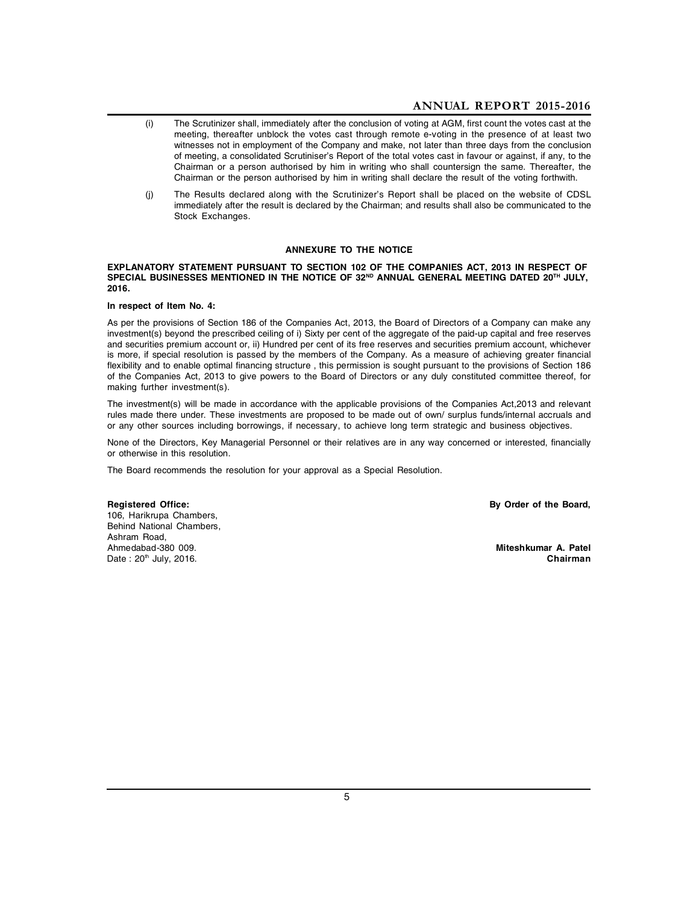(i) The Scrutinizer shall, immediately after the conclusion of voting at AGM, first count the votes cast at the meeting, thereafter unblock the votes cast through remote e-voting in the presence of at least two witnesses not in employment of the Company and make, not later than three days from the conclusion of meeting, a consolidated Scrutiniser's Report of the total votes cast in favour or against, if any, to the Chairman or a person authorised by him in writing who shall countersign the same. Thereafter, the Chairman or the person authorised by him in writing shall declare the result of the voting forthwith.

(j) The Results declared along with the Scrutinizer's Report shall be placed on the website of CDSL immediately after the result is declared by the Chairman; and results shall also be communicated to the Stock Exchanges.

## ANNEXURE TO THE NOTICE

**EXPLANATORY STATEMENT PURSUANT TO SECTION 102 OF THE COMPANIES ACT, 2013 IN RESPECT OF SPECIAL BUSINESSES MENTIONED IN THE NOTICE OF 32ND ANNUAL GENERAL MEETING DATED 20TH JULY, 2016.**

**In respect of Item No. 4:**

As per the provisions of Section 186 of the Companies Act, 2013, the Board of Directors of a Company can make any investment(s) beyond the prescribed ceiling of i) Sixty per cent of the aggregate of the paid-up capital and free reserves and securities premium account or, ii) Hundred per cent of its free reserves and securities premium account, whichever is more, if special resolution is passed by the members of the Company. As a measure of achieving greater financial flexibility and to enable optimal financing structure , this permission is sought pursuant to the provisions of Section 186 of the Companies Act, 2013 to give powers to the Board of Directors or any duly constituted committee thereof, for making further investment(s).

The investment(s) will be made in accordance with the applicable provisions of the Companies Act,2013 and relevant rules made there under. These investments are proposed to be made out of own/ surplus funds/internal accruals and or any other sources including borrowings, if necessary, to achieve long term strategic and business objectives.

None of the Directors, Key Managerial Personnel or their relatives are in any way concerned or interested, financially or otherwise in this resolution.

The Board recommends the resolution for your approval as a Special Resolution.

**Registered Office:**
106, Harikrupa Chambers,
Behind National Chambers,
Ashram Road,
Ahmedabad-380 009.
Date : 20th July, 2016.

**By Order of the Board,**

**Miteshkumar A. Patel**
**Chairman**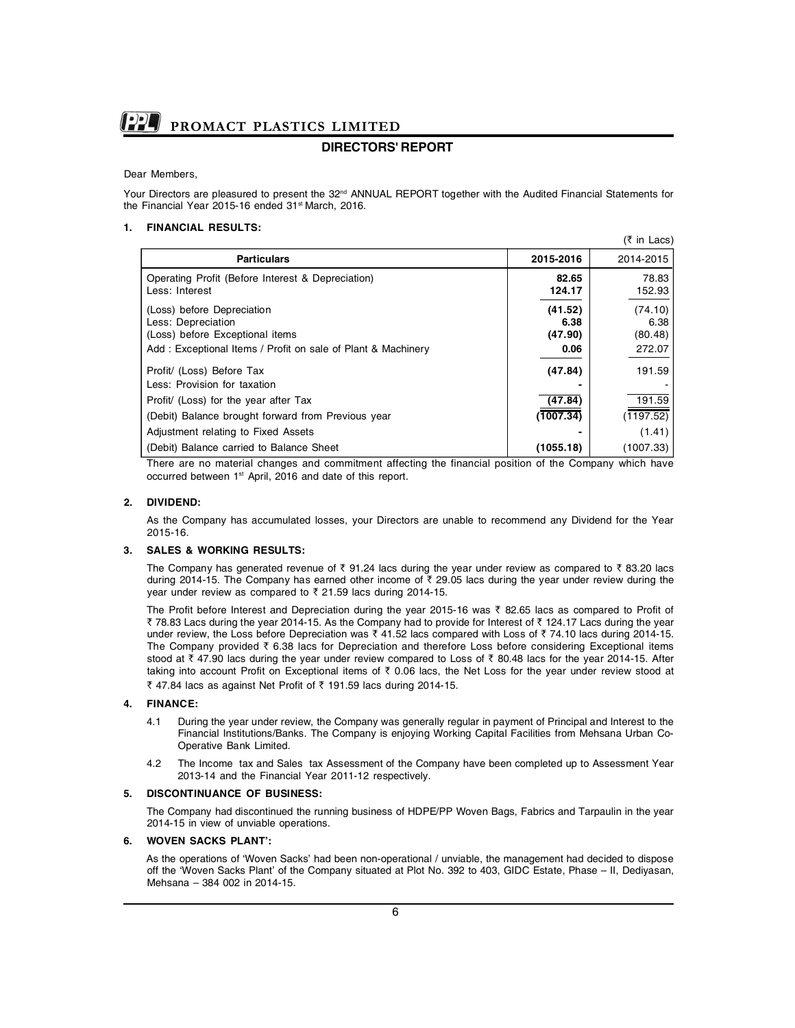# DIRECTORS' REPORT

Dear Members,

Your Directors are pleasured to present the 32nd ANNUAL REPORT together with the Audited Financial Statements for the Financial Year 2015-16 ended 31st March, 2016.

## 1. FINANCIAL RESULTS:

(₹ in Lacs)

| Particulars | 2015-2016 | 2014-2015 |
|---|---|---|
| Operating Profit (Before Interest & Depreciation) | **82.65** | 78.83 |
| Less: Interest | **124.17** | 152.93 |
| (Loss) before Depreciation | **(41.52)** | (74.10) |
| Less: Depreciation | **6.38** | 6.38 |
| (Loss) before Exceptional items | **(47.90)** | (80.48) |
| Add : Exceptional Items / Profit on sale of Plant & Machinery | **0.06** | 272.07 |
| Profit/ (Loss) Before Tax | **(47.84)** | 191.59 |
| Less: Provision for taxation | **-** | - |
| Profit/ (Loss) for the year after Tax | **(47.84)** | 191.59 |
| (Debit) Balance brought forward from Previous year | **(1007.34)** | (1197.52) |
| Adjustment relating to Fixed Assets | **-** | (1.41) |
| (Debit) Balance carried to Balance Sheet | **(1055.18)** | (1007.33) |

There are no material changes and commitment affecting the financial position of the Company which have occurred between 1st April, 2016 and date of this report.

## 2. DIVIDEND:

As the Company has accumulated losses, your Directors are unable to recommend any Dividend for the Year 2015-16.

## 3. SALES & WORKING RESULTS:

The Company has generated revenue of ₹ 91.24 lacs during the year under review as compared to ₹ 83.20 lacs during 2014-15. The Company has earned other income of ₹ 29.05 lacs during the year under review during the year under review as compared to ₹ 21.59 lacs during 2014-15.

The Profit before Interest and Depreciation during the year 2015-16 was ₹ 82.65 lacs as compared to Profit of ₹ 78.83 Lacs during the year 2014-15. As the Company had to provide for Interest of ₹ 124.17 Lacs during the year under review, the Loss before Depreciation was ₹ 41.52 lacs compared with Loss of ₹ 74.10 lacs during 2014-15. The Company provided ₹ 6.38 lacs for Depreciation and therefore Loss before considering Exceptional items stood at ₹ 47.90 lacs during the year under review compared to Loss of ₹ 80.48 lacs for the year 2014-15. After taking into account Profit on Exceptional items of ₹ 0.06 lacs, the Net Loss for the year under review stood at ₹ 47.84 lacs as against Net Profit of ₹ 191.59 lacs during 2014-15.

## 4. FINANCE:

4.1 During the year under review, the Company was generally regular in payment of Principal and Interest to the Financial Institutions/Banks. The Company is enjoying Working Capital Facilities from Mehsana Urban Co-Operative Bank Limited.

4.2 The Income tax and Sales tax Assessment of the Company have been completed up to Assessment Year 2013-14 and the Financial Year 2011-12 respectively.

## 5. DISCONTINUANCE OF BUSINESS:

The Company had discontinued the running business of HDPE/PP Woven Bags, Fabrics and Tarpaulin in the year 2014-15 in view of unviable operations.

## 6. WOVEN SACKS PLANT':

As the operations of 'Woven Sacks' had been non-operational / unviable, the management had decided to dispose off the 'Woven Sacks Plant' of the Company situated at Plot No. 392 to 403, GIDC Estate, Phase – II, Dediyasan, Mehsana – 384 002 in 2014-15.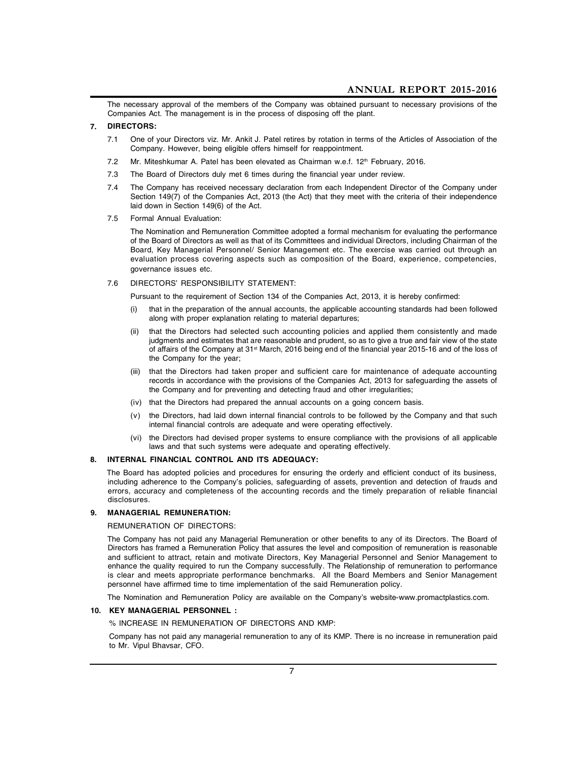The necessary approval of the members of the Company was obtained pursuant to necessary provisions of the Companies Act. The management is in the process of disposing off the plant.

## 7. DIRECTORS:

7.1 One of your Directors viz. Mr. Ankit J. Patel retires by rotation in terms of the Articles of Association of the Company. However, being eligible offers himself for reappointment.

7.2 Mr. Miteshkumar A. Patel has been elevated as Chairman w.e.f. 12th February, 2016.

7.3 The Board of Directors duly met 6 times during the financial year under review.

7.4 The Company has received necessary declaration from each Independent Director of the Company under Section 149(7) of the Companies Act, 2013 (the Act) that they meet with the criteria of their independence laid down in Section 149(6) of the Act.

7.5 Formal Annual Evaluation:

The Nomination and Remuneration Committee adopted a formal mechanism for evaluating the performance of the Board of Directors as well as that of its Committees and individual Directors, including Chairman of the Board, Key Managerial Personnel/ Senior Management etc. The exercise was carried out through an evaluation process covering aspects such as composition of the Board, experience, competencies, governance issues etc.

7.6 DIRECTORS' RESPONSIBILITY STATEMENT:

Pursuant to the requirement of Section 134 of the Companies Act, 2013, it is hereby confirmed:

(i) that in the preparation of the annual accounts, the applicable accounting standards had been followed along with proper explanation relating to material departures;

(ii) that the Directors had selected such accounting policies and applied them consistently and made judgments and estimates that are reasonable and prudent, so as to give a true and fair view of the state of affairs of the Company at 31st March, 2016 being end of the financial year 2015-16 and of the loss of the Company for the year;

(iii) that the Directors had taken proper and sufficient care for maintenance of adequate accounting records in accordance with the provisions of the Companies Act, 2013 for safeguarding the assets of the Company and for preventing and detecting fraud and other irregularities;

(iv) that the Directors had prepared the annual accounts on a going concern basis.

(v) the Directors, had laid down internal financial controls to be followed by the Company and that such internal financial controls are adequate and were operating effectively.

(vi) the Directors had devised proper systems to ensure compliance with the provisions of all applicable laws and that such systems were adequate and operating effectively.

## 8. INTERNAL FINANCIAL CONTROL AND ITS ADEQUACY:

The Board has adopted policies and procedures for ensuring the orderly and efficient conduct of its business, including adherence to the Company's policies, safeguarding of assets, prevention and detection of frauds and errors, accuracy and completeness of the accounting records and the timely preparation of reliable financial disclosures.

## 9. MANAGERIAL REMUNERATION:

REMUNERATION OF DIRECTORS:

The Company has not paid any Managerial Remuneration or other benefits to any of its Directors. The Board of Directors has framed a Remuneration Policy that assures the level and composition of remuneration is reasonable and sufficient to attract, retain and motivate Directors, Key Managerial Personnel and Senior Management to enhance the quality required to run the Company successfully. The Relationship of remuneration to performance is clear and meets appropriate performance benchmarks. All the Board Members and Senior Management personnel have affirmed time to time implementation of the said Remuneration policy.

The Nomination and Remuneration Policy are available on the Company's website-www.promactplastics.com.

## 10. KEY MANAGERIAL PERSONNEL :

% INCREASE IN REMUNERATION OF DIRECTORS AND KMP:

Company has not paid any managerial remuneration to any of its KMP. There is no increase in remuneration paid to Mr. Vipul Bhavsar, CFO.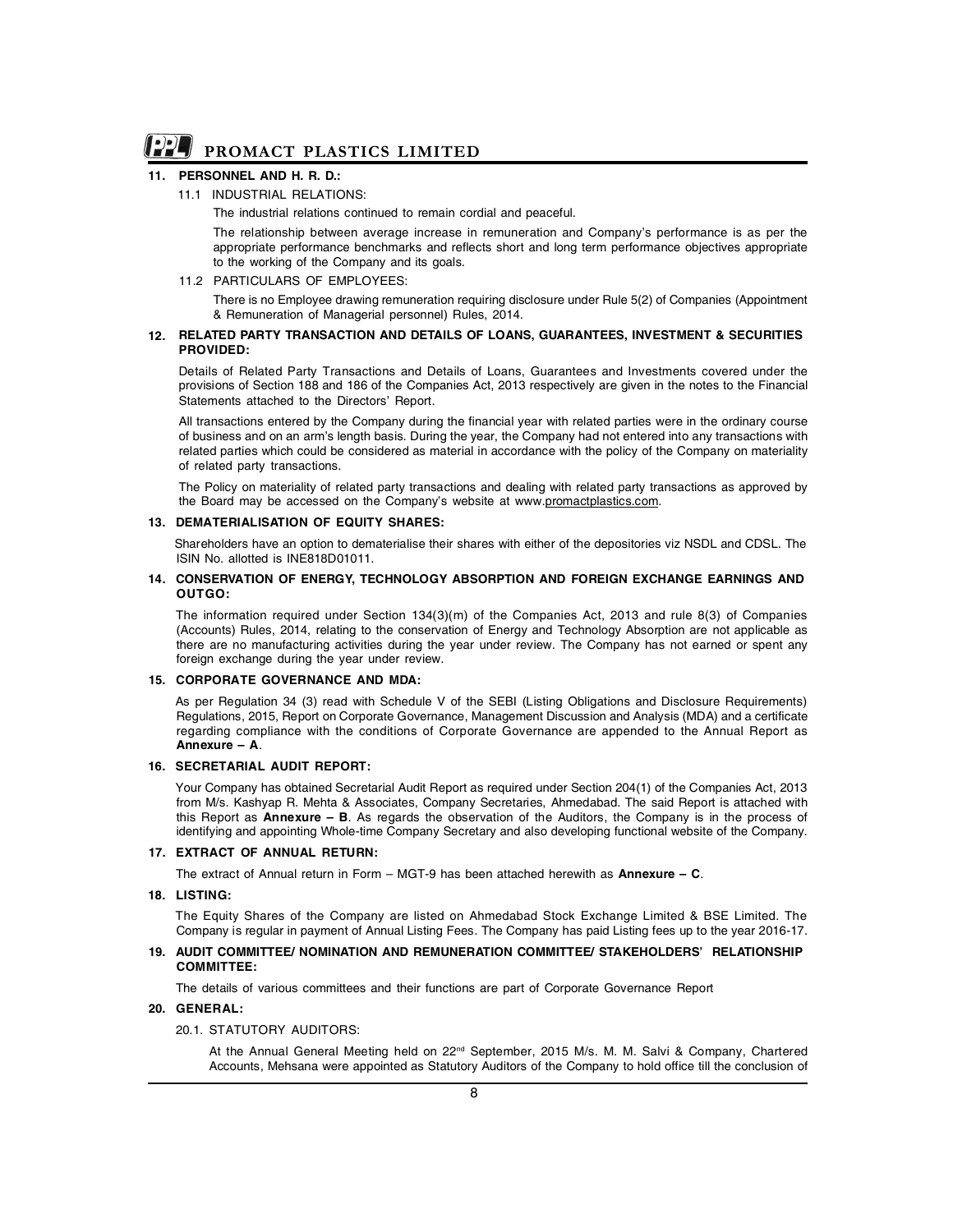## 11. PERSONNEL AND H. R. D.:

### 11.1 INDUSTRIAL RELATIONS:

The industrial relations continued to remain cordial and peaceful.

The relationship between average increase in remuneration and Company's performance is as per the appropriate performance benchmarks and reflects short and long term performance objectives appropriate to the working of the Company and its goals.

### 11.2 PARTICULARS OF EMPLOYEES:

There is no Employee drawing remuneration requiring disclosure under Rule 5(2) of Companies (Appointment & Remuneration of Managerial personnel) Rules, 2014.

## 12. RELATED PARTY TRANSACTION AND DETAILS OF LOANS, GUARANTEES, INVESTMENT & SECURITIES PROVIDED:

Details of Related Party Transactions and Details of Loans, Guarantees and Investments covered under the provisions of Section 188 and 186 of the Companies Act, 2013 respectively are given in the notes to the Financial Statements attached to the Directors' Report.

All transactions entered by the Company during the financial year with related parties were in the ordinary course of business and on an arm's length basis. During the year, the Company had not entered into any transactions with related parties which could be considered as material in accordance with the policy of the Company on materiality of related party transactions.

The Policy on materiality of related party transactions and dealing with related party transactions as approved by the Board may be accessed on the Company's website at www.promactplastics.com.

## 13. DEMATERIALISATION OF EQUITY SHARES:

Shareholders have an option to dematerialise their shares with either of the depositories viz NSDL and CDSL. The ISIN No. allotted is INE818D01011.

## 14. CONSERVATION OF ENERGY, TECHNOLOGY ABSORPTION AND FOREIGN EXCHANGE EARNINGS AND OUTGO:

The information required under Section 134(3)(m) of the Companies Act, 2013 and rule 8(3) of Companies (Accounts) Rules, 2014, relating to the conservation of Energy and Technology Absorption are not applicable as there are no manufacturing activities during the year under review. The Company has not earned or spent any foreign exchange during the year under review.

## 15. CORPORATE GOVERNANCE AND MDA:

As per Regulation 34 (3) read with Schedule V of the SEBI (Listing Obligations and Disclosure Requirements) Regulations, 2015, Report on Corporate Governance, Management Discussion and Analysis (MDA) and a certificate regarding compliance with the conditions of Corporate Governance are appended to the Annual Report as **Annexure – A**.

## 16. SECRETARIAL AUDIT REPORT:

Your Company has obtained Secretarial Audit Report as required under Section 204(1) of the Companies Act, 2013 from M/s. Kashyap R. Mehta & Associates, Company Secretaries, Ahmedabad. The said Report is attached with this Report as **Annexure – B**. As regards the observation of the Auditors, the Company is in the process of identifying and appointing Whole-time Company Secretary and also developing functional website of the Company.

## 17. EXTRACT OF ANNUAL RETURN:

The extract of Annual return in Form – MGT-9 has been attached herewith as **Annexure – C**.

## 18. LISTING:

The Equity Shares of the Company are listed on Ahmedabad Stock Exchange Limited & BSE Limited. The Company is regular in payment of Annual Listing Fees. The Company has paid Listing fees up to the year 2016-17.

## 19. AUDIT COMMITTEE/ NOMINATION AND REMUNERATION COMMITTEE/ STAKEHOLDERS' RELATIONSHIP COMMITTEE:

The details of various committees and their functions are part of Corporate Governance Report

## 20. GENERAL:

### 20.1. STATUTORY AUDITORS:

At the Annual General Meeting held on 22nd September, 2015 M/s. M. M. Salvi & Company, Chartered Accounts, Mehsana were appointed as Statutory Auditors of the Company to hold office till the conclusion of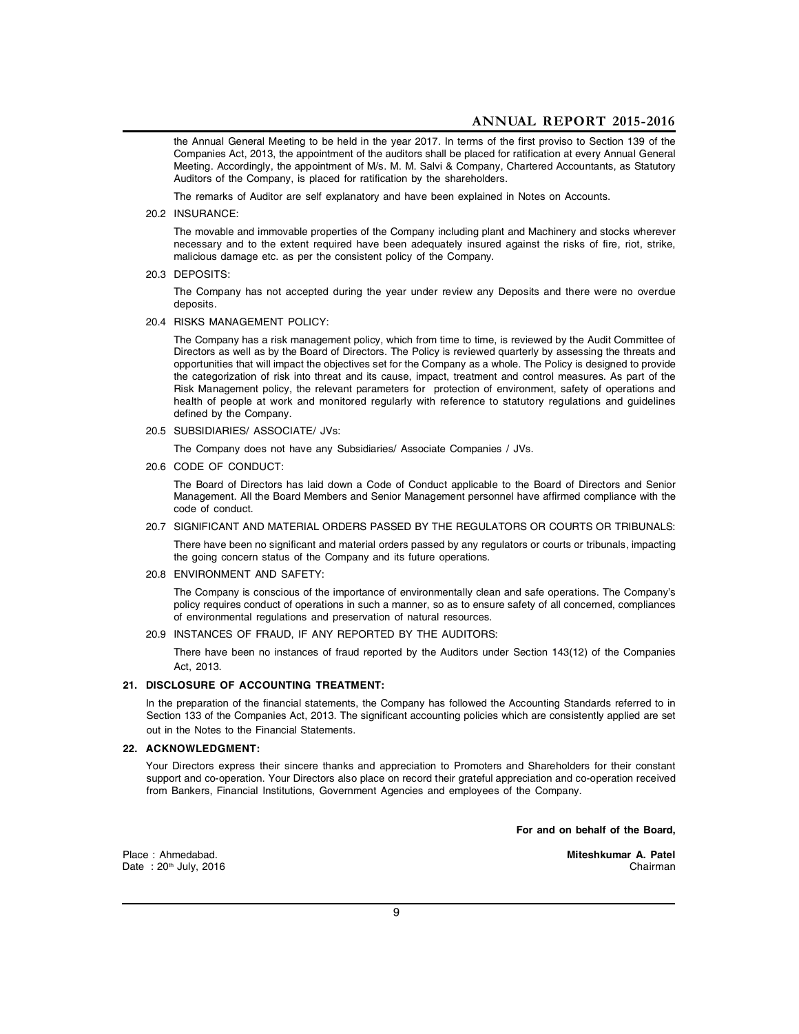the Annual General Meeting to be held in the year 2017. In terms of the first proviso to Section 139 of the Companies Act, 2013, the appointment of the auditors shall be placed for ratification at every Annual General Meeting. Accordingly, the appointment of M/s. M. M. Salvi & Company, Chartered Accountants, as Statutory Auditors of the Company, is placed for ratification by the shareholders.

The remarks of Auditor are self explanatory and have been explained in Notes on Accounts.

20.2 INSURANCE:

The movable and immovable properties of the Company including plant and Machinery and stocks wherever necessary and to the extent required have been adequately insured against the risks of fire, riot, strike, malicious damage etc. as per the consistent policy of the Company.

20.3 DEPOSITS:

The Company has not accepted during the year under review any Deposits and there were no overdue deposits.

20.4 RISKS MANAGEMENT POLICY:

The Company has a risk management policy, which from time to time, is reviewed by the Audit Committee of Directors as well as by the Board of Directors. The Policy is reviewed quarterly by assessing the threats and opportunities that will impact the objectives set for the Company as a whole. The Policy is designed to provide the categorization of risk into threat and its cause, impact, treatment and control measures. As part of the Risk Management policy, the relevant parameters for protection of environment, safety of operations and health of people at work and monitored regularly with reference to statutory regulations and guidelines defined by the Company.

20.5 SUBSIDIARIES/ ASSOCIATE/ JVs:

The Company does not have any Subsidiaries/ Associate Companies / JVs.

20.6 CODE OF CONDUCT:

The Board of Directors has laid down a Code of Conduct applicable to the Board of Directors and Senior Management. All the Board Members and Senior Management personnel have affirmed compliance with the code of conduct.

20.7 SIGNIFICANT AND MATERIAL ORDERS PASSED BY THE REGULATORS OR COURTS OR TRIBUNALS:

There have been no significant and material orders passed by any regulators or courts or tribunals, impacting the going concern status of the Company and its future operations.

20.8 ENVIRONMENT AND SAFETY:

The Company is conscious of the importance of environmentally clean and safe operations. The Company's policy requires conduct of operations in such a manner, so as to ensure safety of all concerned, compliances of environmental regulations and preservation of natural resources.

20.9 INSTANCES OF FRAUD, IF ANY REPORTED BY THE AUDITORS:

There have been no instances of fraud reported by the Auditors under Section 143(12) of the Companies Act, 2013.

**21. DISCLOSURE OF ACCOUNTING TREATMENT:**

In the preparation of the financial statements, the Company has followed the Accounting Standards referred to in Section 133 of the Companies Act, 2013. The significant accounting policies which are consistently applied are set out in the Notes to the Financial Statements.

**22. ACKNOWLEDGMENT:**

Your Directors express their sincere thanks and appreciation to Promoters and Shareholders for their constant support and co-operation. Your Directors also place on record their grateful appreciation and co-operation received from Bankers, Financial Institutions, Government Agencies and employees of the Company.

**For and on behalf of the Board,**

Place : Ahmedabad.
Date : 20th July, 2016

**Miteshkumar A. Patel**
Chairman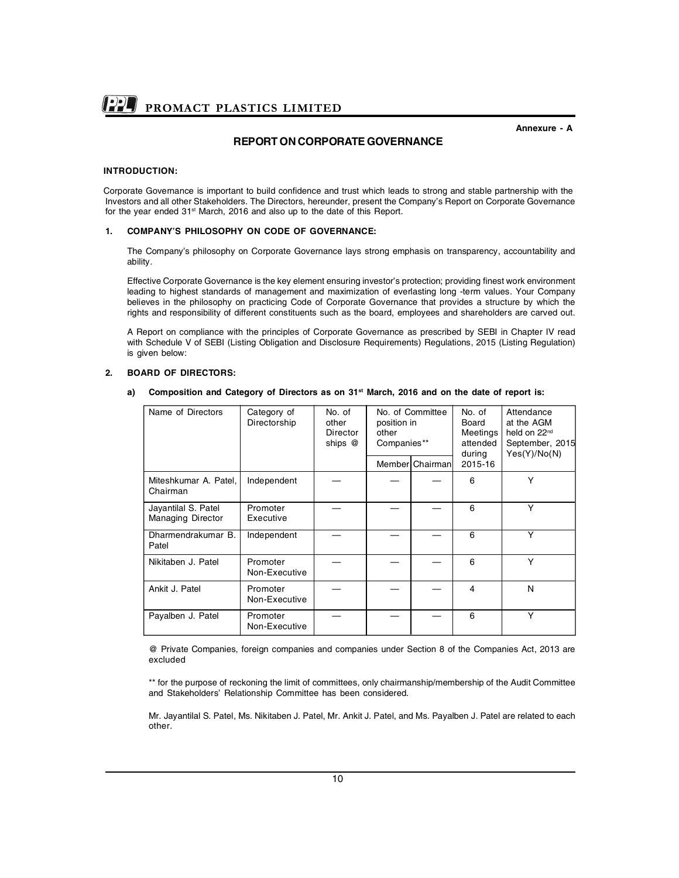Annexure - A

# REPORT ON CORPORATE GOVERNANCE

**INTRODUCTION:**

Corporate Governance is important to build confidence and trust which leads to strong and stable partnership with the Investors and all other Stakeholders. The Directors, hereunder, present the Company's Report on Corporate Governance for the year ended 31st March, 2016 and also up to the date of this Report.

## 1. COMPANY'S PHILOSOPHY ON CODE OF GOVERNANCE:

The Company's philosophy on Corporate Governance lays strong emphasis on transparency, accountability and ability.

Effective Corporate Governance is the key element ensuring investor's protection; providing finest work environment leading to highest standards of management and maximization of everlasting long -term values. Your Company believes in the philosophy on practicing Code of Corporate Governance that provides a structure by which the rights and responsibility of different constituents such as the board, employees and shareholders are carved out.

A Report on compliance with the principles of Corporate Governance as prescribed by SEBI in Chapter IV read with Schedule V of SEBI (Listing Obligation and Disclosure Requirements) Regulations, 2015 (Listing Regulation) is given below:

## 2. BOARD OF DIRECTORS:

**a) Composition and Category of Directors as on 31st March, 2016 and on the date of report is:**

| Name of Directors | Category of Directorship | No. of other Director ships @ | No. of Committee position in other Companies** | | No. of Board Meetings attended during 2015-16 | Attendance at the AGM held on 22nd September, 2015 Yes(Y)/No(N) |
|---|---|---|---|---|---|---|
| | | | Member | Chairman | | |
| Miteshkumar A. Patel, Chairman | Independent | — | — | — | 6 | Y |
| Jayantilal S. Patel Managing Director | Promoter Executive | — | — | — | 6 | Y |
| Dharmendrakumar B. Patel | Independent | — | — | — | 6 | Y |
| Nikitaben J. Patel | Promoter Non-Executive | — | — | — | 6 | Y |
| Ankit J. Patel | Promoter Non-Executive | — | — | — | 4 | N |
| Payalben J. Patel | Promoter Non-Executive | — | — | — | 6 | Y |

@ Private Companies, foreign companies and companies under Section 8 of the Companies Act, 2013 are excluded

** for the purpose of reckoning the limit of committees, only chairmanship/membership of the Audit Committee and Stakeholders' Relationship Committee has been considered.

Mr. Jayantilal S. Patel, Ms. Nikitaben J. Patel, Mr. Ankit J. Patel, and Ms. Payalben J. Patel are related to each other.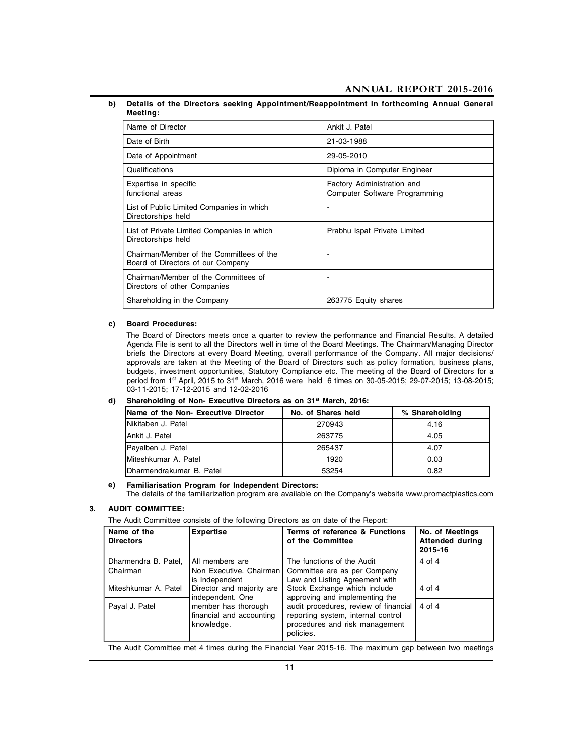**b) Details of the Directors seeking Appointment/Reappointment in forthcoming Annual General Meeting:**

| Name of Director | Ankit J. Patel |
|---|---|
| Date of Birth | 21-03-1988 |
| Date of Appointment | 29-05-2010 |
| Qualifications | Diploma in Computer Engineer |
| Expertise in specific functional areas | Factory Administration and Computer Software Programming |
| List of Public Limited Companies in which Directorships held | - |
| List of Private Limited Companies in which Directorships held | Prabhu Ispat Private Limited |
| Chairman/Member of the Committees of the Board of Directors of our Company | - |
| Chairman/Member of the Committees of Directors of other Companies | - |
| Shareholding in the Company | 263775 Equity shares |

**c) Board Procedures:**

The Board of Directors meets once a quarter to review the performance and Financial Results. A detailed Agenda File is sent to all the Directors well in time of the Board Meetings. The Chairman/Managing Director briefs the Directors at every Board Meeting, overall performance of the Company. All major decisions/ approvals are taken at the Meeting of the Board of Directors such as policy formation, business plans, budgets, investment opportunities, Statutory Compliance etc. The meeting of the Board of Directors for a period from 1st April, 2015 to 31st March, 2016 were held 6 times on 30-05-2015; 29-07-2015; 13-08-2015; 03-11-2015; 17-12-2015 and 12-02-2016

**d) Shareholding of Non- Executive Directors as on 31st March, 2016:**

| Name of the Non- Executive Director | No. of Shares held | % Shareholding |
|---|---|---|
| Nikitaben J. Patel | 270943 | 4.16 |
| Ankit J. Patel | 263775 | 4.05 |
| Payalben J. Patel | 265437 | 4.07 |
| Miteshkumar A. Patel | 1920 | 0.03 |
| Dharmendrakumar B. Patel | 53254 | 0.82 |

**e) Familiarisation Program for Independent Directors:**

The details of the familiarization program are available on the Company's website www.promactplastics.com

## 3. AUDIT COMMITTEE:

The Audit Committee consists of the following Directors as on date of the Report:

| Name of the Directors | Expertise | Terms of reference & Functions of the Committee | No. of Meetings Attended during 2015-16 |
|---|---|---|---|
| Dharmendra B. Patel, Chairman | All members are Non Executive. Chairman is Independent Director and majority are independent. One member has thorough financial and accounting knowledge. | The functions of the Audit Committee are as per Company Law and Listing Agreement with Stock Exchange which include approving and implementing the audit procedures, review of financial reporting system, internal control procedures and risk management policies. | 4 of 4 |
| Miteshkumar A. Patel | | | 4 of 4 |
| Payal J. Patel | | | 4 of 4 |

The Audit Committee met 4 times during the Financial Year 2015-16. The maximum gap between two meetings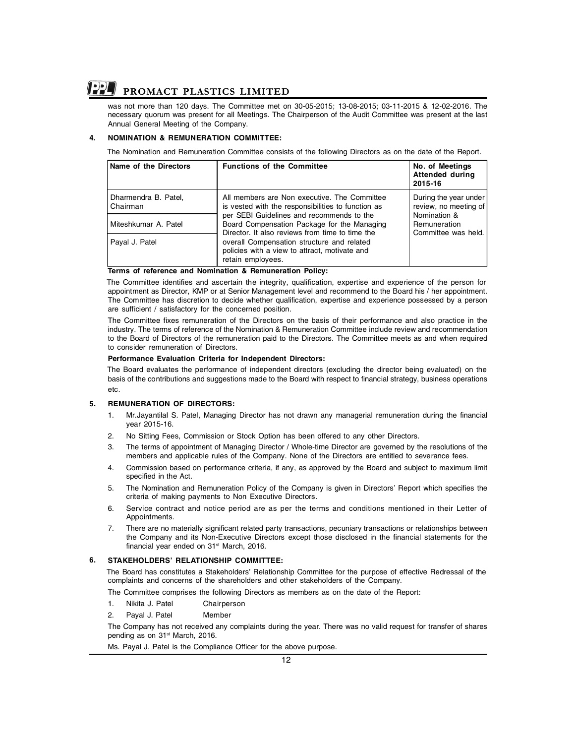was not more than 120 days. The Committee met on 30-05-2015; 13-08-2015; 03-11-2015 & 12-02-2016. The necessary quorum was present for all Meetings. The Chairperson of the Audit Committee was present at the last Annual General Meeting of the Company.

## 4. NOMINATION & REMUNERATION COMMITTEE:

The Nomination and Remuneration Committee consists of the following Directors as on the date of the Report.

| Name of the Directors | Functions of the Committee | No. of Meetings Attended during 2015-16 |
|---|---|---|
| Dharmendra B. Patel, Chairman | All members are Non executive. The Committee is vested with the responsibilities to function as per SEBI Guidelines and recommends to the Board Compensation Package for the Managing Director. It also reviews from time to time the overall Compensation structure and related policies with a view to attract, motivate and retain employees. | During the year under review, no meeting of Nomination & Remuneration Committee was held. |
| Miteshkumar A. Patel | | |
| Payal J. Patel | | |

**Terms of reference and Nomination & Remuneration Policy:**

The Committee identifies and ascertain the integrity, qualification, expertise and experience of the person for appointment as Director, KMP or at Senior Management level and recommend to the Board his / her appointment. The Committee has discretion to decide whether qualification, expertise and experience possessed by a person are sufficient / satisfactory for the concerned position.

The Committee fixes remuneration of the Directors on the basis of their performance and also practice in the industry. The terms of reference of the Nomination & Remuneration Committee include review and recommendation to the Board of Directors of the remuneration paid to the Directors. The Committee meets as and when required to consider remuneration of Directors.

**Performance Evaluation Criteria for Independent Directors:**

The Board evaluates the performance of independent directors (excluding the director being evaluated) on the basis of the contributions and suggestions made to the Board with respect to financial strategy, business operations etc.

## 5. REMUNERATION OF DIRECTORS:

1. Mr.Jayantilal S. Patel, Managing Director has not drawn any managerial remuneration during the financial year 2015-16.
2. No Sitting Fees, Commission or Stock Option has been offered to any other Directors.
3. The terms of appointment of Managing Director / Whole-time Director are governed by the resolutions of the members and applicable rules of the Company. None of the Directors are entitled to severance fees.
4. Commission based on performance criteria, if any, as approved by the Board and subject to maximum limit specified in the Act.
5. The Nomination and Remuneration Policy of the Company is given in Directors' Report which specifies the criteria of making payments to Non Executive Directors.
6. Service contract and notice period are as per the terms and conditions mentioned in their Letter of Appointments.
7. There are no materially significant related party transactions, pecuniary transactions or relationships between the Company and its Non-Executive Directors except those disclosed in the financial statements for the financial year ended on 31st March, 2016.

## 6. STAKEHOLDERS' RELATIONSHIP COMMITTEE:

The Board has constitutes a Stakeholders' Relationship Committee for the purpose of effective Redressal of the complaints and concerns of the shareholders and other stakeholders of the Company.

The Committee comprises the following Directors as members as on the date of the Report:

1. Nikita J. Patel Chairperson
2. Payal J. Patel Member

The Company has not received any complaints during the year. There was no valid request for transfer of shares pending as on 31st March, 2016.

Ms. Payal J. Patel is the Compliance Officer for the above purpose.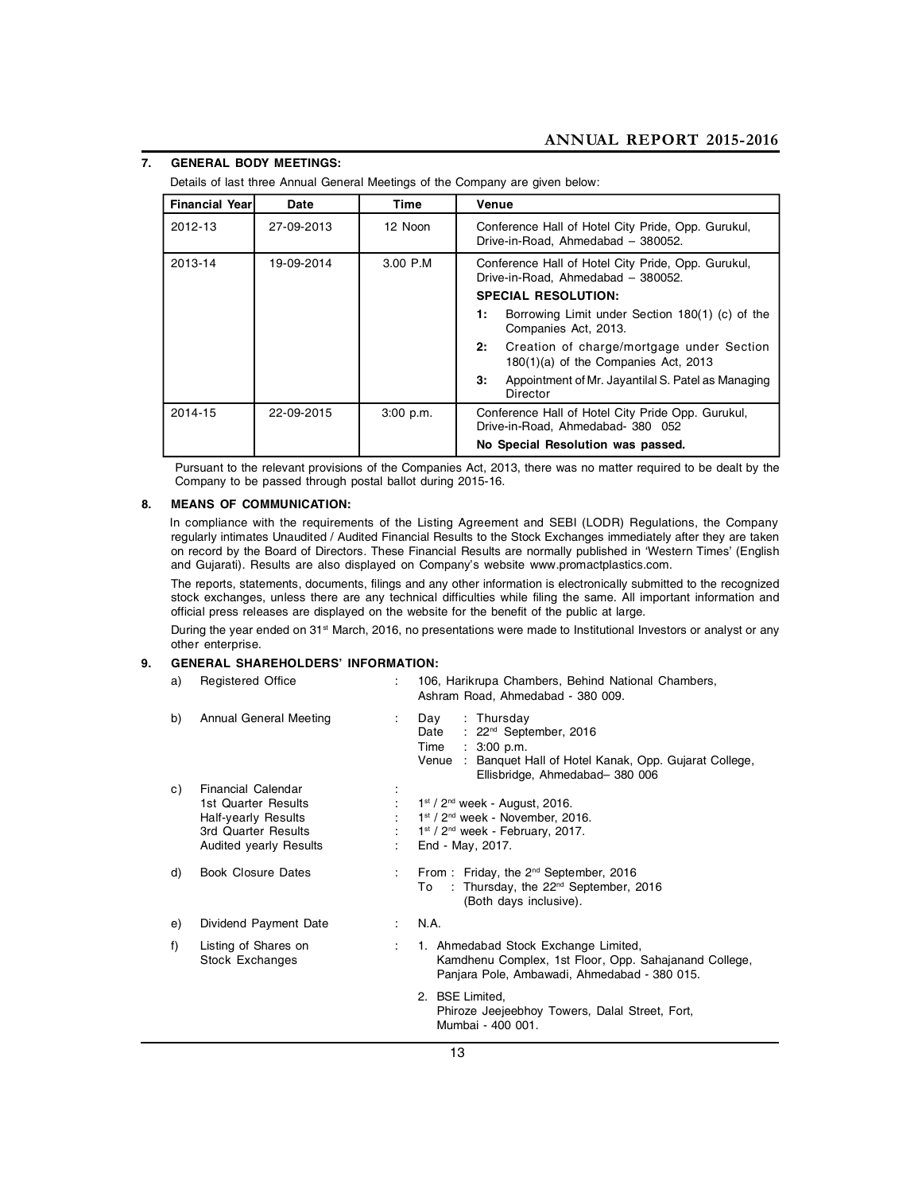## 7. GENERAL BODY MEETINGS:

Details of last three Annual General Meetings of the Company are given below:

| Financial Year | Date | Time | Venue |
|---|---|---|---|
| 2012-13 | 27-09-2013 | 12 Noon | Conference Hall of Hotel City Pride, Opp. Gurukul, Drive-in-Road, Ahmedabad – 380052. |
| 2013-14 | 19-09-2014 | 3.00 P.M | Conference Hall of Hotel City Pride, Opp. Gurukul, Drive-in-Road, Ahmedabad – 380052.<br>**SPECIAL RESOLUTION:**<br>**1:** Borrowing Limit under Section 180(1) (c) of the Companies Act, 2013.<br>**2:** Creation of charge/mortgage under Section 180(1)(a) of the Companies Act, 2013<br>**3:** Appointment of Mr. Jayantilal S. Patel as Managing Director |
| 2014-15 | 22-09-2015 | 3:00 p.m. | Conference Hall of Hotel City Pride Opp. Gurukul, Drive-in-Road, Ahmedabad- 380 052<br>**No Special Resolution was passed.** |

Pursuant to the relevant provisions of the Companies Act, 2013, there was no matter required to be dealt by the Company to be passed through postal ballot during 2015-16.

## 8. MEANS OF COMMUNICATION:

In compliance with the requirements of the Listing Agreement and SEBI (LODR) Regulations, the Company regularly intimates Unaudited / Audited Financial Results to the Stock Exchanges immediately after they are taken on record by the Board of Directors. These Financial Results are normally published in 'Western Times' (English and Gujarati). Results are also displayed on Company's website www.promactplastics.com.

The reports, statements, documents, filings and any other information is electronically submitted to the recognized stock exchanges, unless there are any technical difficulties while filing the same. All important information and official press releases are displayed on the website for the benefit of the public at large.

During the year ended on 31st March, 2016, no presentations were made to Institutional Investors or analyst or any other enterprise.

## 9. GENERAL SHAREHOLDERS' INFORMATION:

a) Registered Office : 106, Harikrupa Chambers, Behind National Chambers, Ashram Road, Ahmedabad - 380 009.

b) Annual General Meeting :
- Day : Thursday
- Date : 22nd September, 2016
- Time : 3:00 p.m.
- Venue : Banquet Hall of Hotel Kanak, Opp. Gujarat College, Ellisbridge, Ahmedabad– 380 006

c) Financial Calendar :
- 1st Quarter Results : 1st / 2nd week - August, 2016.
- Half-yearly Results : 1st / 2nd week - November, 2016.
- 3rd Quarter Results : 1st / 2nd week - February, 2017.
- Audited yearly Results : End - May, 2017.

d) Book Closure Dates : From : Friday, the 2nd September, 2016
To : Thursday, the 22nd September, 2016
(Both days inclusive).

e) Dividend Payment Date : N.A.

f) Listing of Shares on Stock Exchanges :
1. Ahmedabad Stock Exchange Limited, Kamdhenu Complex, 1st Floor, Opp. Sahajanand College, Panjara Pole, Ambawadi, Ahmedabad - 380 015.
2. BSE Limited, Phiroze Jeejeebhoy Towers, Dalal Street, Fort, Mumbai - 400 001.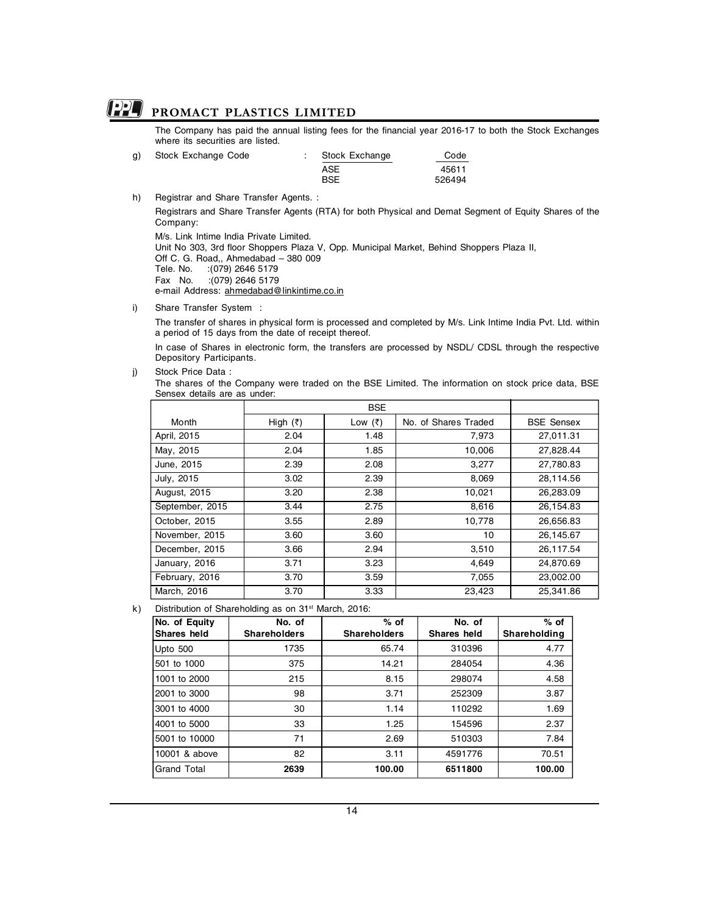The Company has paid the annual listing fees for the financial year 2016-17 to both the Stock Exchanges where its securities are listed.

g) Stock Exchange Code :

| Stock Exchange | Code |
|---|---|
| ASE | 45611 |
| BSE | 526494 |

h) Registrar and Share Transfer Agents. :

Registrars and Share Transfer Agents (RTA) for both Physical and Demat Segment of Equity Shares of the Company:

M/s. Link Intime India Private Limited.
Unit No 303, 3rd floor Shoppers Plaza V, Opp. Municipal Market, Behind Shoppers Plaza II,
Off C. G. Road,, Ahmedabad – 380 009
Tele. No. :(079) 2646 5179
Fax No. :(079) 2646 5179
e-mail Address: ahmedabad@linkintime.co.in

i) Share Transfer System :

The transfer of shares in physical form is processed and completed by M/s. Link Intime India Pvt. Ltd. within a period of 15 days from the date of receipt thereof.

In case of Shares in electronic form, the transfers are processed by NSDL/ CDSL through the respective Depository Participants.

j) Stock Price Data :

The shares of the Company were traded on the BSE Limited. The information on stock price data, BSE Sensex details are as under:

| | BSE | | | |
|---|---|---|---|---|
| Month | High (₹) | Low (₹) | No. of Shares Traded | BSE Sensex |
| April, 2015 | 2.04 | 1.48 | 7,973 | 27,011.31 |
| May, 2015 | 2.04 | 1.85 | 10,006 | 27,828.44 |
| June, 2015 | 2.39 | 2.08 | 3,277 | 27,780.83 |
| July, 2015 | 3.02 | 2.39 | 8,069 | 28,114.56 |
| August, 2015 | 3.20 | 2.38 | 10,021 | 26,283.09 |
| September, 2015 | 3.44 | 2.75 | 8,616 | 26,154.83 |
| October, 2015 | 3.55 | 2.89 | 10,778 | 26,656.83 |
| November, 2015 | 3.60 | 3.60 | 10 | 26,145.67 |
| December, 2015 | 3.66 | 2.94 | 3,510 | 26,117.54 |
| January, 2016 | 3.71 | 3.23 | 4,649 | 24,870.69 |
| February, 2016 | 3.70 | 3.59 | 7,055 | 23,002.00 |
| March, 2016 | 3.70 | 3.33 | 23,423 | 25,341.86 |

k) Distribution of Shareholding as on 31st March, 2016:

| No. of Equity Shares held | No. of Shareholders | % of Shareholders | No. of Shares held | % of Shareholding |
|---|---|---|---|---|
| Upto 500 | 1735 | 65.74 | 310396 | 4.77 |
| 501 to 1000 | 375 | 14.21 | 284054 | 4.36 |
| 1001 to 2000 | 215 | 8.15 | 298074 | 4.58 |
| 2001 to 3000 | 98 | 3.71 | 252309 | 3.87 |
| 3001 to 4000 | 30 | 1.14 | 110292 | 1.69 |
| 4001 to 5000 | 33 | 1.25 | 154596 | 2.37 |
| 5001 to 10000 | 71 | 2.69 | 510303 | 7.84 |
| 10001 & above | 82 | 3.11 | 4591776 | 70.51 |
| Grand Total | **2639** | **100.00** | **6511800** | **100.00** |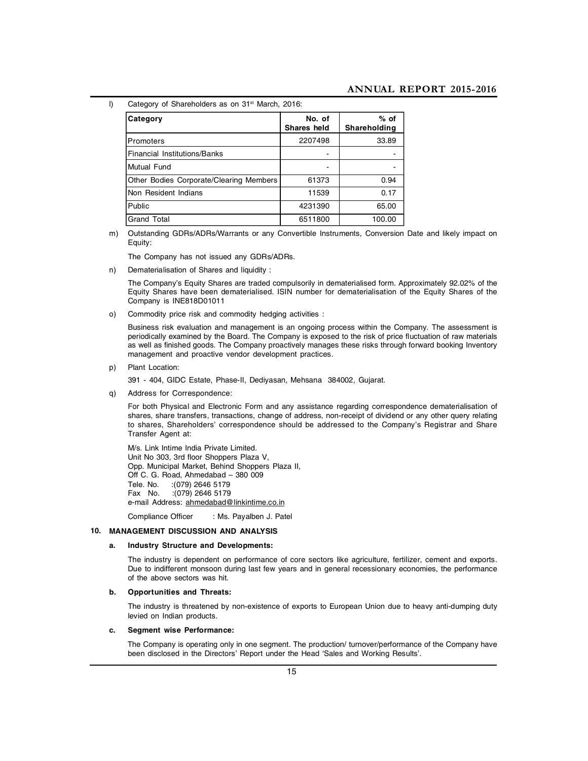l) Category of Shareholders as on 31st March, 2016:

| Category | No. of Shares held | % of Shareholding |
|---|---|---|
| Promoters | 2207498 | 33.89 |
| Financial Institutions/Banks | - | - |
| Mutual Fund | - | - |
| Other Bodies Corporate/Clearing Members | 61373 | 0.94 |
| Non Resident Indians | 11539 | 0.17 |
| Public | 4231390 | 65.00 |
| Grand Total | 6511800 | 100.00 |

m) Outstanding GDRs/ADRs/Warrants or any Convertible Instruments, Conversion Date and likely impact on Equity:

The Company has not issued any GDRs/ADRs.

n) Dematerialisation of Shares and liquidity :

The Company's Equity Shares are traded compulsorily in dematerialised form. Approximately 92.02% of the Equity Shares have been dematerialised. ISIN number for dematerialisation of the Equity Shares of the Company is INE818D01011

o) Commodity price risk and commodity hedging activities :

Business risk evaluation and management is an ongoing process within the Company. The assessment is periodically examined by the Board. The Company is exposed to the risk of price fluctuation of raw materials as well as finished goods. The Company proactively manages these risks through forward booking Inventory management and proactive vendor development practices.

p) Plant Location:

391 - 404, GIDC Estate, Phase-II, Dediyasan, Mehsana 384002, Gujarat.

q) Address for Correspondence:

For both Physical and Electronic Form and any assistance regarding correspondence dematerialisation of shares, share transfers, transactions, change of address, non-receipt of dividend or any other query relating to shares, Shareholders' correspondence should be addressed to the Company's Registrar and Share Transfer Agent at:

M/s. Link Intime India Private Limited.
Unit No 303, 3rd floor Shoppers Plaza V,
Opp. Municipal Market, Behind Shoppers Plaza II,
Off C. G. Road, Ahmedabad – 380 009
Tele. No. :(079) 2646 5179
Fax No. :(079) 2646 5179
e-mail Address: ahmedabad@linkintime.co.in

Compliance Officer : Ms. Payalben J. Patel

## 10. MANAGEMENT DISCUSSION AND ANALYSIS

### a. Industry Structure and Developments:

The industry is dependent on performance of core sectors like agriculture, fertilizer, cement and exports. Due to indifferent monsoon during last few years and in general recessionary economies, the performance of the above sectors was hit.

### b. Opportunities and Threats:

The industry is threatened by non-existence of exports to European Union due to heavy anti-dumping duty levied on Indian products.

### c. Segment wise Performance:

The Company is operating only in one segment. The production/ turnover/performance of the Company have been disclosed in the Directors' Report under the Head 'Sales and Working Results'.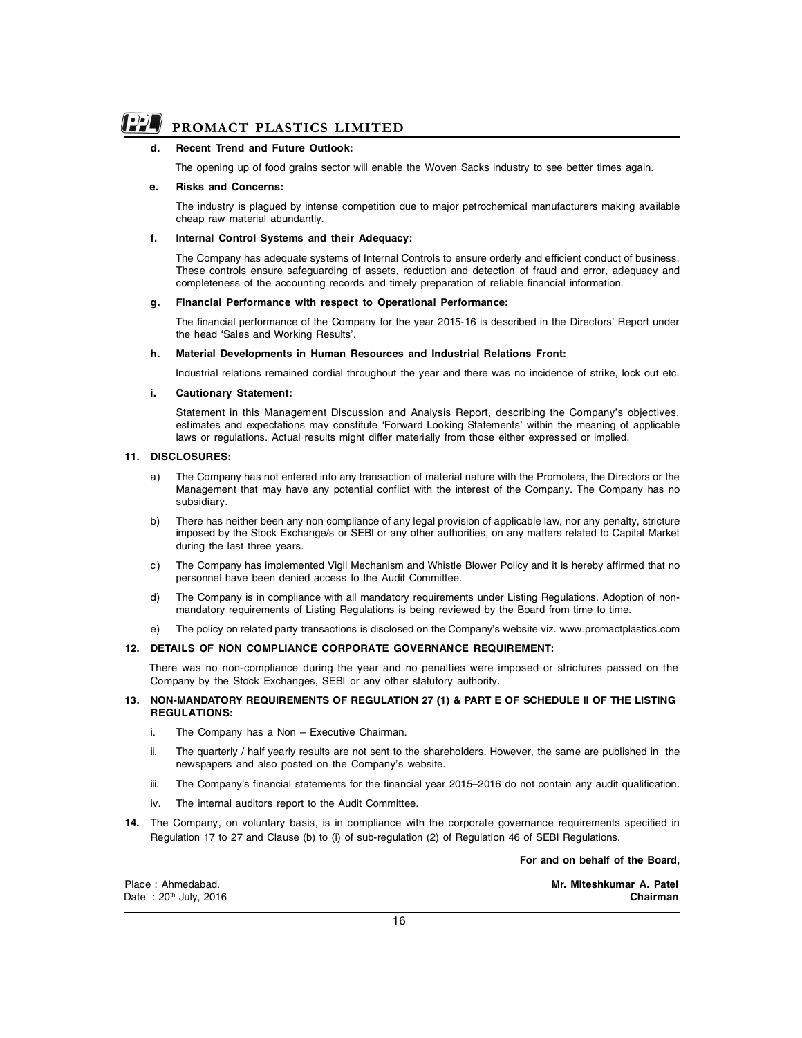**d. Recent Trend and Future Outlook:**

The opening up of food grains sector will enable the Woven Sacks industry to see better times again.

**e. Risks and Concerns:**

The industry is plagued by intense competition due to major petrochemical manufacturers making available cheap raw material abundantly.

**f. Internal Control Systems and their Adequacy:**

The Company has adequate systems of Internal Controls to ensure orderly and efficient conduct of business. These controls ensure safeguarding of assets, reduction and detection of fraud and error, adequacy and completeness of the accounting records and timely preparation of reliable financial information.

**g. Financial Performance with respect to Operational Performance:**

The financial performance of the Company for the year 2015-16 is described in the Directors' Report under the head 'Sales and Working Results'.

**h. Material Developments in Human Resources and Industrial Relations Front:**

Industrial relations remained cordial throughout the year and there was no incidence of strike, lock out etc.

**i. Cautionary Statement:**

Statement in this Management Discussion and Analysis Report, describing the Company's objectives, estimates and expectations may constitute 'Forward Looking Statements' within the meaning of applicable laws or regulations. Actual results might differ materially from those either expressed or implied.

**11. DISCLOSURES:**

a) The Company has not entered into any transaction of material nature with the Promoters, the Directors or the Management that may have any potential conflict with the interest of the Company. The Company has no subsidiary.

b) There has neither been any non compliance of any legal provision of applicable law, nor any penalty, stricture imposed by the Stock Exchange/s or SEBI or any other authorities, on any matters related to Capital Market during the last three years.

c) The Company has implemented Vigil Mechanism and Whistle Blower Policy and it is hereby affirmed that no personnel have been denied access to the Audit Committee.

d) The Company is in compliance with all mandatory requirements under Listing Regulations. Adoption of non-mandatory requirements of Listing Regulations is being reviewed by the Board from time to time.

e) The policy on related party transactions is disclosed on the Company's website viz. www.promactplastics.com

**12. DETAILS OF NON COMPLIANCE CORPORATE GOVERNANCE REQUIREMENT:**

There was no non-compliance during the year and no penalties were imposed or strictures passed on the Company by the Stock Exchanges, SEBI or any other statutory authority.

**13. NON-MANDATORY REQUIREMENTS OF REGULATION 27 (1) & PART E OF SCHEDULE II OF THE LISTING REGULATIONS:**

i. The Company has a Non – Executive Chairman.

ii. The quarterly / half yearly results are not sent to the shareholders. However, the same are published in the newspapers and also posted on the Company's website.

iii. The Company's financial statements for the financial year 2015–2016 do not contain any audit qualification.

iv. The internal auditors report to the Audit Committee.

**14.** The Company, on voluntary basis, is in compliance with the corporate governance requirements specified in Regulation 17 to 27 and Clause (b) to (i) of sub-regulation (2) of Regulation 46 of SEBI Regulations.

**For and on behalf of the Board,**

Place : Ahmedabad.
Date : 20th July, 2016

**Mr. Miteshkumar A. Patel**
**Chairman**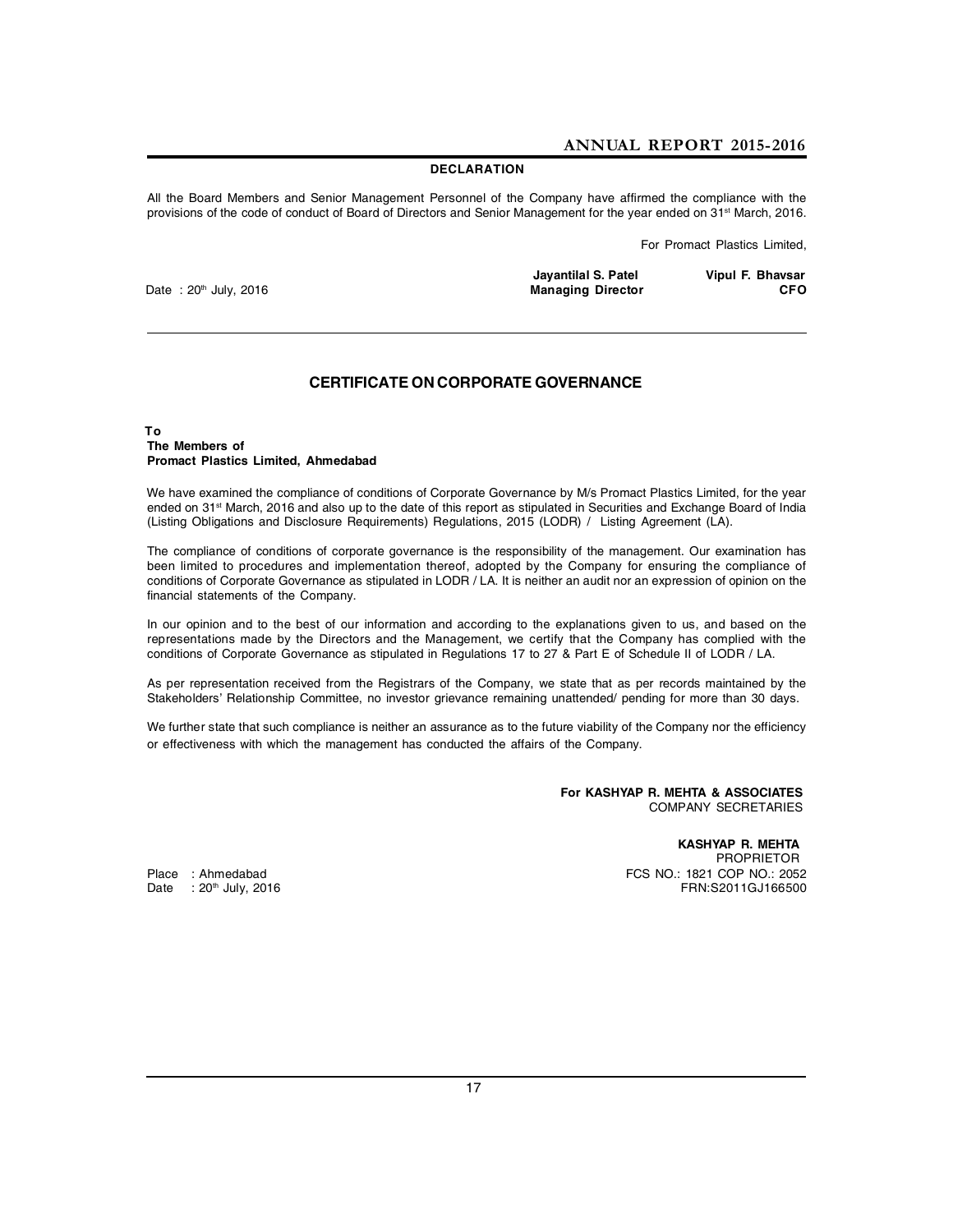## DECLARATION

All the Board Members and Senior Management Personnel of the Company have affirmed the compliance with the provisions of the code of conduct of Board of Directors and Senior Management for the year ended on 31st March, 2016.

For Promact Plastics Limited,

Date : 20th July, 2016

**Jayantilal S. Patel**
**Managing Director**

**Vipul F. Bhavsar**
**CFO**

---

## CERTIFICATE ON CORPORATE GOVERNANCE

**To**
**The Members of**
**Promact Plastics Limited, Ahmedabad**

We have examined the compliance of conditions of Corporate Governance by M/s Promact Plastics Limited, for the year ended on 31st March, 2016 and also up to the date of this report as stipulated in Securities and Exchange Board of India (Listing Obligations and Disclosure Requirements) Regulations, 2015 (LODR) / Listing Agreement (LA).

The compliance of conditions of corporate governance is the responsibility of the management. Our examination has been limited to procedures and implementation thereof, adopted by the Company for ensuring the compliance of conditions of Corporate Governance as stipulated in LODR / LA. It is neither an audit nor an expression of opinion on the financial statements of the Company.

In our opinion and to the best of our information and according to the explanations given to us, and based on the representations made by the Directors and the Management, we certify that the Company has complied with the conditions of Corporate Governance as stipulated in Regulations 17 to 27 & Part E of Schedule II of LODR / LA.

As per representation received from the Registrars of the Company, we state that as per records maintained by the Stakeholders' Relationship Committee, no investor grievance remaining unattended/ pending for more than 30 days.

We further state that such compliance is neither an assurance as to the future viability of the Company nor the efficiency or effectiveness with which the management has conducted the affairs of the Company.

**For KASHYAP R. MEHTA & ASSOCIATES**
COMPANY SECRETARIES

**KASHYAP R. MEHTA**
PROPRIETOR
FCS NO.: 1821 COP NO.: 2052
FRN:S2011GJ166500

Place : Ahmedabad
Date : 20th July, 2016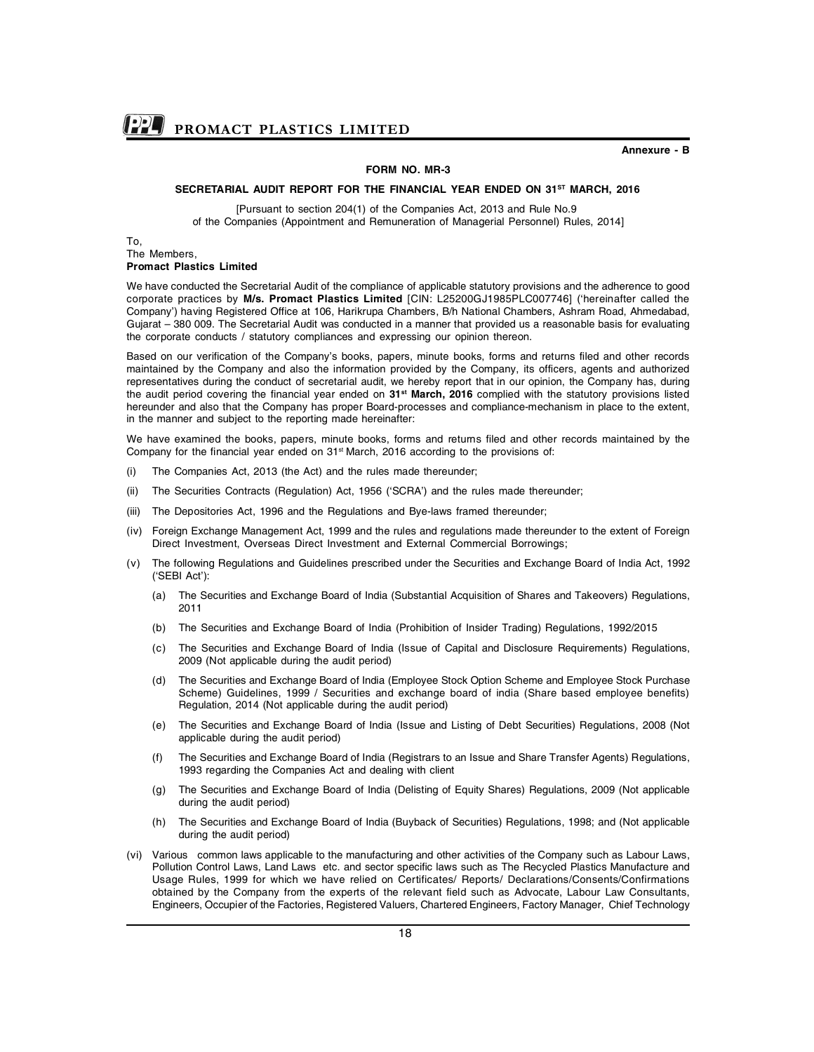Annexure - B

## FORM NO. MR-3

### SECRETARIAL AUDIT REPORT FOR THE FINANCIAL YEAR ENDED ON 31ST MARCH, 2016

[Pursuant to section 204(1) of the Companies Act, 2013 and Rule No.9 of the Companies (Appointment and Remuneration of Managerial Personnel) Rules, 2014]

To,
The Members,
**Promact Plastics Limited**

We have conducted the Secretarial Audit of the compliance of applicable statutory provisions and the adherence to good corporate practices by **M/s. Promact Plastics Limited** [CIN: L25200GJ1985PLC007746] ('hereinafter called the Company') having Registered Office at 106, Harikrupa Chambers, B/h National Chambers, Ashram Road, Ahmedabad, Gujarat – 380 009. The Secretarial Audit was conducted in a manner that provided us a reasonable basis for evaluating the corporate conducts / statutory compliances and expressing our opinion thereon.

Based on our verification of the Company's books, papers, minute books, forms and returns filed and other records maintained by the Company and also the information provided by the Company, its officers, agents and authorized representatives during the conduct of secretarial audit, we hereby report that in our opinion, the Company has, during the audit period covering the financial year ended on **31st March, 2016** complied with the statutory provisions listed hereunder and also that the Company has proper Board-processes and compliance-mechanism in place to the extent, in the manner and subject to the reporting made hereinafter:

We have examined the books, papers, minute books, forms and returns filed and other records maintained by the Company for the financial year ended on 31st March, 2016 according to the provisions of:

(i) The Companies Act, 2013 (the Act) and the rules made thereunder;

(ii) The Securities Contracts (Regulation) Act, 1956 ('SCRA') and the rules made thereunder;

(iii) The Depositories Act, 1996 and the Regulations and Bye-laws framed thereunder;

(iv) Foreign Exchange Management Act, 1999 and the rules and regulations made thereunder to the extent of Foreign Direct Investment, Overseas Direct Investment and External Commercial Borrowings;

(v) The following Regulations and Guidelines prescribed under the Securities and Exchange Board of India Act, 1992 ('SEBI Act'):

   (a) The Securities and Exchange Board of India (Substantial Acquisition of Shares and Takeovers) Regulations, 2011

   (b) The Securities and Exchange Board of India (Prohibition of Insider Trading) Regulations, 1992/2015

   (c) The Securities and Exchange Board of India (Issue of Capital and Disclosure Requirements) Regulations, 2009 (Not applicable during the audit period)

   (d) The Securities and Exchange Board of India (Employee Stock Option Scheme and Employee Stock Purchase Scheme) Guidelines, 1999 / Securities and exchange board of india (Share based employee benefits) Regulation, 2014 (Not applicable during the audit period)

   (e) The Securities and Exchange Board of India (Issue and Listing of Debt Securities) Regulations, 2008 (Not applicable during the audit period)

   (f) The Securities and Exchange Board of India (Registrars to an Issue and Share Transfer Agents) Regulations, 1993 regarding the Companies Act and dealing with client

   (g) The Securities and Exchange Board of India (Delisting of Equity Shares) Regulations, 2009 (Not applicable during the audit period)

   (h) The Securities and Exchange Board of India (Buyback of Securities) Regulations, 1998; and (Not applicable during the audit period)

(vi) Various common laws applicable to the manufacturing and other activities of the Company such as Labour Laws, Pollution Control Laws, Land Laws etc. and sector specific laws such as The Recycled Plastics Manufacture and Usage Rules, 1999 for which we have relied on Certificates/ Reports/ Declarations/Consents/Confirmations obtained by the Company from the experts of the relevant field such as Advocate, Labour Law Consultants, Engineers, Occupier of the Factories, Registered Valuers, Chartered Engineers, Factory Manager, Chief Technology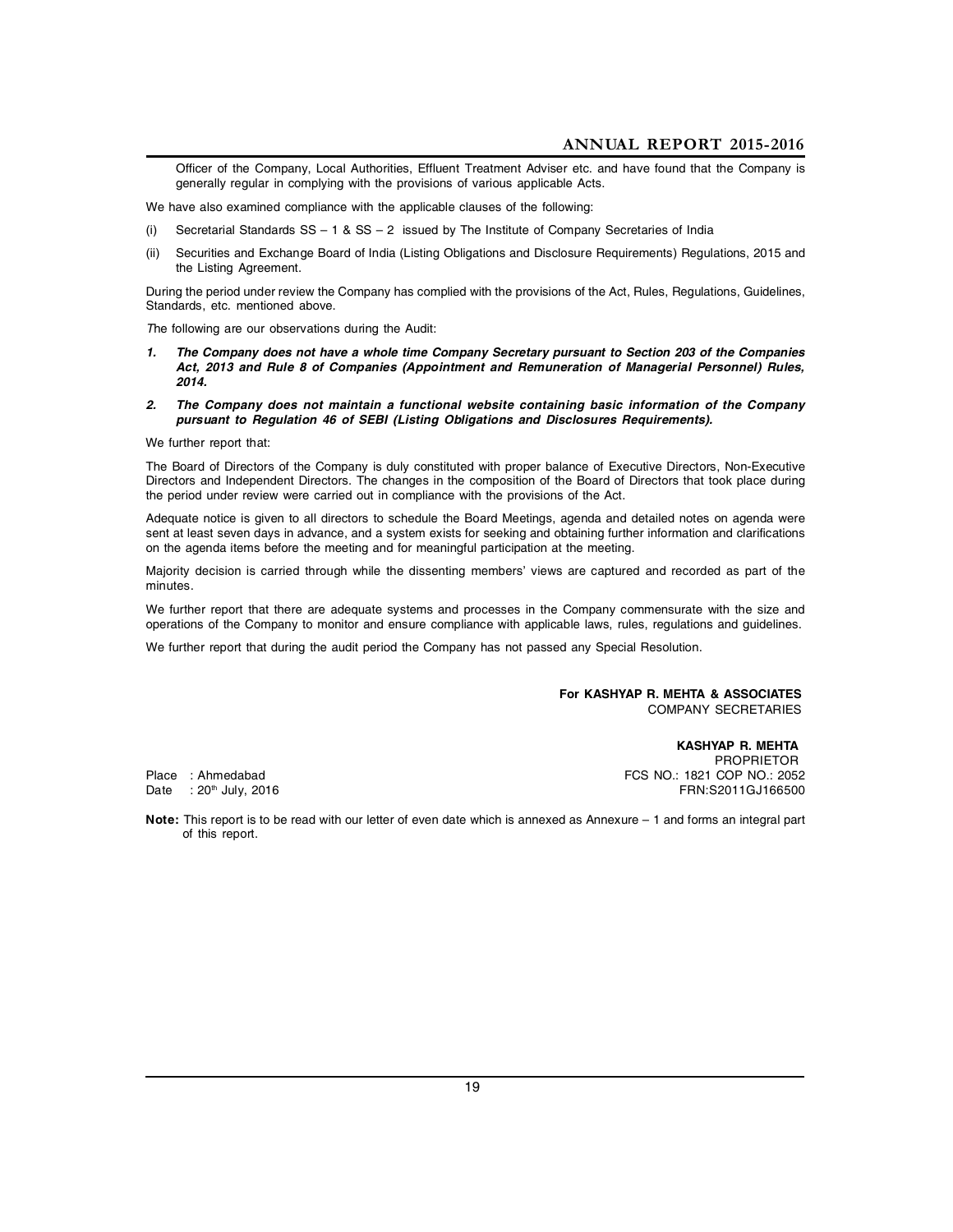Officer of the Company, Local Authorities, Effluent Treatment Adviser etc. and have found that the Company is generally regular in complying with the provisions of various applicable Acts.

We have also examined compliance with the applicable clauses of the following:

(i) Secretarial Standards SS – 1 & SS – 2 issued by The Institute of Company Secretaries of India

(ii) Securities and Exchange Board of India (Listing Obligations and Disclosure Requirements) Regulations, 2015 and the Listing Agreement.

During the period under review the Company has complied with the provisions of the Act, Rules, Regulations, Guidelines, Standards, etc. mentioned above.

The following are our observations during the Audit:

1. ***The Company does not have a whole time Company Secretary pursuant to Section 203 of the Companies Act, 2013 and Rule 8 of Companies (Appointment and Remuneration of Managerial Personnel) Rules, 2014.***

2. ***The Company does not maintain a functional website containing basic information of the Company pursuant to Regulation 46 of SEBI (Listing Obligations and Disclosures Requirements).***

We further report that:

The Board of Directors of the Company is duly constituted with proper balance of Executive Directors, Non-Executive Directors and Independent Directors. The changes in the composition of the Board of Directors that took place during the period under review were carried out in compliance with the provisions of the Act.

Adequate notice is given to all directors to schedule the Board Meetings, agenda and detailed notes on agenda were sent at least seven days in advance, and a system exists for seeking and obtaining further information and clarifications on the agenda items before the meeting and for meaningful participation at the meeting.

Majority decision is carried through while the dissenting members' views are captured and recorded as part of the minutes.

We further report that there are adequate systems and processes in the Company commensurate with the size and operations of the Company to monitor and ensure compliance with applicable laws, rules, regulations and guidelines.

We further report that during the audit period the Company has not passed any Special Resolution.

**For KASHYAP R. MEHTA & ASSOCIATES**
COMPANY SECRETARIES

**KASHYAP R. MEHTA**
PROPRIETOR
FCS NO.: 1821 COP NO.: 2052
FRN:S2011GJ166500

Place : Ahmedabad
Date : 20th July, 2016

**Note:** This report is to be read with our letter of even date which is annexed as Annexure – 1 and forms an integral part of this report.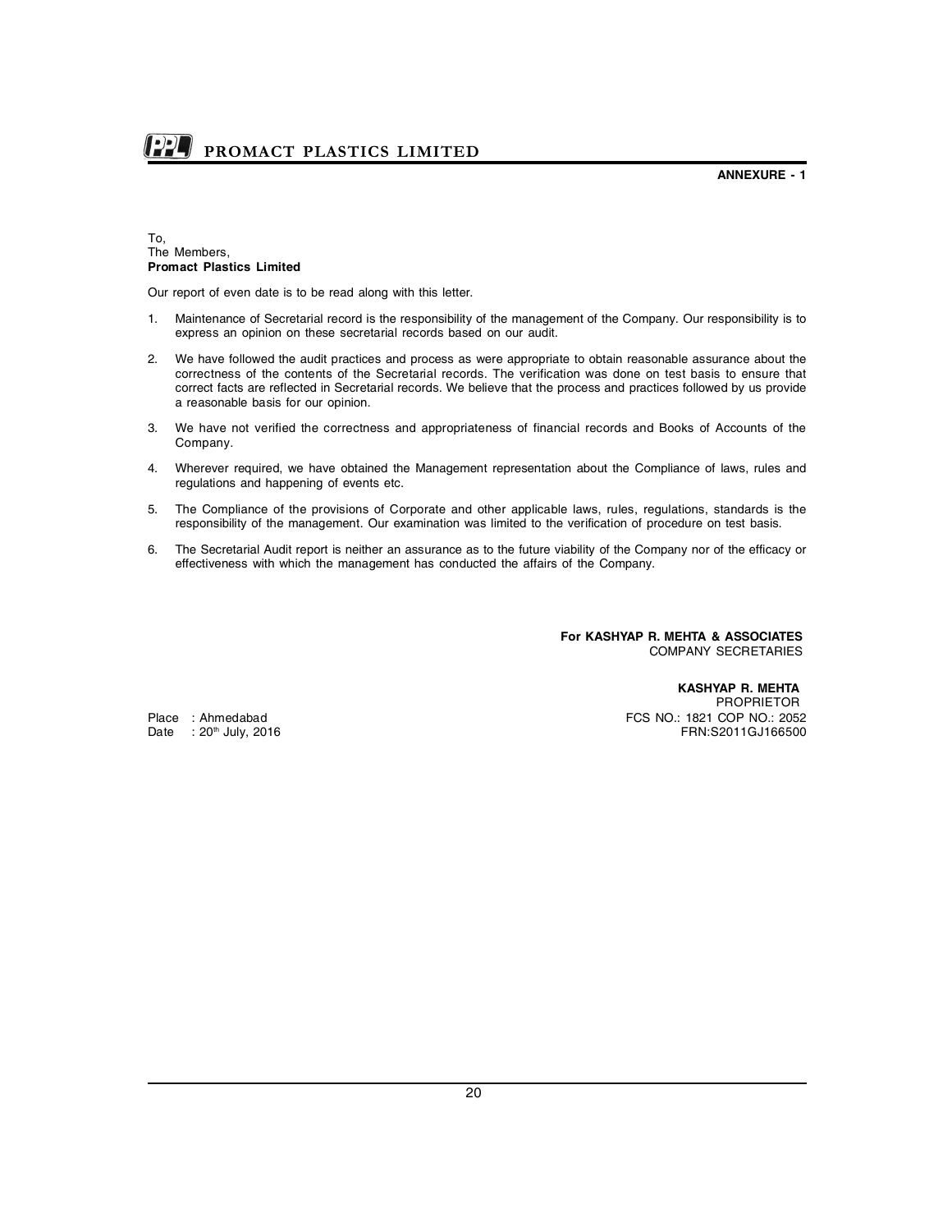**ANNEXURE - 1**

To,
The Members,
**Promact Plastics Limited**

Our report of even date is to be read along with this letter.

1. Maintenance of Secretarial record is the responsibility of the management of the Company. Our responsibility is to express an opinion on these secretarial records based on our audit.
2. We have followed the audit practices and process as were appropriate to obtain reasonable assurance about the correctness of the contents of the Secretarial records. The verification was done on test basis to ensure that correct facts are reflected in Secretarial records. We believe that the process and practices followed by us provide a reasonable basis for our opinion.
3. We have not verified the correctness and appropriateness of financial records and Books of Accounts of the Company.
4. Wherever required, we have obtained the Management representation about the Compliance of laws, rules and regulations and happening of events etc.
5. The Compliance of the provisions of Corporate and other applicable laws, rules, regulations, standards is the responsibility of the management. Our examination was limited to the verification of procedure on test basis.
6. The Secretarial Audit report is neither an assurance as to the future viability of the Company nor of the efficacy or effectiveness with which the management has conducted the affairs of the Company.

**For KASHYAP R. MEHTA & ASSOCIATES**
COMPANY SECRETARIES

**KASHYAP R. MEHTA**
PROPRIETOR
FCS NO.: 1821 COP NO.: 2052
FRN:S2011GJ166500

Place : Ahmedabad
Date : 20th July, 2016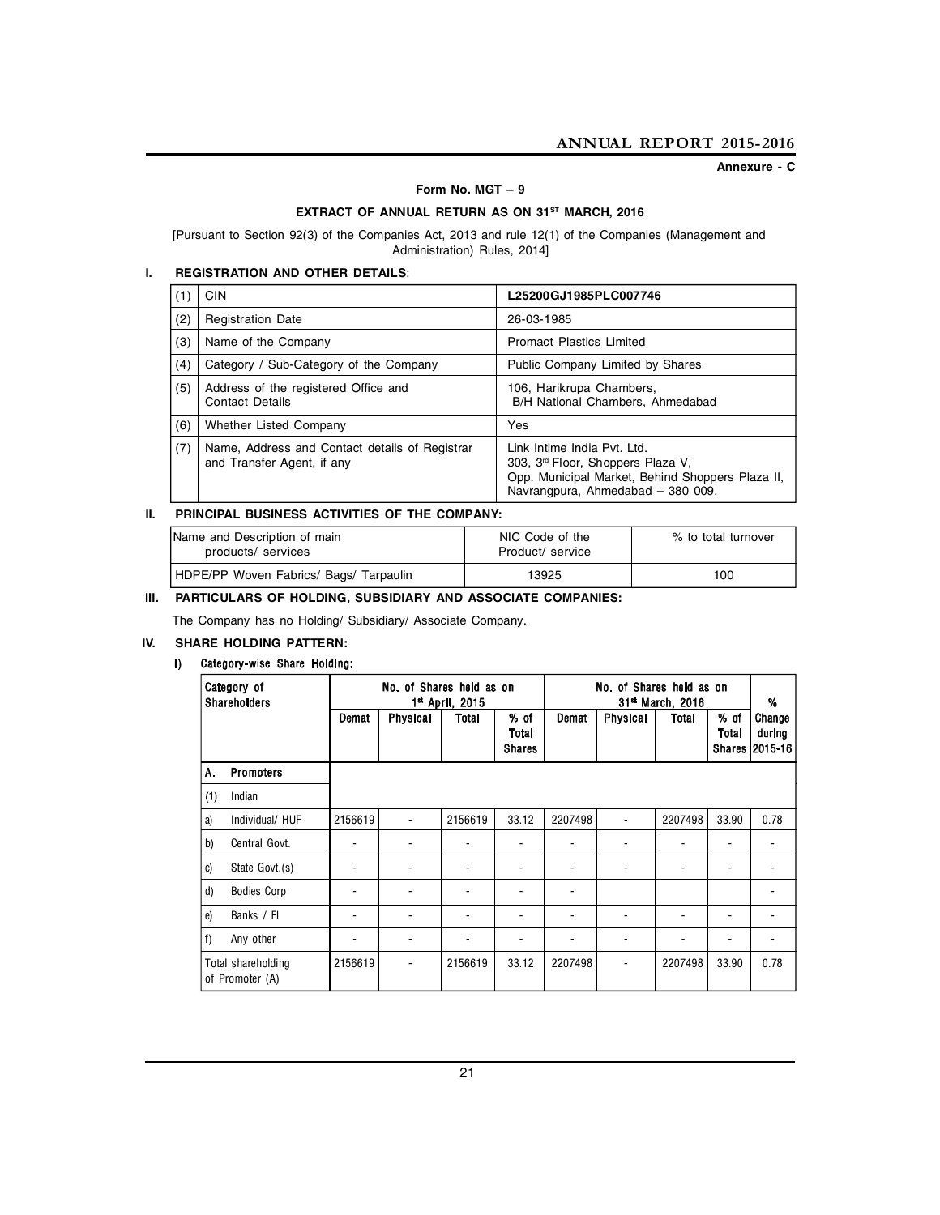Annexure - C

**Form No. MGT – 9**

**EXTRACT OF ANNUAL RETURN AS ON 31ST MARCH, 2016**

[Pursuant to Section 92(3) of the Companies Act, 2013 and rule 12(1) of the Companies (Management and Administration) Rules, 2014]

## I. REGISTRATION AND OTHER DETAILS:

| | | |
|---|---|---|
| (1) | CIN | **L25200GJ1985PLC007746** |
| (2) | Registration Date | 26-03-1985 |
| (3) | Name of the Company | Promact Plastics Limited |
| (4) | Category / Sub-Category of the Company | Public Company Limited by Shares |
| (5) | Address of the registered Office and Contact Details | 106, Harikrupa Chambers, B/H National Chambers, Ahmedabad |
| (6) | Whether Listed Company | Yes |
| (7) | Name, Address and Contact details of Registrar and Transfer Agent, if any | Link Intime India Pvt. Ltd. 303, 3rd Floor, Shoppers Plaza V, Opp. Municipal Market, Behind Shoppers Plaza II, Navrangpura, Ahmedabad – 380 009. |

## II. PRINCIPAL BUSINESS ACTIVITIES OF THE COMPANY:

| Name and Description of main products/ services | NIC Code of the Product/ service | % to total turnover |
|---|---|---|
| HDPE/PP Woven Fabrics/ Bags/ Tarpaulin | 13925 | 100 |

## III. PARTICULARS OF HOLDING, SUBSIDIARY AND ASSOCIATE COMPANIES:

The Company has no Holding/ Subsidiary/ Associate Company.

## IV. SHARE HOLDING PATTERN:

### I) Category-wise Share Holding:

| Category of Shareholders | No. of Shares held as on 1st April, 2015 | | | | No. of Shares held as on 31st March, 2016 | | | | % Change during 2015-16 |
|---|---|---|---|---|---|---|---|---|---|
| | Demat | Physical | Total | % of Total Shares | Demat | Physical | Total | % of Total Shares | |
| **A. Promoters** | | | | | | | | | |
| (1) Indian | | | | | | | | | |
| a) Individual/ HUF | 2156619 | - | 2156619 | 33.12 | 2207498 | - | 2207498 | 33.90 | 0.78 |
| b) Central Govt. | - | - | - | - | - | - | - | - | - |
| c) State Govt.(s) | - | - | - | - | - | - | - | - | - |
| d) Bodies Corp | - | - | - | - | - | | | | - |
| e) Banks / FI | - | - | - | - | - | - | - | - | - |
| f) Any other | - | - | - | - | - | - | - | - | - |
| Total shareholding of Promoter (A) | 2156619 | - | 2156619 | 33.12 | 2207498 | - | 2207498 | 33.90 | 0.78 |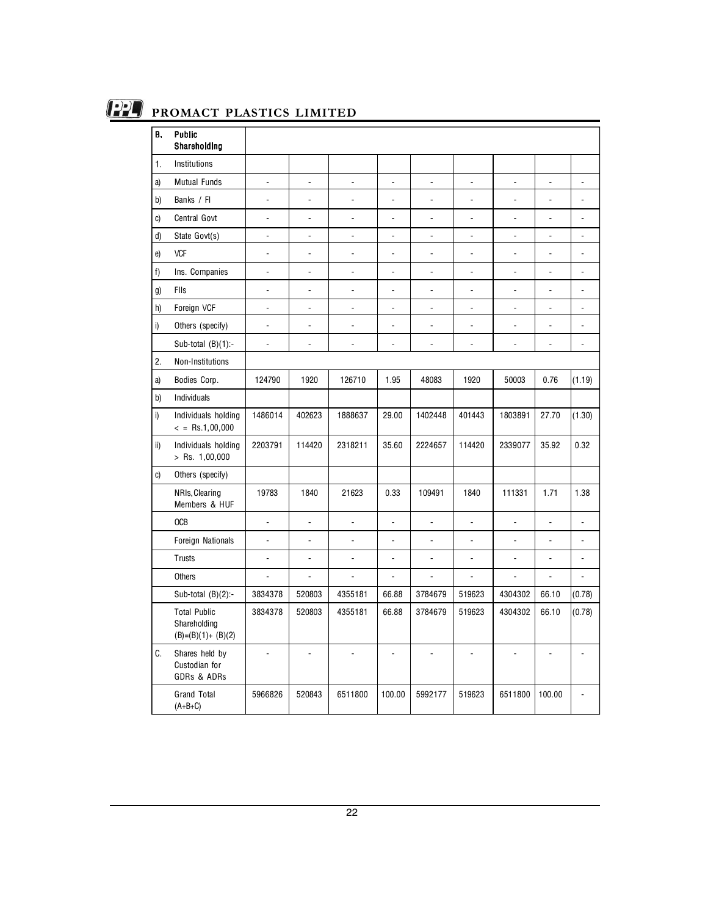| B. | Public Shareholding | | | | | | | | | |
|---|---|---|---|---|---|---|---|---|---|---|
| 1. | Institutions | | | | | | | | | |
| a) | Mutual Funds | - | - | - | - | - | - | - | - | - |
| b) | Banks / FI | - | - | - | - | - | - | - | - | - |
| c) | Central Govt | - | - | - | - | - | - | - | - | - |
| d) | State Govt(s) | - | - | - | - | - | - | - | - | - |
| e) | VCF | - | - | - | - | - | - | - | - | - |
| f) | Ins. Companies | - | - | - | - | - | - | - | - | - |
| g) | FIIs | - | - | - | - | - | - | - | - | - |
| h) | Foreign VCF | - | - | - | - | - | - | - | - | - |
| i) | Others (specify) | - | - | - | - | - | - | - | - | - |
| | Sub-total (B)(1):- | - | - | - | - | - | - | - | - | - |
| 2. | Non-Institutions | | | | | | | | | |
| a) | Bodies Corp. | 124790 | 1920 | 126710 | 1.95 | 48083 | 1920 | 50003 | 0.76 | (1.19) |
| b) | Individuals | | | | | | | | | |
| i) | Individuals holding < = Rs.1,00,000 | 1486014 | 402623 | 1888637 | 29.00 | 1402448 | 401443 | 1803891 | 27.70 | (1.30) |
| ii) | Individuals holding > Rs. 1,00,000 | 2203791 | 114420 | 2318211 | 35.60 | 2224657 | 114420 | 2339077 | 35.92 | 0.32 |
| c) | Others (specify) | | | | | | | | | |
| | NRIs, Clearing Members & HUF | 19783 | 1840 | 21623 | 0.33 | 109491 | 1840 | 111331 | 1.71 | 1.38 |
| | OCB | - | - | - | - | - | - | - | - | - |
| | Foreign Nationals | - | - | - | - | - | - | - | - | - |
| | Trusts | - | - | - | - | - | - | - | - | - |
| | Others | - | - | - | - | - | - | - | - | - |
| | Sub-total (B)(2):- | 3834378 | 520803 | 4355181 | 66.88 | 3784679 | 519623 | 4304302 | 66.10 | (0.78) |
| | Total Public Shareholding (B)=(B)(1)+ (B)(2) | 3834378 | 520803 | 4355181 | 66.88 | 3784679 | 519623 | 4304302 | 66.10 | (0.78) |
| C. | Shares held by Custodian for GDRs & ADRs | - | - | - | - | - | - | - | - | - |
| | Grand Total (A+B+C) | 5966826 | 520843 | 6511800 | 100.00 | 5992177 | 519623 | 6511800 | 100.00 | - |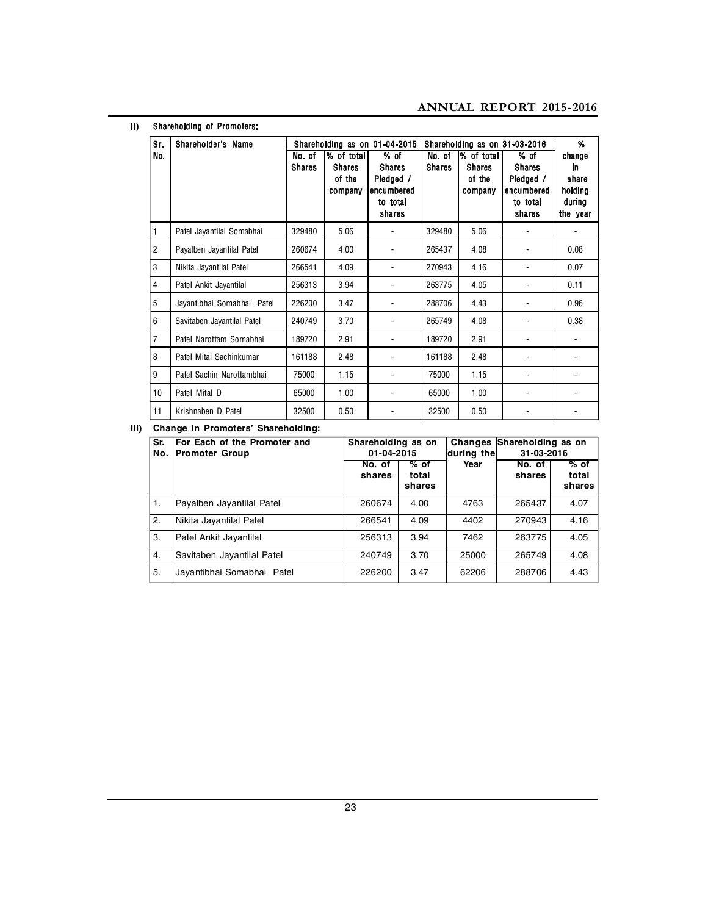ii) **Shareholding of Promoters:**

| Sr. No. | Shareholder's Name | Shareholding as on 01-04-2015 | | | Shareholding as on 31-03-2016 | | | % change in share holding during the year |
|---|---|---|---|---|---|---|---|---|
| | | No. of Shares | % of total Shares of the company | % of Shares Pledged / encumbered to total shares | No. of Shares | % of total Shares of the company | % of Shares Pledged / encumbered to total shares | |
| 1 | Patel Jayantilal Somabhai | 329480 | 5.06 | - | 329480 | 5.06 | - | - |
| 2 | Payalben Jayantilal Patel | 260674 | 4.00 | - | 265437 | 4.08 | - | 0.08 |
| 3 | Nikita Jayantilal Patel | 266541 | 4.09 | - | 270943 | 4.16 | - | 0.07 |
| 4 | Patel Ankit Jayantilal | 256313 | 3.94 | - | 263775 | 4.05 | - | 0.11 |
| 5 | Jayantibhai Somabhai Patel | 226200 | 3.47 | - | 288706 | 4.43 | - | 0.96 |
| 6 | Savitaben Jayantilal Patel | 240749 | 3.70 | - | 265749 | 4.08 | - | 0.38 |
| 7 | Patel Narottam Somabhai | 189720 | 2.91 | - | 189720 | 2.91 | - | - |
| 8 | Patel Mital Sachinkumar | 161188 | 2.48 | - | 161188 | 2.48 | - | - |
| 9 | Patel Sachin Narottambhai | 75000 | 1.15 | - | 75000 | 1.15 | - | - |
| 10 | Patel Mital D | 65000 | 1.00 | - | 65000 | 1.00 | - | - |
| 11 | Krishnaben D Patel | 32500 | 0.50 | - | 32500 | 0.50 | - | - |

iii) **Change in Promoters' Shareholding:**

| Sr. No. | For Each of the Promoter and Promoter Group | Shareholding as on 01-04-2015 | | Changes during the Year | Shareholding as on 31-03-2016 | |
|---|---|---|---|---|---|---|
| | | No. of shares | % of total shares | | No. of shares | % of total shares |
| 1. | Payalben Jayantilal Patel | 260674 | 4.00 | 4763 | 265437 | 4.07 |
| 2. | Nikita Jayantilal Patel | 266541 | 4.09 | 4402 | 270943 | 4.16 |
| 3. | Patel Ankit Jayantilal | 256313 | 3.94 | 7462 | 263775 | 4.05 |
| 4. | Savitaben Jayantilal Patel | 240749 | 3.70 | 25000 | 265749 | 4.08 |
| 5. | Jayantibhai Somabhai Patel | 226200 | 3.47 | 62206 | 288706 | 4.43 |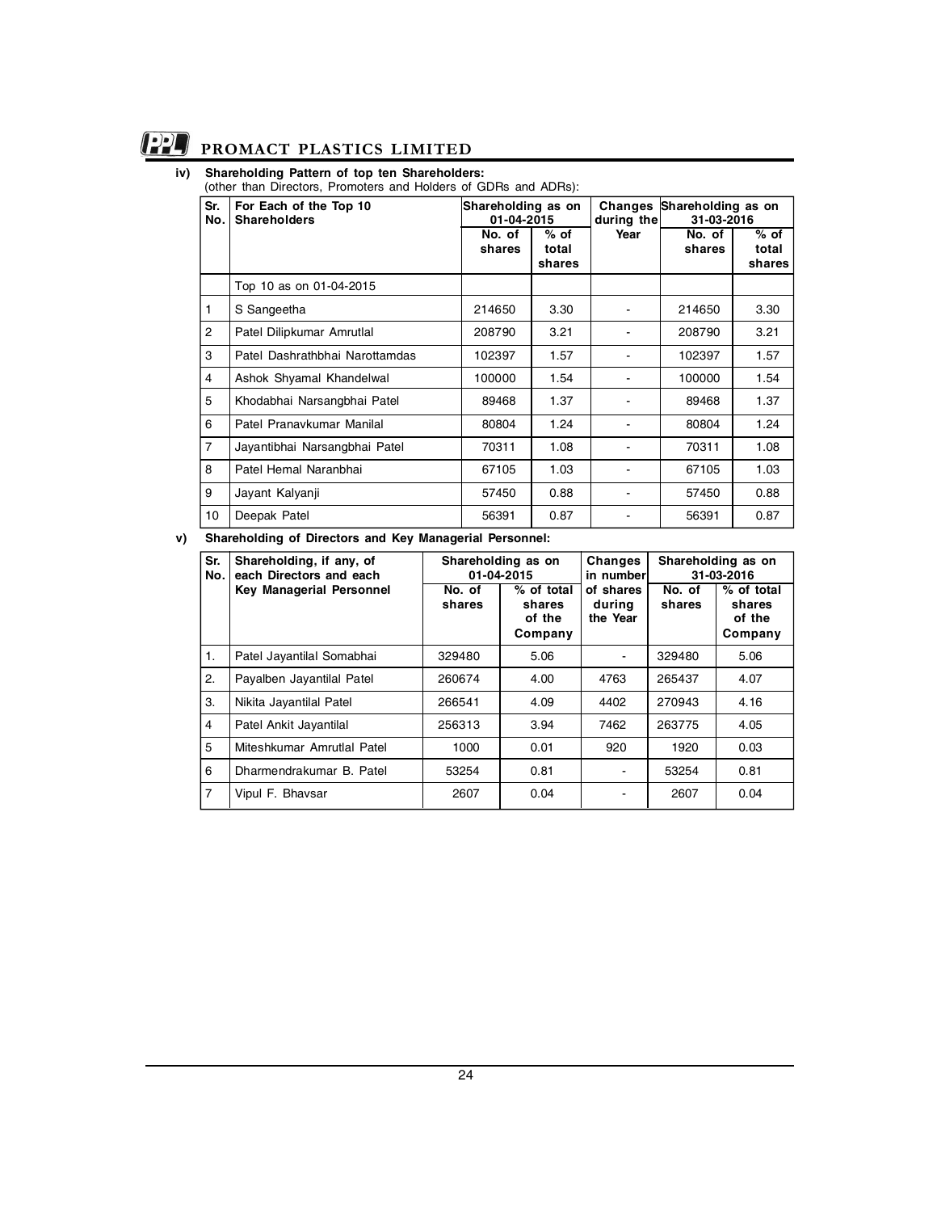**iv) Shareholding Pattern of top ten Shareholders:**
(other than Directors, Promoters and Holders of GDRs and ADRs):

| Sr. No. | For Each of the Top 10 Shareholders | Shareholding as on 01-04-2015 | | Changes during the Year | Shareholding as on 31-03-2016 | |
|---|---|---|---|---|---|---|
| | | No. of shares | % of total shares | | No. of shares | % of total shares |
| | Top 10 as on 01-04-2015 | | | | | |
| 1 | S Sangeetha | 214650 | 3.30 | - | 214650 | 3.30 |
| 2 | Patel Dilipkumar Amrutlal | 208790 | 3.21 | - | 208790 | 3.21 |
| 3 | Patel Dashrathbhai Narottamdas | 102397 | 1.57 | - | 102397 | 1.57 |
| 4 | Ashok Shyamal Khandelwal | 100000 | 1.54 | - | 100000 | 1.54 |
| 5 | Khodabhai Narsangbhai Patel | 89468 | 1.37 | - | 89468 | 1.37 |
| 6 | Patel Pranavkumar Manilal | 80804 | 1.24 | - | 80804 | 1.24 |
| 7 | Jayantibhai Narsangbhai Patel | 70311 | 1.08 | - | 70311 | 1.08 |
| 8 | Patel Hemal Naranbhai | 67105 | 1.03 | - | 67105 | 1.03 |
| 9 | Jayant Kalyanji | 57450 | 0.88 | - | 57450 | 0.88 |
| 10 | Deepak Patel | 56391 | 0.87 | - | 56391 | 0.87 |

**v) Shareholding of Directors and Key Managerial Personnel:**

| Sr. No. | Shareholding, if any, of each Directors and each Key Managerial Personnel | Shareholding as on 01-04-2015 | | Changes in number of shares during the Year | Shareholding as on 31-03-2016 | |
|---|---|---|---|---|---|---|
| | | No. of shares | % of total shares of the Company | | No. of shares | % of total shares of the Company |
| 1. | Patel Jayantilal Somabhai | 329480 | 5.06 | - | 329480 | 5.06 |
| 2. | Payalben Jayantilal Patel | 260674 | 4.00 | 4763 | 265437 | 4.07 |
| 3. | Nikita Jayantilal Patel | 266541 | 4.09 | 4402 | 270943 | 4.16 |
| 4 | Patel Ankit Jayantilal | 256313 | 3.94 | 7462 | 263775 | 4.05 |
| 5 | Miteshkumar Amrutlal Patel | 1000 | 0.01 | 920 | 1920 | 0.03 |
| 6 | Dharmendrakumar B. Patel | 53254 | 0.81 | - | 53254 | 0.81 |
| 7 | Vipul F. Bhavsar | 2607 | 0.04 | - | 2607 | 0.04 |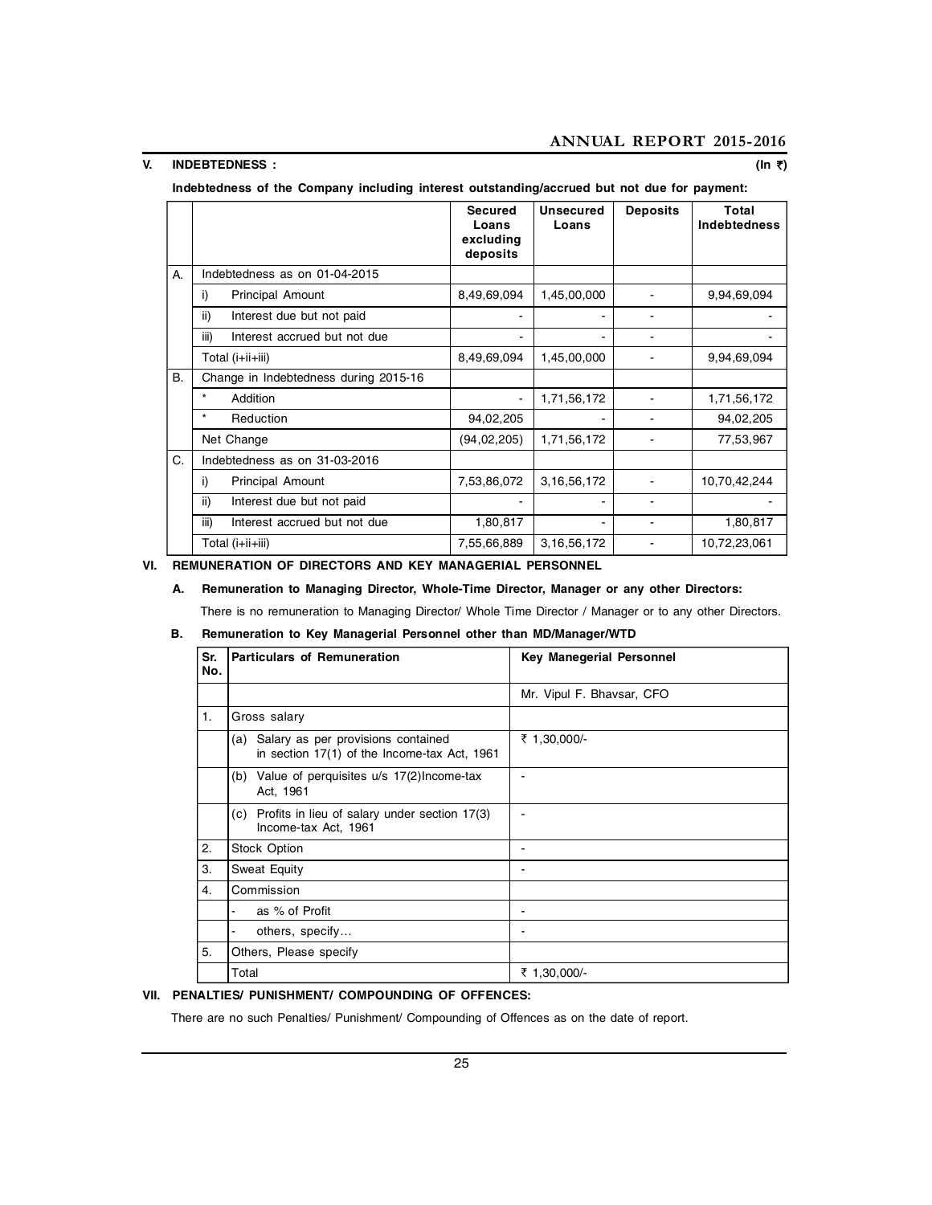## V. INDEBTEDNESS : (In ₹)

**Indebtedness of the Company including interest outstanding/accrued but not due for payment:**

| | | Secured Loans excluding deposits | Unsecured Loans | Deposits | Total Indebtedness |
|---|---|---|---|---|---|
| A. | Indebtedness as on 01-04-2015 | | | | |
| | i) Principal Amount | 8,49,69,094 | 1,45,00,000 | - | 9,94,69,094 |
| | ii) Interest due but not paid | - | - | - | - |
| | iii) Interest accrued but not due | - | - | - | - |
| | Total (i+ii+iii) | 8,49,69,094 | 1,45,00,000 | - | 9,94,69,094 |
| B. | Change in Indebtedness during 2015-16 | | | | |
| | * Addition | - | 1,71,56,172 | - | 1,71,56,172 |
| | * Reduction | 94,02,205 | - | - | 94,02,205 |
| | Net Change | (94,02,205) | 1,71,56,172 | - | 77,53,967 |
| C. | Indebtedness as on 31-03-2016 | | | | |
| | i) Principal Amount | 7,53,86,072 | 3,16,56,172 | - | 10,70,42,244 |
| | ii) Interest due but not paid | - | - | - | - |
| | iii) Interest accrued but not due | 1,80,817 | - | - | 1,80,817 |
| | Total (i+ii+iii) | 7,55,66,889 | 3,16,56,172 | - | 10,72,23,061 |

## VI. REMUNERATION OF DIRECTORS AND KEY MANAGERIAL PERSONNEL

### A. Remuneration to Managing Director, Whole-Time Director, Manager or any other Directors:

There is no remuneration to Managing Director/ Whole Time Director / Manager or to any other Directors.

### B. Remuneration to Key Managerial Personnel other than MD/Manager/WTD

| Sr. No. | Particulars of Remuneration | Key Manegerial Personnel |
|---|---|---|
| | | Mr. Vipul F. Bhavsar, CFO |
| 1. | Gross salary | |
| | (a) Salary as per provisions contained in section 17(1) of the Income-tax Act, 1961 | ₹ 1,30,000/- |
| | (b) Value of perquisites u/s 17(2)Income-tax Act, 1961 | - |
| | (c) Profits in lieu of salary under section 17(3) Income-tax Act, 1961 | - |
| 2. | Stock Option | - |
| 3. | Sweat Equity | - |
| 4. | Commission | |
| | - as % of Profit | - |
| | - others, specify… | - |
| 5. | Others, Please specify | |
| | Total | ₹ 1,30,000/- |

## VII. PENALTIES/ PUNISHMENT/ COMPOUNDING OF OFFENCES:

There are no such Penalties/ Punishment/ Compounding of Offences as on the date of report.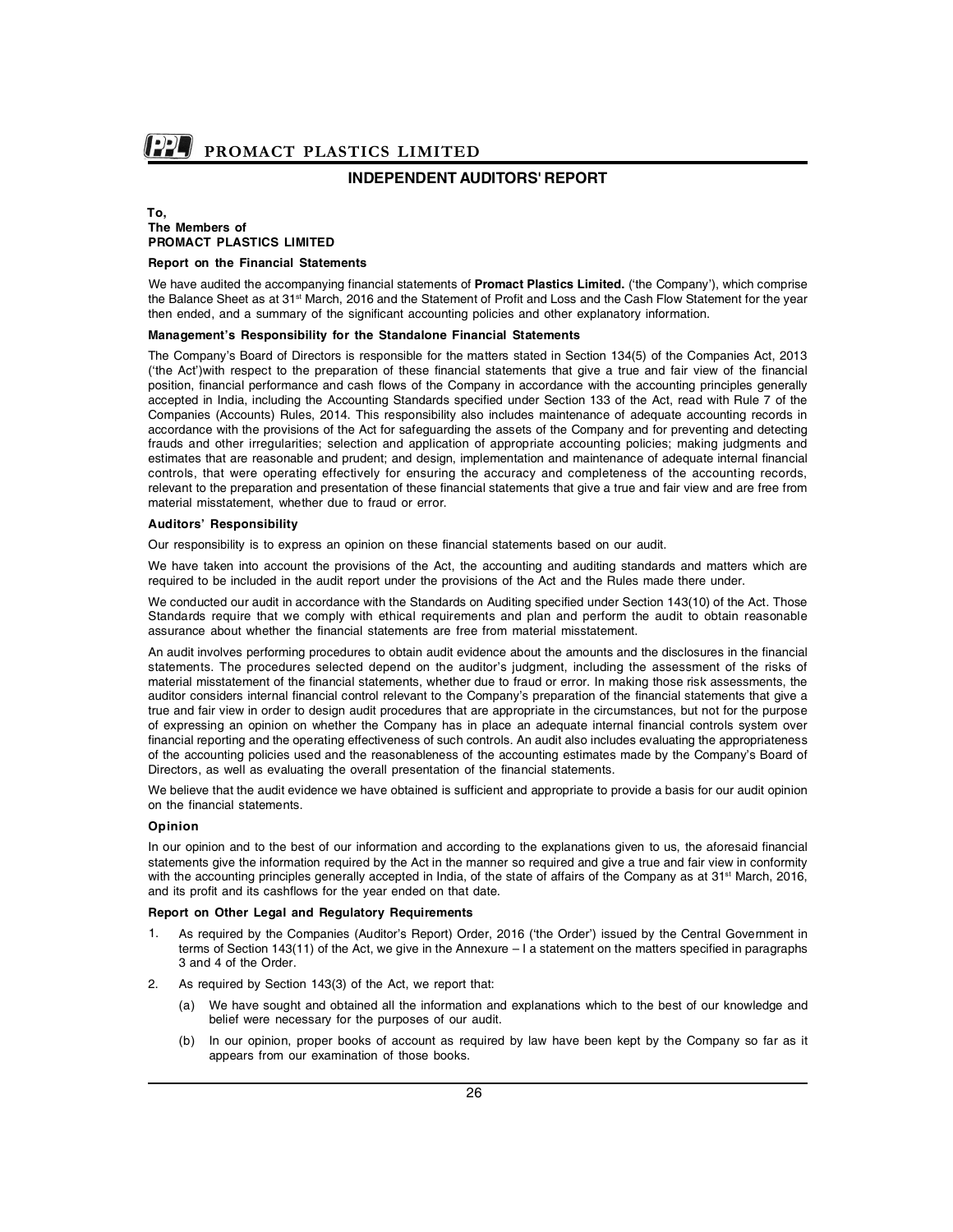# INDEPENDENT AUDITORS' REPORT

**To,**
**The Members of**
**PROMACT PLASTICS LIMITED**

**Report on the Financial Statements**

We have audited the accompanying financial statements of **Promact Plastics Limited.** ('the Company'), which comprise the Balance Sheet as at 31st March, 2016 and the Statement of Profit and Loss and the Cash Flow Statement for the year then ended, and a summary of the significant accounting policies and other explanatory information.

**Management's Responsibility for the Standalone Financial Statements**

The Company's Board of Directors is responsible for the matters stated in Section 134(5) of the Companies Act, 2013 ('the Act')with respect to the preparation of these financial statements that give a true and fair view of the financial position, financial performance and cash flows of the Company in accordance with the accounting principles generally accepted in India, including the Accounting Standards specified under Section 133 of the Act, read with Rule 7 of the Companies (Accounts) Rules, 2014. This responsibility also includes maintenance of adequate accounting records in accordance with the provisions of the Act for safeguarding the assets of the Company and for preventing and detecting frauds and other irregularities; selection and application of appropriate accounting policies; making judgments and estimates that are reasonable and prudent; and design, implementation and maintenance of adequate internal financial controls, that were operating effectively for ensuring the accuracy and completeness of the accounting records, relevant to the preparation and presentation of these financial statements that give a true and fair view and are free from material misstatement, whether due to fraud or error.

**Auditors' Responsibility**

Our responsibility is to express an opinion on these financial statements based on our audit.

We have taken into account the provisions of the Act, the accounting and auditing standards and matters which are required to be included in the audit report under the provisions of the Act and the Rules made there under.

We conducted our audit in accordance with the Standards on Auditing specified under Section 143(10) of the Act. Those Standards require that we comply with ethical requirements and plan and perform the audit to obtain reasonable assurance about whether the financial statements are free from material misstatement.

An audit involves performing procedures to obtain audit evidence about the amounts and the disclosures in the financial statements. The procedures selected depend on the auditor's judgment, including the assessment of the risks of material misstatement of the financial statements, whether due to fraud or error. In making those risk assessments, the auditor considers internal financial control relevant to the Company's preparation of the financial statements that give a true and fair view in order to design audit procedures that are appropriate in the circumstances, but not for the purpose of expressing an opinion on whether the Company has in place an adequate internal financial controls system over financial reporting and the operating effectiveness of such controls. An audit also includes evaluating the appropriateness of the accounting policies used and the reasonableness of the accounting estimates made by the Company's Board of Directors, as well as evaluating the overall presentation of the financial statements.

We believe that the audit evidence we have obtained is sufficient and appropriate to provide a basis for our audit opinion on the financial statements.

**Opinion**

In our opinion and to the best of our information and according to the explanations given to us, the aforesaid financial statements give the information required by the Act in the manner so required and give a true and fair view in conformity with the accounting principles generally accepted in India, of the state of affairs of the Company as at 31st March, 2016, and its profit and its cashflows for the year ended on that date.

**Report on Other Legal and Regulatory Requirements**

1. As required by the Companies (Auditor's Report) Order, 2016 ('the Order') issued by the Central Government in terms of Section 143(11) of the Act, we give in the Annexure – I a statement on the matters specified in paragraphs 3 and 4 of the Order.

2. As required by Section 143(3) of the Act, we report that:

   (a) We have sought and obtained all the information and explanations which to the best of our knowledge and belief were necessary for the purposes of our audit.

   (b) In our opinion, proper books of account as required by law have been kept by the Company so far as it appears from our examination of those books.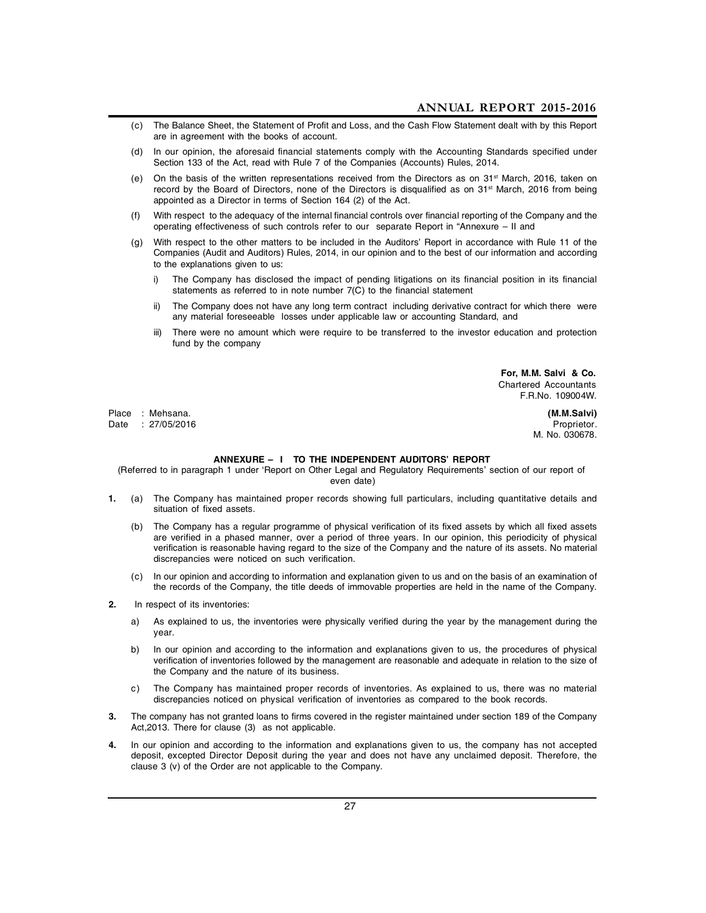(c) The Balance Sheet, the Statement of Profit and Loss, and the Cash Flow Statement dealt with by this Report are in agreement with the books of account.

(d) In our opinion, the aforesaid financial statements comply with the Accounting Standards specified under Section 133 of the Act, read with Rule 7 of the Companies (Accounts) Rules, 2014.

(e) On the basis of the written representations received from the Directors as on 31st March, 2016, taken on record by the Board of Directors, none of the Directors is disqualified as on 31st March, 2016 from being appointed as a Director in terms of Section 164 (2) of the Act.

(f) With respect to the adequacy of the internal financial controls over financial reporting of the Company and the operating effectiveness of such controls refer to our separate Report in "Annexure – II and

(g) With respect to the other matters to be included in the Auditors' Report in accordance with Rule 11 of the Companies (Audit and Auditors) Rules, 2014, in our opinion and to the best of our information and according to the explanations given to us:

i) The Company has disclosed the impact of pending litigations on its financial position in its financial statements as referred to in note number 7(C) to the financial statement

ii) The Company does not have any long term contract including derivative contract for which there were any material foreseeable losses under applicable law or accounting Standard, and

iii) There were no amount which were require to be transferred to the investor education and protection fund by the company

**For, M.M. Salvi & Co.**
Chartered Accountants
F.R.No. 109004W.

Place : Mehsana.
Date : 27/05/2016

**(M.M.Salvi)**
Proprietor.
M. No. 030678.

## ANNEXURE – I TO THE INDEPENDENT AUDITORS' REPORT

(Referred to in paragraph 1 under 'Report on Other Legal and Regulatory Requirements' section of our report of even date)

**1.** (a) The Company has maintained proper records showing full particulars, including quantitative details and situation of fixed assets.

(b) The Company has a regular programme of physical verification of its fixed assets by which all fixed assets are verified in a phased manner, over a period of three years. In our opinion, this periodicity of physical verification is reasonable having regard to the size of the Company and the nature of its assets. No material discrepancies were noticed on such verification.

(c) In our opinion and according to information and explanation given to us and on the basis of an examination of the records of the Company, the title deeds of immovable properties are held in the name of the Company.

**2.** In respect of its inventories:

a) As explained to us, the inventories were physically verified during the year by the management during the year.

b) In our opinion and according to the information and explanations given to us, the procedures of physical verification of inventories followed by the management are reasonable and adequate in relation to the size of the Company and the nature of its business.

c) The Company has maintained proper records of inventories. As explained to us, there was no material discrepancies noticed on physical verification of inventories as compared to the book records.

**3.** The company has not granted loans to firms covered in the register maintained under section 189 of the Company Act,2013. There for clause (3) as not applicable.

**4.** In our opinion and according to the information and explanations given to us, the company has not accepted deposit, excepted Director Deposit during the year and does not have any unclaimed deposit. Therefore, the clause 3 (v) of the Order are not applicable to the Company.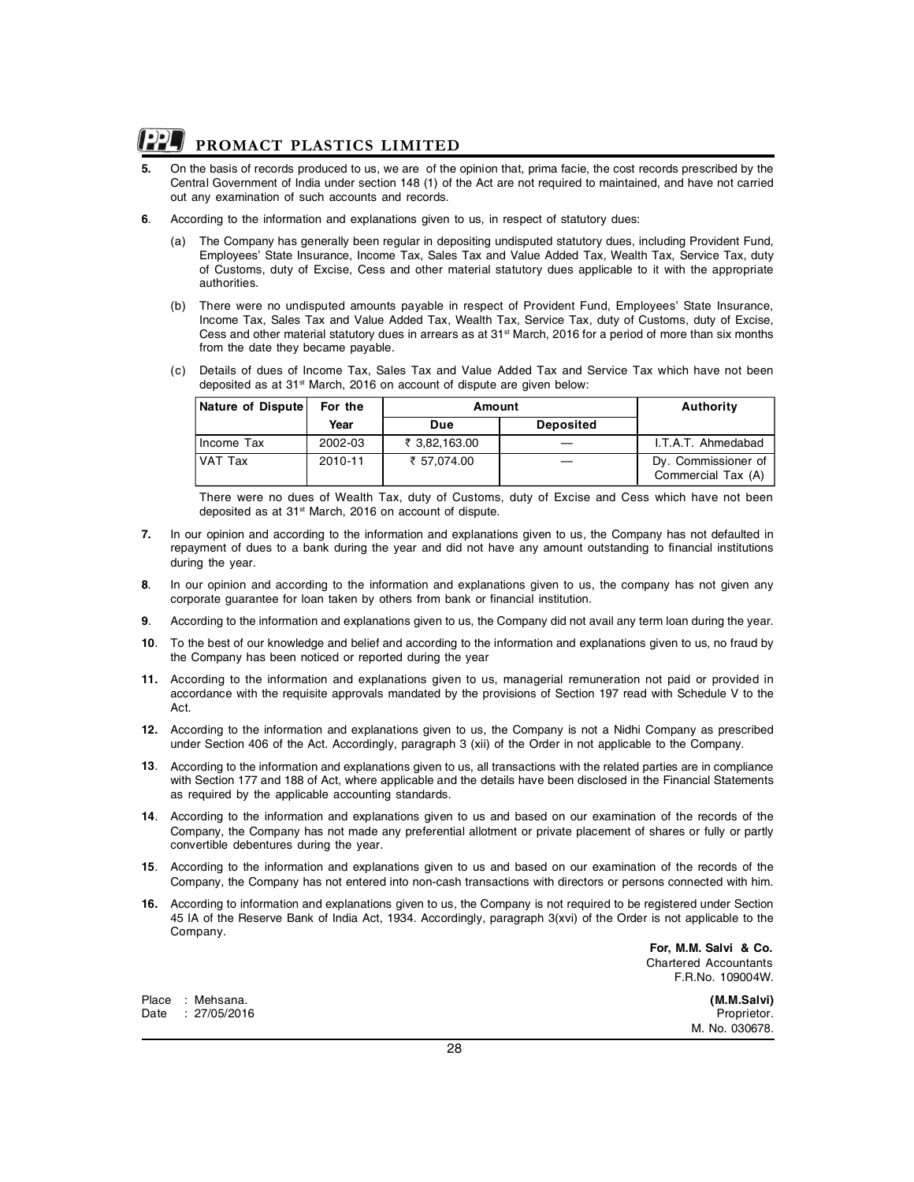5. On the basis of records produced to us, we are of the opinion that, prima facie, the cost records prescribed by the Central Government of India under section 148 (1) of the Act are not required to maintained, and have not carried out any examination of such accounts and records.

6. According to the information and explanations given to us, in respect of statutory dues:

   (a) The Company has generally been regular in depositing undisputed statutory dues, including Provident Fund, Employees' State Insurance, Income Tax, Sales Tax and Value Added Tax, Wealth Tax, Service Tax, duty of Customs, duty of Excise, Cess and other material statutory dues applicable to it with the appropriate authorities.

   (b) There were no undisputed amounts payable in respect of Provident Fund, Employees' State Insurance, Income Tax, Sales Tax and Value Added Tax, Wealth Tax, Service Tax, duty of Customs, duty of Excise, Cess and other material statutory dues in arrears as at 31st March, 2016 for a period of more than six months from the date they became payable.

   (c) Details of dues of Income Tax, Sales Tax and Value Added Tax and Service Tax which have not been deposited as at 31st March, 2016 on account of dispute are given below:

| Nature of Dispute | For the Year | Amount | | Authority |
|---|---|---|---|---|
| | | Due | Deposited | |
| Income Tax | 2002-03 | ₹ 3,82,163.00 | — | I.T.A.T. Ahmedabad |
| VAT Tax | 2010-11 | ₹ 57,074.00 | — | Dy. Commissioner of Commercial Tax (A) |

   There were no dues of Wealth Tax, duty of Customs, duty of Excise and Cess which have not been deposited as at 31st March, 2016 on account of dispute.

7. In our opinion and according to the information and explanations given to us, the Company has not defaulted in repayment of dues to a bank during the year and did not have any amount outstanding to financial institutions during the year.

8. In our opinion and according to the information and explanations given to us, the company has not given any corporate guarantee for loan taken by others from bank or financial institution.

9. According to the information and explanations given to us, the Company did not avail any term loan during the year.

10. To the best of our knowledge and belief and according to the information and explanations given to us, no fraud by the Company has been noticed or reported during the year

11. According to the information and explanations given to us, managerial remuneration not paid or provided in accordance with the requisite approvals mandated by the provisions of Section 197 read with Schedule V to the Act.

12. According to the information and explanations given to us, the Company is not a Nidhi Company as prescribed under Section 406 of the Act. Accordingly, paragraph 3 (xii) of the Order in not applicable to the Company.

13. According to the information and explanations given to us, all transactions with the related parties are in compliance with Section 177 and 188 of Act, where applicable and the details have been disclosed in the Financial Statements as required by the applicable accounting standards.

14. According to the information and explanations given to us and based on our examination of the records of the Company, the Company has not made any preferential allotment or private placement of shares or fully or partly convertible debentures during the year.

15. According to the information and explanations given to us and based on our examination of the records of the Company, the Company has not entered into non-cash transactions with directors or persons connected with him.

16. According to information and explanations given to us, the Company is not required to be registered under Section 45 IA of the Reserve Bank of India Act, 1934. Accordingly, paragraph 3(xvi) of the Order is not applicable to the Company.

**For, M.M. Salvi & Co.**
Chartered Accountants
F.R.No. 109004W.

Place : Mehsana.
Date : 27/05/2016

**(M.M.Salvi)**
Proprietor.
M. No. 030678.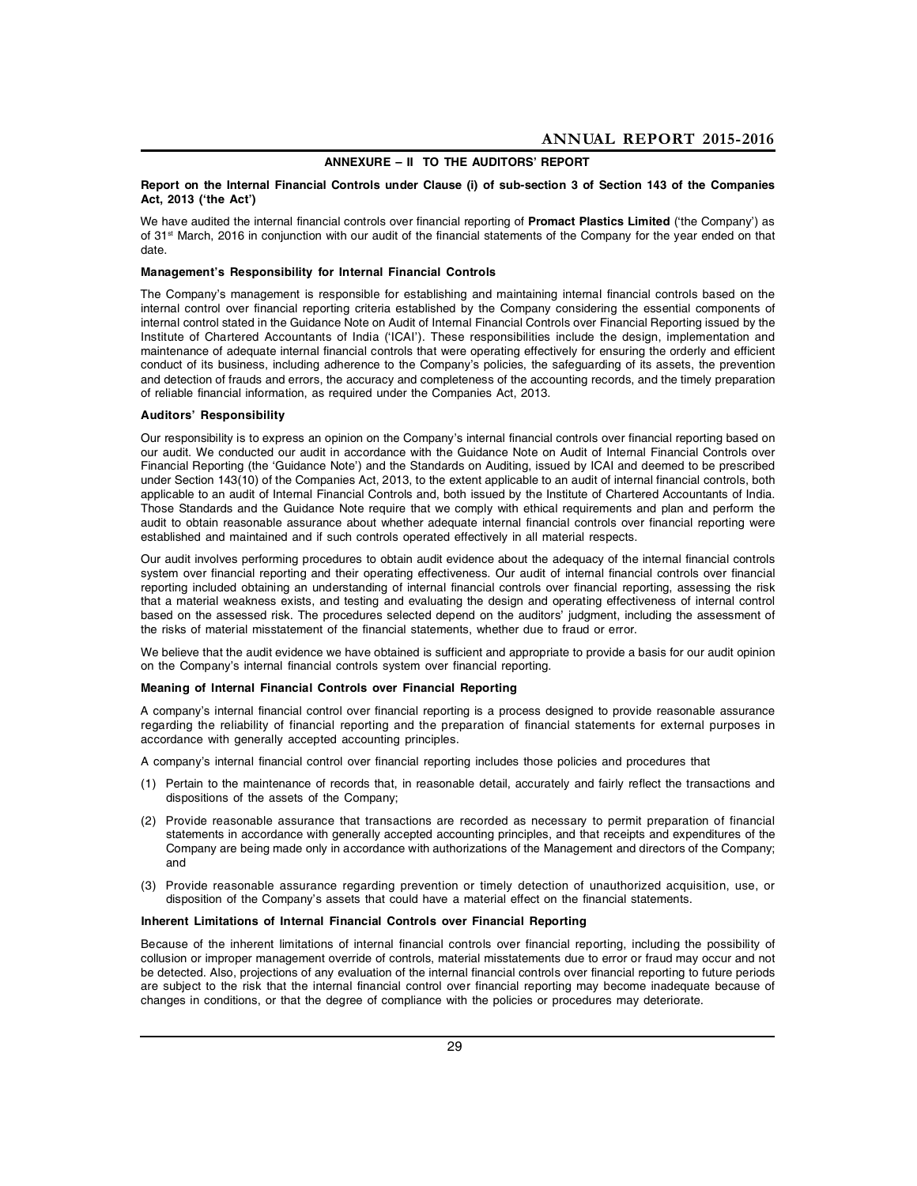## ANNEXURE – II TO THE AUDITORS' REPORT

**Report on the Internal Financial Controls under Clause (i) of sub-section 3 of Section 143 of the Companies Act, 2013 ('the Act')**

We have audited the internal financial controls over financial reporting of **Promact Plastics Limited** ('the Company') as of 31st March, 2016 in conjunction with our audit of the financial statements of the Company for the year ended on that date.

**Management's Responsibility for Internal Financial Controls**

The Company's management is responsible for establishing and maintaining internal financial controls based on the internal control over financial reporting criteria established by the Company considering the essential components of internal control stated in the Guidance Note on Audit of Internal Financial Controls over Financial Reporting issued by the Institute of Chartered Accountants of India ('ICAI'). These responsibilities include the design, implementation and maintenance of adequate internal financial controls that were operating effectively for ensuring the orderly and efficient conduct of its business, including adherence to the Company's policies, the safeguarding of its assets, the prevention and detection of frauds and errors, the accuracy and completeness of the accounting records, and the timely preparation of reliable financial information, as required under the Companies Act, 2013.

**Auditors' Responsibility**

Our responsibility is to express an opinion on the Company's internal financial controls over financial reporting based on our audit. We conducted our audit in accordance with the Guidance Note on Audit of Internal Financial Controls over Financial Reporting (the 'Guidance Note') and the Standards on Auditing, issued by ICAI and deemed to be prescribed under Section 143(10) of the Companies Act, 2013, to the extent applicable to an audit of internal financial controls, both applicable to an audit of Internal Financial Controls and, both issued by the Institute of Chartered Accountants of India. Those Standards and the Guidance Note require that we comply with ethical requirements and plan and perform the audit to obtain reasonable assurance about whether adequate internal financial controls over financial reporting were established and maintained and if such controls operated effectively in all material respects.

Our audit involves performing procedures to obtain audit evidence about the adequacy of the internal financial controls system over financial reporting and their operating effectiveness. Our audit of internal financial controls over financial reporting included obtaining an understanding of internal financial controls over financial reporting, assessing the risk that a material weakness exists, and testing and evaluating the design and operating effectiveness of internal control based on the assessed risk. The procedures selected depend on the auditors' judgment, including the assessment of the risks of material misstatement of the financial statements, whether due to fraud or error.

We believe that the audit evidence we have obtained is sufficient and appropriate to provide a basis for our audit opinion on the Company's internal financial controls system over financial reporting.

**Meaning of Internal Financial Controls over Financial Reporting**

A company's internal financial control over financial reporting is a process designed to provide reasonable assurance regarding the reliability of financial reporting and the preparation of financial statements for external purposes in accordance with generally accepted accounting principles.

A company's internal financial control over financial reporting includes those policies and procedures that

(1) Pertain to the maintenance of records that, in reasonable detail, accurately and fairly reflect the transactions and dispositions of the assets of the Company;

(2) Provide reasonable assurance that transactions are recorded as necessary to permit preparation of financial statements in accordance with generally accepted accounting principles, and that receipts and expenditures of the Company are being made only in accordance with authorizations of the Management and directors of the Company; and

(3) Provide reasonable assurance regarding prevention or timely detection of unauthorized acquisition, use, or disposition of the Company's assets that could have a material effect on the financial statements.

**Inherent Limitations of Internal Financial Controls over Financial Reporting**

Because of the inherent limitations of internal financial controls over financial reporting, including the possibility of collusion or improper management override of controls, material misstatements due to error or fraud may occur and not be detected. Also, projections of any evaluation of the internal financial controls over financial reporting to future periods are subject to the risk that the internal financial control over financial reporting may become inadequate because of changes in conditions, or that the degree of compliance with the policies or procedures may deteriorate.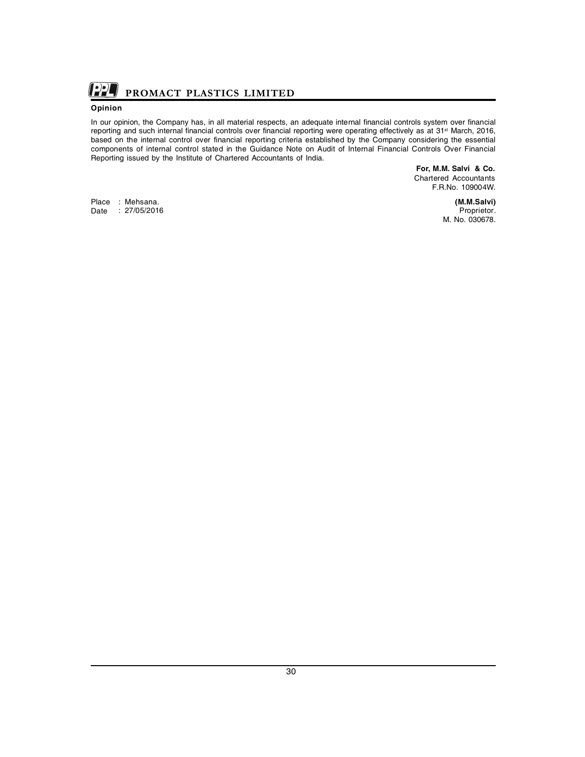## Opinion

In our opinion, the Company has, in all material respects, an adequate internal financial controls system over financial reporting and such internal financial controls over financial reporting were operating effectively as at 31st March, 2016, based on the internal control over financial reporting criteria established by the Company considering the essential components of internal control stated in the Guidance Note on Audit of Internal Financial Controls Over Financial Reporting issued by the Institute of Chartered Accountants of India.

**For, M.M. Salvi & Co.**
Chartered Accountants
F.R.No. 109004W.

Place : Mehsana.
Date : 27/05/2016

**(M.M.Salvi)**
Proprietor.
M. No. 030678.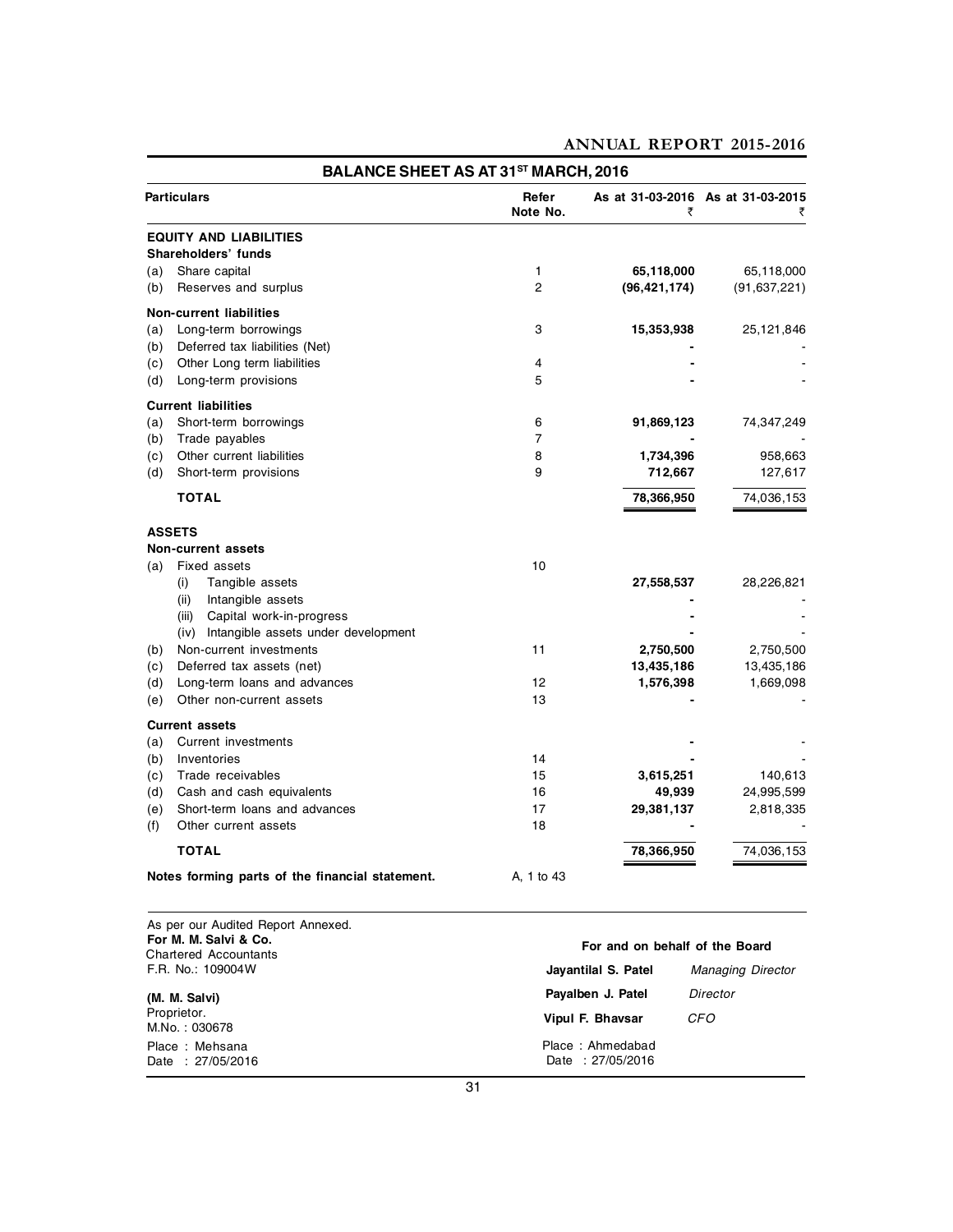## BALANCE SHEET AS AT 31ST MARCH, 2016

| Particulars | Refer Note No. | As at 31-03-2016 ₹ | As at 31-03-2015 ₹ |
|---|---|---|---|
| **EQUITY AND LIABILITIES** | | | |
| **Shareholders' funds** | | | |
| (a) Share capital | 1 | **65,118,000** | 65,118,000 |
| (b) Reserves and surplus | 2 | **(96,421,174)** | (91,637,221) |
| **Non-current liabilities** | | | |
| (a) Long-term borrowings | 3 | **15,353,938** | 25,121,846 |
| (b) Deferred tax liabilities (Net) | | **-** | - |
| (c) Other Long term liabilities | 4 | **-** | - |
| (d) Long-term provisions | 5 | **-** | - |
| **Current liabilities** | | | |
| (a) Short-term borrowings | 6 | **91,869,123** | 74,347,249 |
| (b) Trade payables | 7 | **-** | - |
| (c) Other current liabilities | 8 | **1,734,396** | 958,663 |
| (d) Short-term provisions | 9 | **712,667** | 127,617 |
| **TOTAL** | | **78,366,950** | 74,036,153 |
| **ASSETS** | | | |
| **Non-current assets** | | | |
| (a) Fixed assets | 10 | | |
| (i) Tangible assets | | **27,558,537** | 28,226,821 |
| (ii) Intangible assets | | **-** | - |
| (iii) Capital work-in-progress | | **-** | - |
| (iv) Intangible assets under development | | **-** | - |
| (b) Non-current investments | 11 | **2,750,500** | 2,750,500 |
| (c) Deferred tax assets (net) | | **13,435,186** | 13,435,186 |
| (d) Long-term loans and advances | 12 | **1,576,398** | 1,669,098 |
| (e) Other non-current assets | 13 | **-** | - |
| **Current assets** | | | |
| (a) Current investments | | **-** | - |
| (b) Inventories | 14 | **-** | - |
| (c) Trade receivables | 15 | **3,615,251** | 140,613 |
| (d) Cash and cash equivalents | 16 | **49,939** | 24,995,599 |
| (e) Short-term loans and advances | 17 | **29,381,137** | 2,818,335 |
| (f) Other current assets | 18 | **-** | - |
| **TOTAL** | | **78,366,950** | 74,036,153 |
| **Notes forming parts of the financial statement.** | A, 1 to 43 | | |

As per our Audited Report Annexed.
**For M. M. Salvi & Co.**
Chartered Accountants
F.R. No.: 109004W

**(M. M. Salvi)**
Proprietor.
M.No. : 030678

Place : Mehsana
Date : 27/05/2016

**For and on behalf of the Board**

| | |
|---|---|
| **Jayantilal S. Patel** | *Managing Director* |
| **Payalben J. Patel** | *Director* |
| **Vipul F. Bhavsar** | *CFO* |

Place : Ahmedabad
Date : 27/05/2016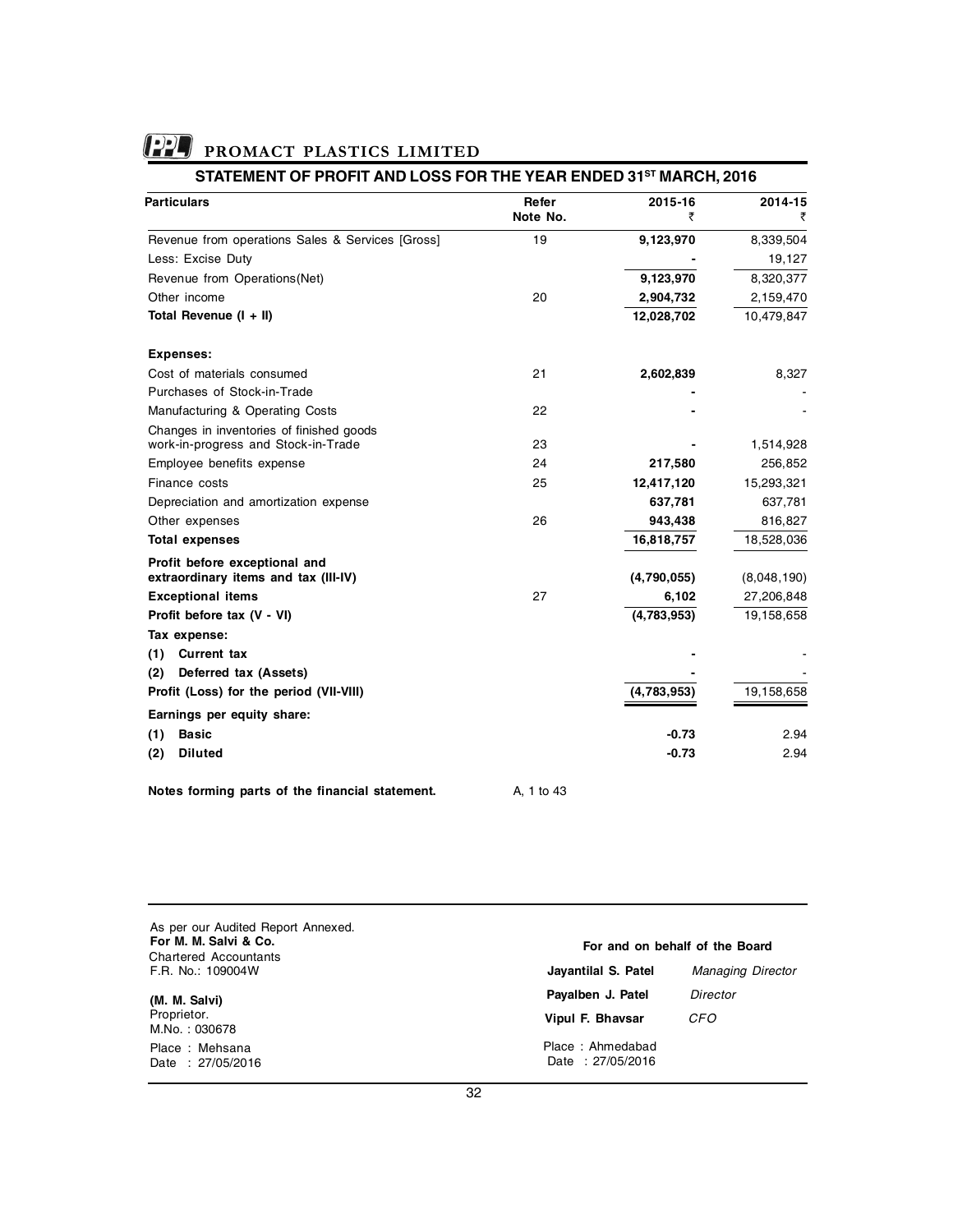# PROMACT PLASTICS LIMITED

## STATEMENT OF PROFIT AND LOSS FOR THE YEAR ENDED 31ST MARCH, 2016

| Particulars | Refer Note No. | 2015-16 ₹ | 2014-15 ₹ |
|---|---|---|---|
| Revenue from operations Sales & Services [Gross] | 19 | **9,123,970** | 8,339,504 |
| Less: Excise Duty | | **-** | 19,127 |
| Revenue from Operations(Net) | | **9,123,970** | 8,320,377 |
| Other income | 20 | **2,904,732** | 2,159,470 |
| **Total Revenue (I + II)** | | **12,028,702** | 10,479,847 |
| **Expenses:** | | | |
| Cost of materials consumed | 21 | **2,602,839** | 8,327 |
| Purchases of Stock-in-Trade | | **-** | - |
| Manufacturing & Operating Costs | 22 | **-** | - |
| Changes in inventories of finished goods work-in-progress and Stock-in-Trade | 23 | **-** | 1,514,928 |
| Employee benefits expense | 24 | **217,580** | 256,852 |
| Finance costs | 25 | **12,417,120** | 15,293,321 |
| Depreciation and amortization expense | | **637,781** | 637,781 |
| Other expenses | 26 | **943,438** | 816,827 |
| **Total expenses** | | **16,818,757** | 18,528,036 |
| **Profit before exceptional and extraordinary items and tax (III-IV)** | | **(4,790,055)** | (8,048,190) |
| **Exceptional items** | 27 | **6,102** | 27,206,848 |
| **Profit before tax (V - VI)** | | **(4,783,953)** | 19,158,658 |
| **Tax expense:** | | | |
| **(1) Current tax** | | **-** | - |
| **(2) Deferred tax (Assets)** | | **-** | - |
| **Profit (Loss) for the period (VII-VIII)** | | **(4,783,953)** | 19,158,658 |
| **Earnings per equity share:** | | | |
| **(1) Basic** | | **-0.73** | 2.94 |
| **(2) Diluted** | | **-0.73** | 2.94 |

**Notes forming parts of the financial statement.** A, 1 to 43

As per our Audited Report Annexed.
**For M. M. Salvi & Co.**
Chartered Accountants
F.R. No.: 109004W

**(M. M. Salvi)**
Proprietor.
M.No. : 030678

Place : Mehsana
Date : 27/05/2016

**For and on behalf of the Board**

**Jayantilal S. Patel** *Managing Director*

**Payalben J. Patel** *Director*

**Vipul F. Bhavsar** *CFO*

Place : Ahmedabad
Date : 27/05/2016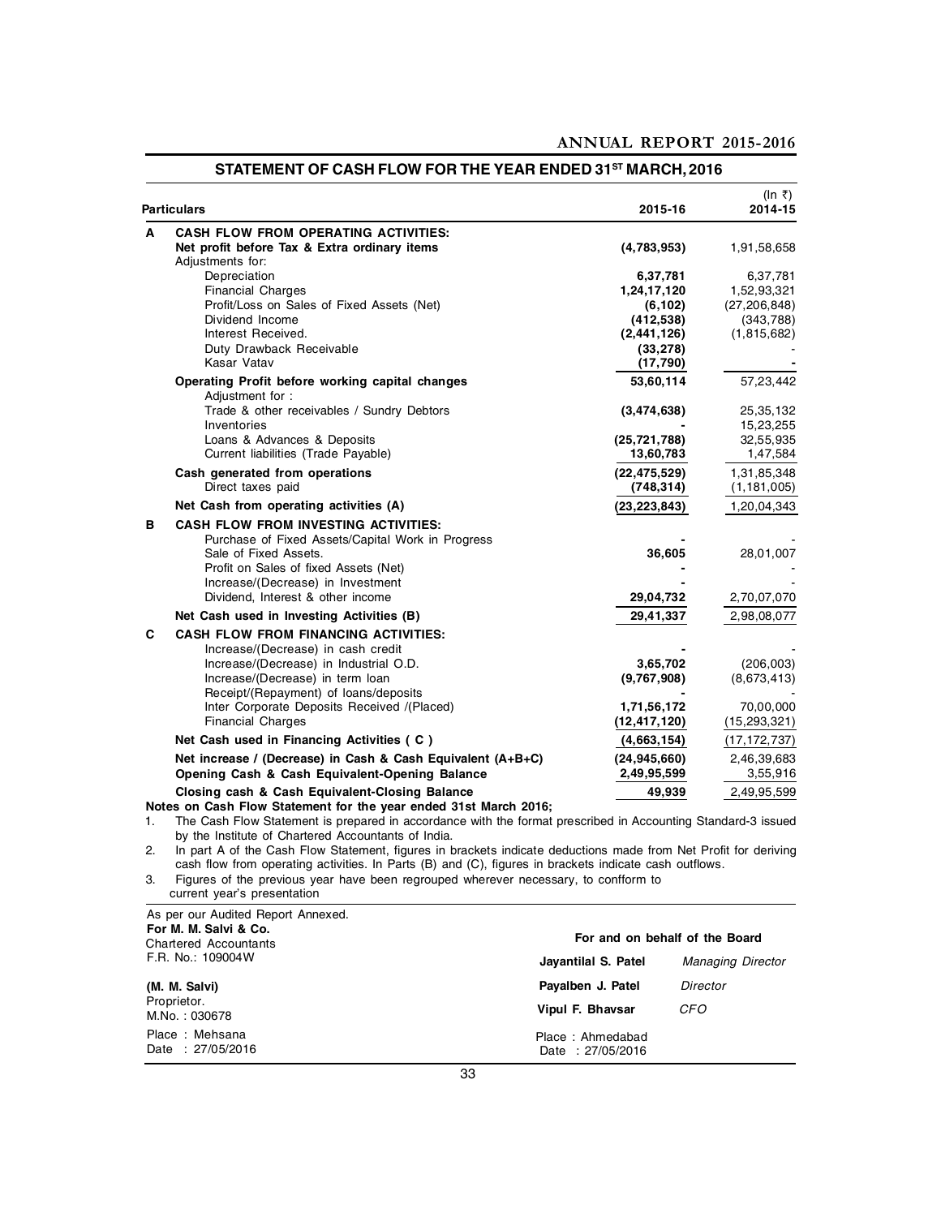## STATEMENT OF CASH FLOW FOR THE YEAR ENDED 31ST MARCH, 2016

(In ₹)

| | Particulars | 2015-16 | 2014-15 |
|---|---|---|---|
| **A** | **CASH FLOW FROM OPERATING ACTIVITIES:** | | |
| | **Net profit before Tax & Extra ordinary items** | **(4,783,953)** | 1,91,58,658 |
| | Adjustments for: | | |
| | Depreciation | **6,37,781** | 6,37,781 |
| | Financial Charges | **1,24,17,120** | 1,52,93,321 |
| | Profit/Loss on Sales of Fixed Assets (Net) | **(6,102)** | (27,206,848) |
| | Dividend Income | **(412,538)** | (343,788) |
| | Interest Received. | **(2,441,126)** | (1,815,682) |
| | Duty Drawback Receivable | **(33,278)** | - |
| | Kasar Vatav | **(17,790)** | - |
| | **Operating Profit before working capital changes** | **53,60,114** | 57,23,442 |
| | Adjustment for : | | |
| | Trade & other receivables / Sundry Debtors | **(3,474,638)** | 25,35,132 |
| | Inventories | **-** | 15,23,255 |
| | Loans & Advances & Deposits | **(25,721,788)** | 32,55,935 |
| | Current liabilities (Trade Payable) | **13,60,783** | 1,47,584 |
| | **Cash generated from operations** | **(22,475,529)** | 1,31,85,348 |
| | Direct taxes paid | **(748,314)** | (1,181,005) |
| | **Net Cash from operating activities (A)** | **(23,223,843)** | 1,20,04,343 |
| **B** | **CASH FLOW FROM INVESTING ACTIVITIES:** | | |
| | Purchase of Fixed Assets/Capital Work in Progress | **-** | - |
| | Sale of Fixed Assets. | **36,605** | 28,01,007 |
| | Profit on Sales of fixed Assets (Net) | **-** | - |
| | Increase/(Decrease) in Investment | **-** | - |
| | Dividend, Interest & other income | **29,04,732** | 2,70,07,070 |
| | **Net Cash used in Investing Activities (B)** | **29,41,337** | 2,98,08,077 |
| **C** | **CASH FLOW FROM FINANCING ACTIVITIES:** | | |
| | Increase/(Decrease) in cash credit | **-** | - |
| | Increase/(Decrease) in Industrial O.D. | **3,65,702** | (206,003) |
| | Increase/(Decrease) in term loan | **(9,767,908)** | (8,673,413) |
| | Receipt/(Repayment) of loans/deposits | **-** | - |
| | Inter Corporate Deposits Received /(Placed) | **1,71,56,172** | 70,00,000 |
| | Financial Charges | **(12,417,120)** | (15,293,321) |
| | **Net Cash used in Financing Activities ( C )** | **(4,663,154)** | (17,172,737) |
| | **Net increase / (Decrease) in Cash & Cash Equivalent (A+B+C)** | **(24,945,660)** | 2,46,39,683 |
| | **Opening Cash & Cash Equivalent-Opening Balance** | **2,49,95,599** | 3,55,916 |
| | **Closing cash & Cash Equivalent-Closing Balance** | **49,939** | 2,49,95,599 |

**Notes on Cash Flow Statement for the year ended 31st March 2016;**

1. The Cash Flow Statement is prepared in accordance with the format prescribed in Accounting Standard-3 issued by the Institute of Chartered Accountants of India.
2. In part A of the Cash Flow Statement, figures in brackets indicate deductions made from Net Profit for deriving cash flow from operating activities. In Parts (B) and (C), figures in brackets indicate cash outflows.
3. Figures of the previous year have been regrouped wherever necessary, to confform to current year's presentation

As per our Audited Report Annexed.
**For M. M. Salvi & Co.**
Chartered Accountants
F.R. No.: 109004W

**(M. M. Salvi)**
Proprietor.
M.No. : 030678

Place : Mehsana
Date : 27/05/2016

**For and on behalf of the Board**

**Jayantilal S. Patel** *Managing Director*

**Payalben J. Patel** *Director*

**Vipul F. Bhavsar** *CFO*

Place : Ahmedabad
Date : 27/05/2016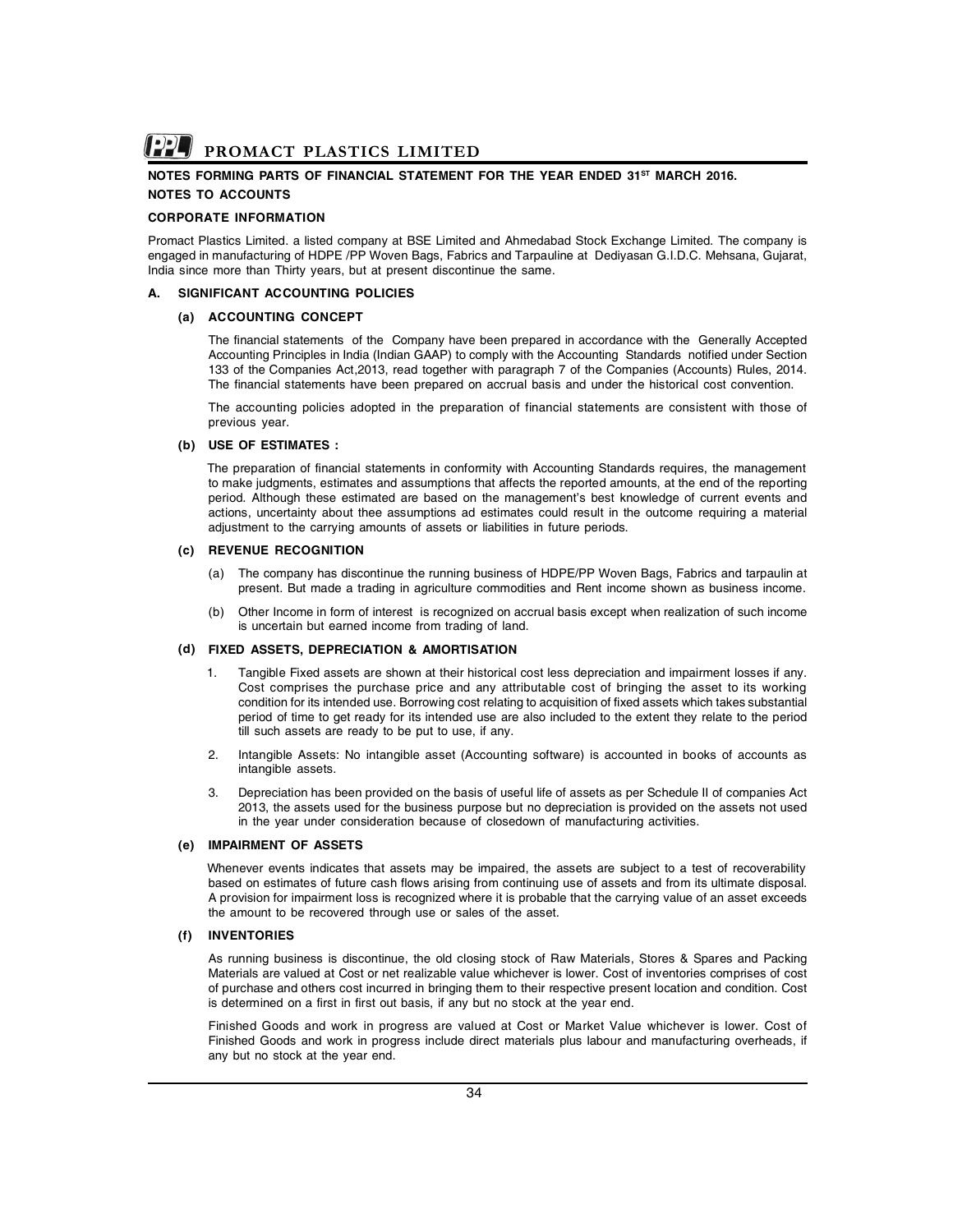## NOTES FORMING PARTS OF FINANCIAL STATEMENT FOR THE YEAR ENDED 31ST MARCH 2016.

## NOTES TO ACCOUNTS

### CORPORATE INFORMATION

Promact Plastics Limited. a listed company at BSE Limited and Ahmedabad Stock Exchange Limited. The company is engaged in manufacturing of HDPE /PP Woven Bags, Fabrics and Tarpauline at Dediyasan G.I.D.C. Mehsana, Gujarat, India since more than Thirty years, but at present discontinue the same.

### A. SIGNIFICANT ACCOUNTING POLICIES

#### (a) ACCOUNTING CONCEPT

The financial statements of the Company have been prepared in accordance with the Generally Accepted Accounting Principles in India (Indian GAAP) to comply with the Accounting Standards notified under Section 133 of the Companies Act,2013, read together with paragraph 7 of the Companies (Accounts) Rules, 2014. The financial statements have been prepared on accrual basis and under the historical cost convention.

The accounting policies adopted in the preparation of financial statements are consistent with those of previous year.

#### (b) USE OF ESTIMATES :

The preparation of financial statements in conformity with Accounting Standards requires, the management to make judgments, estimates and assumptions that affects the reported amounts, at the end of the reporting period. Although these estimated are based on the management's best knowledge of current events and actions, uncertainty about thee assumptions ad estimates could result in the outcome requiring a material adjustment to the carrying amounts of assets or liabilities in future periods.

#### (c) REVENUE RECOGNITION

(a) The company has discontinue the running business of HDPE/PP Woven Bags, Fabrics and tarpaulin at present. But made a trading in agriculture commodities and Rent income shown as business income.

(b) Other Income in form of interest is recognized on accrual basis except when realization of such income is uncertain but earned income from trading of land.

#### (d) FIXED ASSETS, DEPRECIATION & AMORTISATION

1. Tangible Fixed assets are shown at their historical cost less depreciation and impairment losses if any. Cost comprises the purchase price and any attributable cost of bringing the asset to its working condition for its intended use. Borrowing cost relating to acquisition of fixed assets which takes substantial period of time to get ready for its intended use are also included to the extent they relate to the period till such assets are ready to be put to use, if any.

2. Intangible Assets: No intangible asset (Accounting software) is accounted in books of accounts as intangible assets.

3. Depreciation has been provided on the basis of useful life of assets as per Schedule II of companies Act 2013, the assets used for the business purpose but no depreciation is provided on the assets not used in the year under consideration because of closedown of manufacturing activities.

#### (e) IMPAIRMENT OF ASSETS

Whenever events indicates that assets may be impaired, the assets are subject to a test of recoverability based on estimates of future cash flows arising from continuing use of assets and from its ultimate disposal. A provision for impairment loss is recognized where it is probable that the carrying value of an asset exceeds the amount to be recovered through use or sales of the asset.

#### (f) INVENTORIES

As running business is discontinue, the old closing stock of Raw Materials, Stores & Spares and Packing Materials are valued at Cost or net realizable value whichever is lower. Cost of inventories comprises of cost of purchase and others cost incurred in bringing them to their respective present location and condition. Cost is determined on a first in first out basis, if any but no stock at the year end.

Finished Goods and work in progress are valued at Cost or Market Value whichever is lower. Cost of Finished Goods and work in progress include direct materials plus labour and manufacturing overheads, if any but no stock at the year end.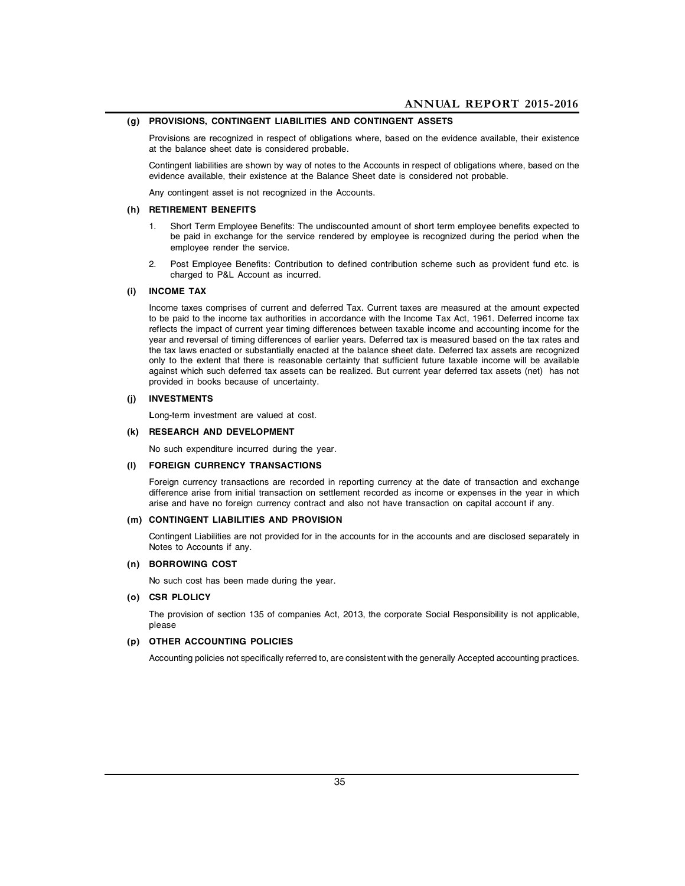### (g) PROVISIONS, CONTINGENT LIABILITIES AND CONTINGENT ASSETS

Provisions are recognized in respect of obligations where, based on the evidence available, their existence at the balance sheet date is considered probable.

Contingent liabilities are shown by way of notes to the Accounts in respect of obligations where, based on the evidence available, their existence at the Balance Sheet date is considered not probable.

Any contingent asset is not recognized in the Accounts.

### (h) RETIREMENT BENEFITS

1. Short Term Employee Benefits: The undiscounted amount of short term employee benefits expected to be paid in exchange for the service rendered by employee is recognized during the period when the employee render the service.
2. Post Employee Benefits: Contribution to defined contribution scheme such as provident fund etc. is charged to P&L Account as incurred.

### (i) INCOME TAX

Income taxes comprises of current and deferred Tax. Current taxes are measured at the amount expected to be paid to the income tax authorities in accordance with the Income Tax Act, 1961. Deferred income tax reflects the impact of current year timing differences between taxable income and accounting income for the year and reversal of timing differences of earlier years. Deferred tax is measured based on the tax rates and the tax laws enacted or substantially enacted at the balance sheet date. Deferred tax assets are recognized only to the extent that there is reasonable certainty that sufficient future taxable income will be available against which such deferred tax assets can be realized. But current year deferred tax assets (net) has not provided in books because of uncertainty.

### (j) INVESTMENTS

**L**ong-term investment are valued at cost.

### (k) RESEARCH AND DEVELOPMENT

No such expenditure incurred during the year.

### (l) FOREIGN CURRENCY TRANSACTIONS

Foreign currency transactions are recorded in reporting currency at the date of transaction and exchange difference arise from initial transaction on settlement recorded as income or expenses in the year in which arise and have no foreign currency contract and also not have transaction on capital account if any.

### (m) CONTINGENT LIABILITIES AND PROVISION

Contingent Liabilities are not provided for in the accounts for in the accounts and are disclosed separately in Notes to Accounts if any.

### (n) BORROWING COST

No such cost has been made during the year.

### (o) CSR PLOLICY

The provision of section 135 of companies Act, 2013, the corporate Social Responsibility is not applicable, please

### (p) OTHER ACCOUNTING POLICIES

Accounting policies not specifically referred to, are consistent with the generally Accepted accounting practices.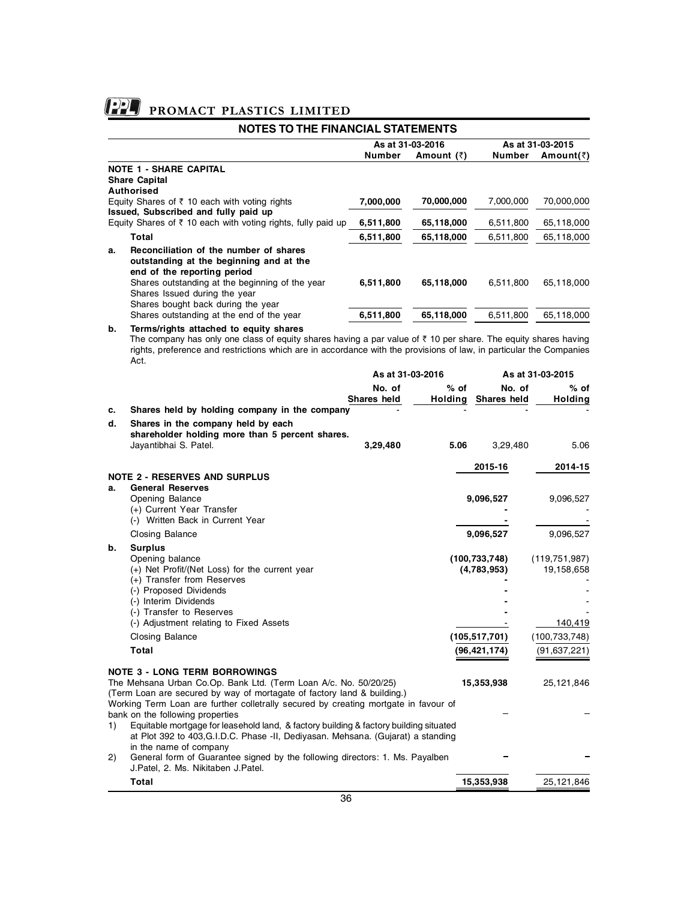## NOTES TO THE FINANCIAL STATEMENTS

| | As at 31-03-2016 | | As at 31-03-2015 | |
|---|---|---|---|---|
| | **Number** | **Amount (₹)** | **Number** | **Amount(₹)** |
| **NOTE 1 - SHARE CAPITAL** | | | | |
| **Share Capital** | | | | |
| **Authorised** | | | | |
| Equity Shares of ₹ 10 each with voting rights | **7,000,000** | **70,000,000** | 7,000,000 | 70,000,000 |
| **Issued, Subscribed and fully paid up** | | | | |
| Equity Shares of ₹ 10 each with voting rights, fully paid up | **6,511,800** | **65,118,000** | 6,511,800 | 65,118,000 |
| **Total** | **6,511,800** | **65,118,000** | 6,511,800 | 65,118,000 |
| **a. Reconciliation of the number of shares outstanding at the beginning and at the end of the reporting period** | | | | |
| Shares outstanding at the beginning of the year | **6,511,800** | **65,118,000** | 6,511,800 | 65,118,000 |
| Shares Issued during the year | | | | |
| Shares bought back during the year | | | | |
| Shares outstanding at the end of the year | **6,511,800** | **65,118,000** | 6,511,800 | 65,118,000 |

**b. Terms/rights attached to equity shares**

The company has only one class of equity shares having a par value of ₹ 10 per share. The equity shares having rights, preference and restrictions which are in accordance with the provisions of law, in particular the Companies Act.

| | As at 31-03-2016 | | As at 31-03-2015 | |
|---|---|---|---|---|
| | **No. of Shares held** | **% of Holding** | **No. of Shares held** | **% of Holding** |
| **c. Shares held by holding company in the company** | - | - | - | - |
| **d. Shares in the company held by each shareholder holding more than 5 percent shares.** | | | | |
| Jayantibhai S. Patel. | **3,29,480** | **5.06** | 3,29,480 | 5.06 |

| | 2015-16 | 2014-15 |
|---|---|---|
| **NOTE 2 - RESERVES AND SURPLUS** | | |
| **a. General Reserves** | | |
| Opening Balance | **9,096,527** | 9,096,527 |
| (+) Current Year Transfer | **-** | - |
| (-) Written Back in Current Year | **-** | - |
| Closing Balance | **9,096,527** | 9,096,527 |
| **b. Surplus** | | |
| Opening balance | **(100,733,748)** | (119,751,987) |
| (+) Net Profit/(Net Loss) for the current year | **(4,783,953)** | 19,158,658 |
| (+) Transfer from Reserves | **-** | - |
| (-) Proposed Dividends | **-** | - |
| (-) Interim Dividends | **-** | - |
| (-) Transfer to Reserves | **-** | - |
| (-) Adjustment relating to Fixed Assets | - | 140,419 |
| Closing Balance | **(105,517,701)** | (100,733,748) |
| **Total** | **(96,421,174)** | (91,637,221) |

| | 2015-16 | 2014-15 |
|---|---|---|
| **NOTE 3 - LONG TERM BORROWINGS** | | |
| The Mehsana Urban Co.Op. Bank Ltd. (Term Loan A/c. No. 50/20/25) (Term Loan are secured by way of mortagate of factory land & building.) | **15,353,938** | 25,121,846 |
| Working Term Loan are further colletrally secured by creating mortgate in favour of bank on the following properties | – | – |
| 1) Equitable mortgage for leasehold land, & factory building & factory building situated at Plot 392 to 403,G.I.D.C. Phase -II, Dediyasan. Mehsana. (Gujarat) a standing in the name of company | | |
| 2) General form of Guarantee signed by the following directors: 1. Ms. Payalben J.Patel, 2. Ms. Nikitaben J.Patel. | **–** | **–** |
| **Total** | **15,353,938** | 25,121,846 |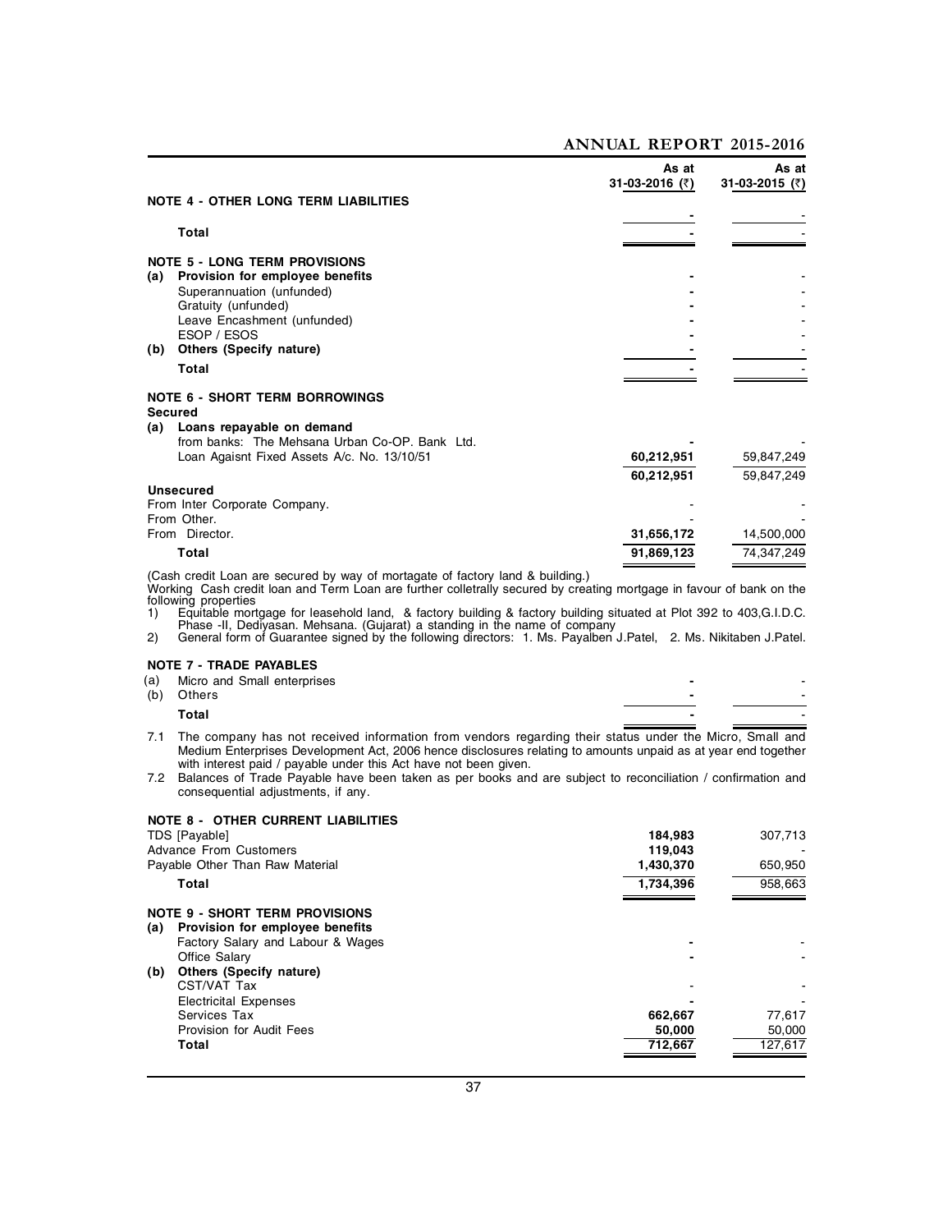| | As at 31-03-2016 (₹) | As at 31-03-2015 (₹) |
|---|---|---|
| **NOTE 4 - OTHER LONG TERM LIABILITIES** | | |
| | - | - |
| **Total** | - | - |
| **NOTE 5 - LONG TERM PROVISIONS** | | |
| **(a) Provision for employee benefits** | - | - |
| Superannuation (unfunded) | - | - |
| Gratuity (unfunded) | - | - |
| Leave Encashment (unfunded) | - | - |
| ESOP / ESOS | - | - |
| **(b) Others (Specify nature)** | - | - |
| **Total** | - | - |
| **NOTE 6 - SHORT TERM BORROWINGS** | | |
| **Secured** | | |
| **(a) Loans repayable on demand** | | |
| from banks: The Mehsana Urban Co-OP. Bank Ltd. | - | - |
| Loan Agaisnt Fixed Assets A/c. No. 13/10/51 | 60,212,951 | 59,847,249 |
| | 60,212,951 | 59,847,249 |
| **Unsecured** | | |
| From Inter Corporate Company. | - | - |
| From Other. | - | - |
| From Director. | 31,656,172 | 14,500,000 |
| **Total** | 91,869,123 | 74,347,249 |

(Cash credit Loan are secured by way of mortagate of factory land & building.)
Working Cash credit loan and Term Loan are further colletrally secured by creating mortgage in favour of bank on the following properties

1) Equitable mortgage for leasehold land, & factory building & factory building situated at Plot 392 to 403,G.I.D.C. Phase -II, Dediyasan. Mehsana. (Gujarat) a standing in the name of company
2) General form of Guarantee signed by the following directors: 1. Ms. Payalben J.Patel, 2. Ms. Nikitaben J.Patel.

| | As at 31-03-2016 (₹) | As at 31-03-2015 (₹) |
|---|---|---|
| **NOTE 7 - TRADE PAYABLES** | | |
| (a) Micro and Small enterprises | - | - |
| (b) Others | - | - |
| **Total** | - | - |

7.1 The company has not received information from vendors regarding their status under the Micro, Small and Medium Enterprises Development Act, 2006 hence disclosures relating to amounts unpaid as at year end together with interest paid / payable under this Act have not been given.

7.2 Balances of Trade Payable have been taken as per books and are subject to reconciliation / confirmation and consequential adjustments, if any.

| | As at 31-03-2016 (₹) | As at 31-03-2015 (₹) |
|---|---|---|
| **NOTE 8 - OTHER CURRENT LIABILITIES** | | |
| TDS [Payable] | 184,983 | 307,713 |
| Advance From Customers | 119,043 | - |
| Payable Other Than Raw Material | 1,430,370 | 650,950 |
| **Total** | 1,734,396 | 958,663 |
| **NOTE 9 - SHORT TERM PROVISIONS** | | |
| **(a) Provision for employee benefits** | | |
| Factory Salary and Labour & Wages | - | - |
| Office Salary | - | - |
| **(b) Others (Specify nature)** | | |
| CST/VAT Tax | - | - |
| Electricital Expenses | - | - |
| Services Tax | 662,667 | 77,617 |
| Provision for Audit Fees | 50,000 | 50,000 |
| **Total** | 712,667 | 127,617 |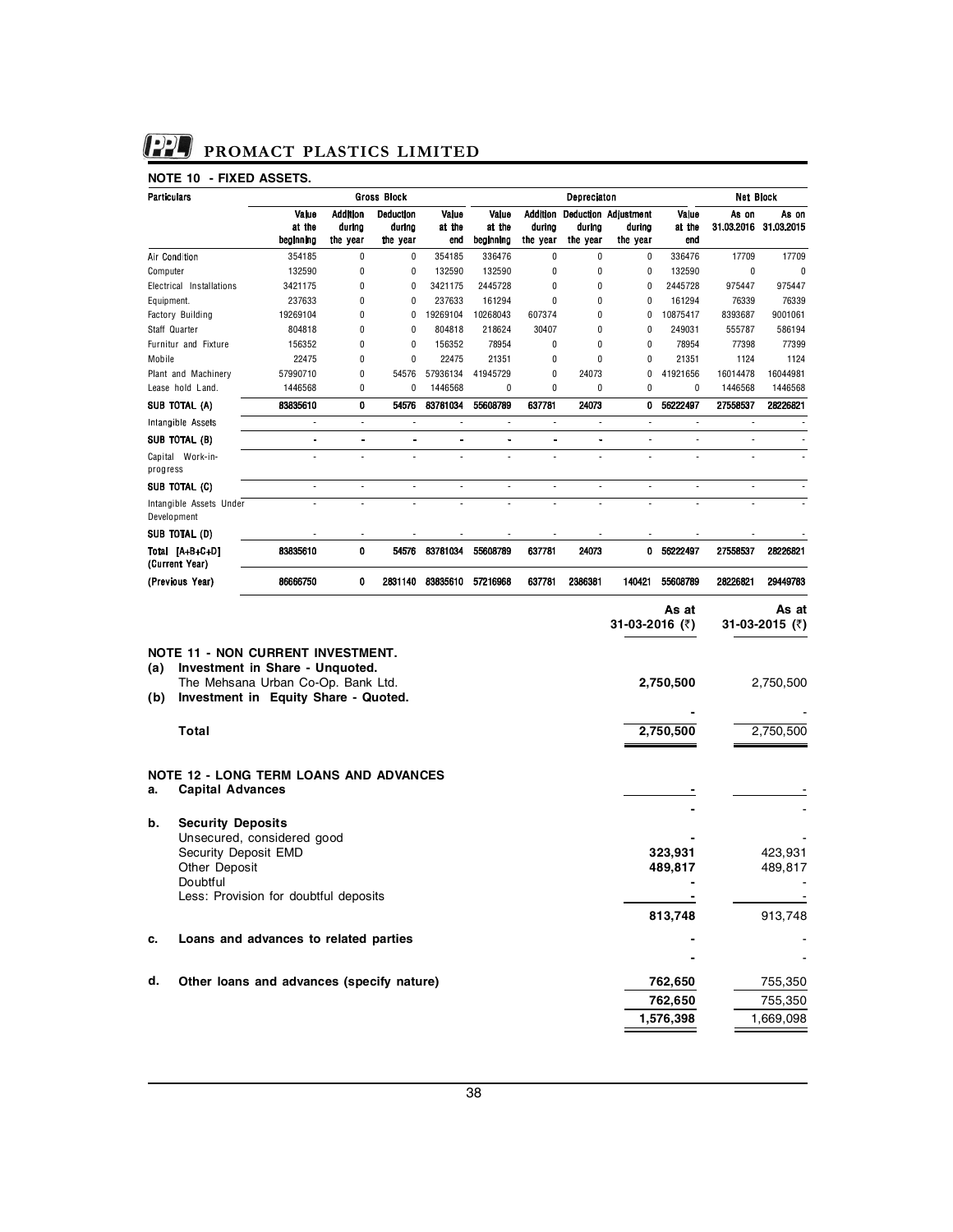## NOTE 10 - FIXED ASSETS.

| Particulars | Gross Block | | | | Depreciaton | | | | | Net Block | |
|---|---|---|---|---|---|---|---|---|---|---|---|
| | Value at the beginning | Addition during the year | Deduction during the year | Value at the end | Value at the beginning | Addition during the year | Deduction during the year | Adjustment during the year | Value at the end | As on 31.03.2016 | As on 31.03.2015 |
| Air Condition | 354185 | 0 | 0 | 354185 | 336476 | 0 | 0 | 0 | 336476 | 17709 | 17709 |
| Computer | 132590 | 0 | 0 | 132590 | 132590 | 0 | 0 | 0 | 132590 | 0 | 0 |
| Electrical Installations | 3421175 | 0 | 0 | 3421175 | 2445728 | 0 | 0 | 0 | 2445728 | 975447 | 975447 |
| Equipment. | 237633 | 0 | 0 | 237633 | 161294 | 0 | 0 | 0 | 161294 | 76339 | 76339 |
| Factory Building | 19269104 | 0 | 0 | 19269104 | 10268043 | 607374 | 0 | 0 | 10875417 | 8393687 | 9001061 |
| Staff Quarter | 804818 | 0 | 0 | 804818 | 218624 | 30407 | 0 | 0 | 249031 | 555787 | 586194 |
| Furnitur and Fixture | 156352 | 0 | 0 | 156352 | 78954 | 0 | 0 | 0 | 78954 | 77398 | 77399 |
| Mobile | 22475 | 0 | 0 | 22475 | 21351 | 0 | 0 | 0 | 21351 | 1124 | 1124 |
| Plant and Machinery | 57990710 | 0 | 54576 | 57936134 | 41945729 | 0 | 24073 | 0 | 41921656 | 16014478 | 16044981 |
| Lease hold Land. | 1446568 | 0 | 0 | 1446568 | 0 | 0 | 0 | 0 | 0 | 1446568 | 1446568 |
| **SUB TOTAL (A)** | **83835610** | **0** | **54576** | **83781034** | **55608789** | **637781** | **24073** | **0** | **56222497** | **27558537** | **28226821** |
| Intangible Assets | - | - | - | - | - | - | - | - | - | - | - |
| **SUB TOTAL (B)** | - | - | - | - | - | - | - | - | - | - | - |
| Capital Work-in-progress | - | - | - | - | - | - | - | - | - | - | - |
| **SUB TOTAL (C)** | - | - | - | - | - | - | - | - | - | - | - |
| Intangible Assets Under Development | - | - | - | - | - | - | - | - | - | - | - |
| **SUB TOTAL (D)** | - | - | - | - | - | - | - | - | - | - | - |
| **Total [A+B+C+D] (Current Year)** | **83835610** | **0** | **54576** | **83781034** | **55608789** | **637781** | **24073** | **0** | **56222497** | **27558537** | **28226821** |
| **(Previous Year)** | **86666750** | **0** | **2831140** | **83835610** | **57216968** | **637781** | **2386381** | **140421** | **55608789** | **28226821** | **29449783** |

| | As at 31-03-2016 (₹) | As at 31-03-2015 (₹) |
|---|---|---|
| **NOTE 11 - NON CURRENT INVESTMENT.** | | |
| **(a) Investment in Share - Unquoted.** | | |
| The Mehsana Urban Co-Op. Bank Ltd. | **2,750,500** | 2,750,500 |
| **(b) Investment in Equity Share - Quoted.** | | |
| | **-** | - |
| **Total** | **2,750,500** | 2,750,500 |
| | | |
| **NOTE 12 - LONG TERM LOANS AND ADVANCES** | | |
| **a. Capital Advances** | **-** | - |
| | **-** | - |
| **b. Security Deposits** | | |
| Unsecured, considered good | **-** | - |
| Security Deposit EMD | **323,931** | 423,931 |
| Other Deposit | **489,817** | 489,817 |
| Doubtful | **-** | - |
| Less: Provision for doubtful deposits | **-** | - |
| | **813,748** | 913,748 |
| **c. Loans and advances to related parties** | **-** | - |
| | **-** | - |
| **d. Other loans and advances (specify nature)** | **762,650** | 755,350 |
| | **762,650** | 755,350 |
| | **1,576,398** | 1,669,098 |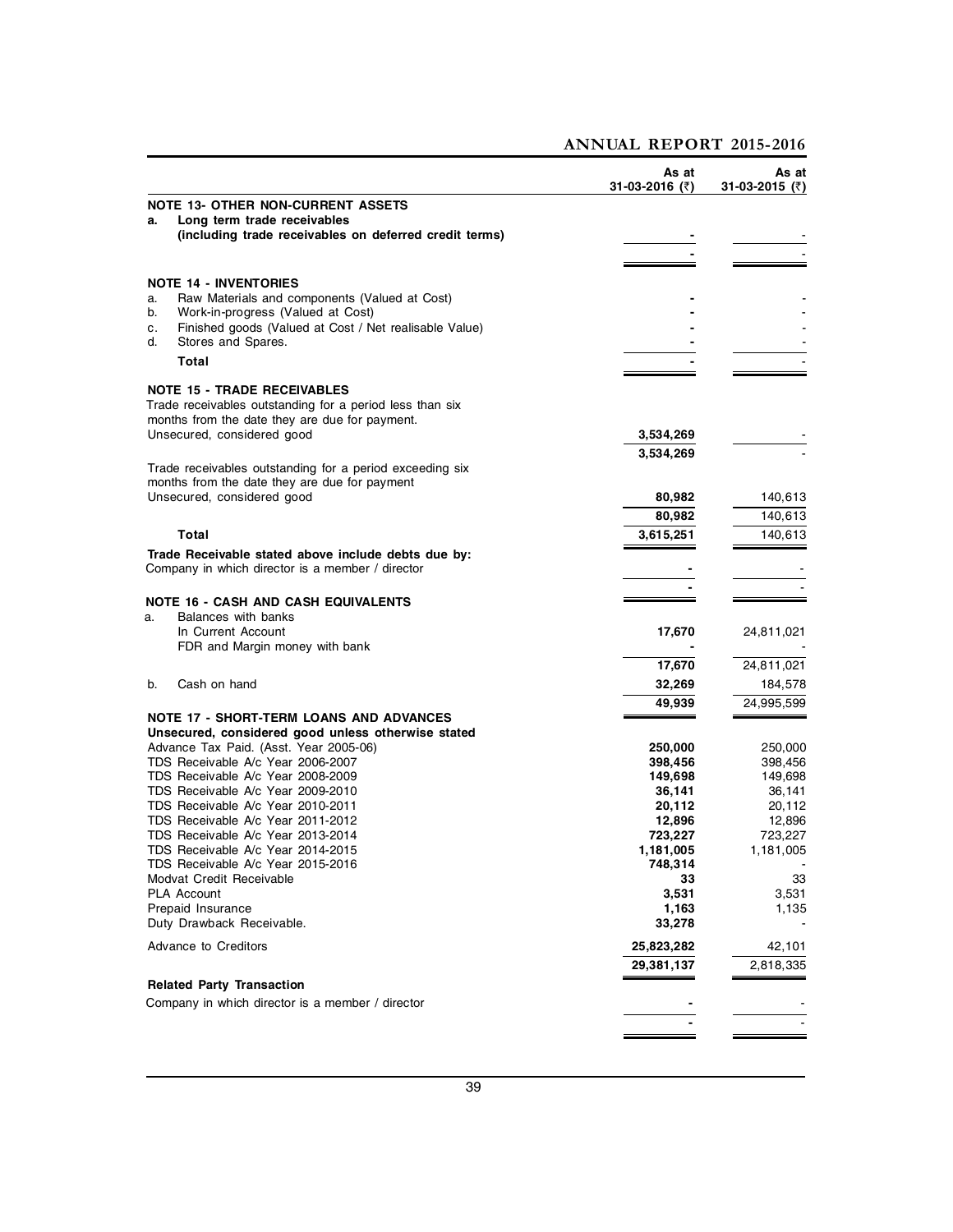| | As at 31-03-2016 (₹) | As at 31-03-2015 (₹) |
|---|---|---|
| **NOTE 13- OTHER NON-CURRENT ASSETS** | | |
| **a. Long term trade receivables** | | |
| **(including trade receivables on deferred credit terms)** | - | - |
| | - | - |
| **NOTE 14 - INVENTORIES** | | |
| a. Raw Materials and components (Valued at Cost) | - | - |
| b. Work-in-progress (Valued at Cost) | - | - |
| c. Finished goods (Valued at Cost / Net realisable Value) | - | - |
| d. Stores and Spares. | - | - |
| **Total** | - | - |
| **NOTE 15 - TRADE RECEIVABLES** | | |
| Trade receivables outstanding for a period less than six months from the date they are due for payment. | | |
| Unsecured, considered good | 3,534,269 | - |
| | 3,534,269 | - |
| Trade receivables outstanding for a period exceeding six months from the date they are due for payment | | |
| Unsecured, considered good | 80,982 | 140,613 |
| | 80,982 | 140,613 |
| **Total** | 3,615,251 | 140,613 |
| **Trade Receivable stated above include debts due by:** | | |
| Company in which director is a member / director | - | - |
| | - | - |
| **NOTE 16 - CASH AND CASH EQUIVALENTS** | | |
| a. Balances with banks | | |
| In Current Account | 17,670 | 24,811,021 |
| FDR and Margin money with bank | - | - |
| | 17,670 | 24,811,021 |
| b. Cash on hand | 32,269 | 184,578 |
| | 49,939 | 24,995,599 |
| **NOTE 17 - SHORT-TERM LOANS AND ADVANCES** | | |
| **Unsecured, considered good unless otherwise stated** | | |
| Advance Tax Paid. (Asst. Year 2005-06) | 250,000 | 250,000 |
| TDS Receivable A/c Year 2006-2007 | 398,456 | 398,456 |
| TDS Receivable A/c Year 2008-2009 | 149,698 | 149,698 |
| TDS Receivable A/c Year 2009-2010 | 36,141 | 36,141 |
| TDS Receivable A/c Year 2010-2011 | 20,112 | 20,112 |
| TDS Receivable A/c Year 2011-2012 | 12,896 | 12,896 |
| TDS Receivable A/c Year 2013-2014 | 723,227 | 723,227 |
| TDS Receivable A/c Year 2014-2015 | 1,181,005 | 1,181,005 |
| TDS Receivable A/c Year 2015-2016 | 748,314 | - |
| Modvat Credit Receivable | 33 | 33 |
| PLA Account | 3,531 | 3,531 |
| Prepaid Insurance | 1,163 | 1,135 |
| Duty Drawback Receivable. | 33,278 | - |
| Advance to Creditors | 25,823,282 | 42,101 |
| | 29,381,137 | 2,818,335 |
| **Related Party Transaction** | | |
| Company in which director is a member / director | - | - |
| | - | - |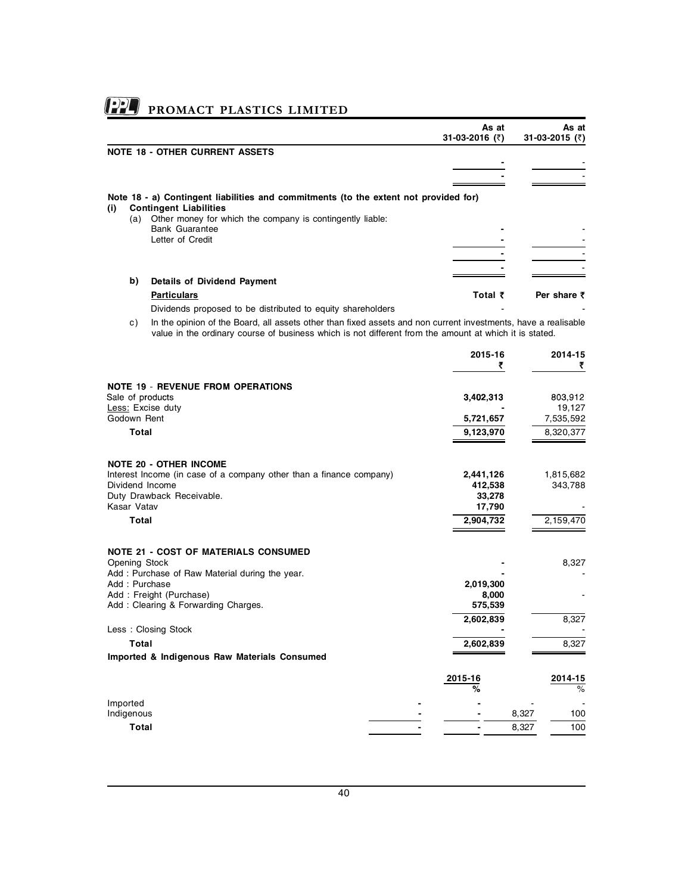| | As at 31-03-2016 (₹) | As at 31-03-2015 (₹) |
|---|---|---|
| **NOTE 18 - OTHER CURRENT ASSETS** | | |
| | - | - |
| | - | - |

**Note 18 - a) Contingent liabilities and commitments (to the extent not provided for)**

**(i) Contingent Liabilities**

| | As at 31-03-2016 (₹) | As at 31-03-2015 (₹) |
|---|---|---|
| (a) Other money for which the company is contingently liable: | | |
| Bank Guarantee | - | - |
| Letter of Credit | - | - |
| | - | - |
| | - | - |

**b) Details of Dividend Payment**

| **Particulars** | **Total ₹** | **Per share ₹** |
|---|---|---|
| Dividends proposed to be distributed to equity shareholders | - | - |

c) In the opinion of the Board, all assets other than fixed assets and non current investments, have a realisable value in the ordinary course of business which is not different from the amount at which it is stated.

| | 2015-16 ₹ | 2014-15 ₹ |
|---|---|---|
| **NOTE 19 - REVENUE FROM OPERATIONS** | | |
| Sale of products | **3,402,313** | 803,912 |
| Less: Excise duty | **-** | 19,127 |
| Godown Rent | **5,721,657** | 7,535,592 |
| **Total** | **9,123,970** | 8,320,377 |
| | | |
| **NOTE 20 - OTHER INCOME** | | |
| Interest Income (in case of a company other than a finance company) | **2,441,126** | 1,815,682 |
| Dividend Income | **412,538** | 343,788 |
| Duty Drawback Receivable. | **33,278** | |
| Kasar Vatav | **17,790** | - |
| **Total** | **2,904,732** | 2,159,470 |
| | | |
| **NOTE 21 - COST OF MATERIALS CONSUMED** | | |
| Opening Stock | **-** | 8,327 |
| Add : Purchase of Raw Material during the year. | **-** | - |
| Add : Purchase | **2,019,300** | |
| Add : Freight (Purchase) | **8,000** | - |
| Add : Clearing & Forwarding Charges. | **575,539** | |
| | **2,602,839** | 8,327 |
| Less : Closing Stock | **-** | - |
| **Total** | **2,602,839** | 8,327 |

**Imported & Indigenous Raw Materials Consumed**

| | 2015-16 | % | 2014-15 | % |
|---|---|---|---|---|
| Imported | - | - | - | - |
| Indigenous | - | - | 8,327 | 100 |
| **Total** | - | - | 8,327 | 100 |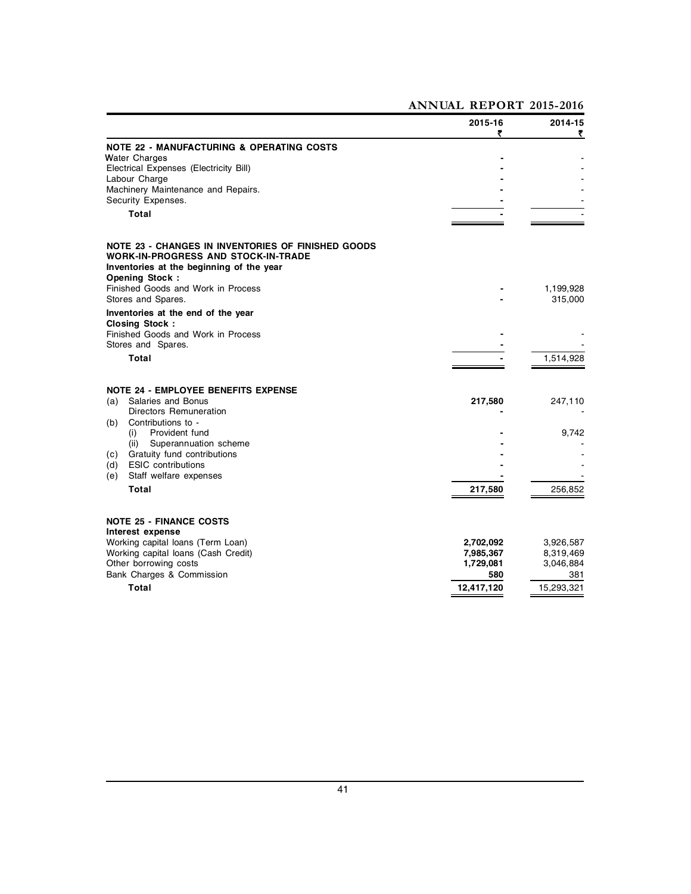| | 2015-16 ₹ | 2014-15 ₹ |
|---|---|---|
| **NOTE 22 - MANUFACTURING & OPERATING COSTS** | | |
| Water Charges | - | - |
| Electrical Expenses (Electricity Bill) | - | - |
| Labour Charge | - | - |
| Machinery Maintenance and Repairs. | - | - |
| Security Expenses. | - | - |
| **Total** | - | - |
| | | |
| **NOTE 23 - CHANGES IN INVENTORIES OF FINISHED GOODS WORK-IN-PROGRESS AND STOCK-IN-TRADE** | | |
| **Inventories at the beginning of the year** | | |
| **Opening Stock :** | | |
| Finished Goods and Work in Process | - | 1,199,928 |
| Stores and Spares. | - | 315,000 |
| **Inventories at the end of the year** | | |
| **Closing Stock :** | | |
| Finished Goods and Work in Process | - | - |
| Stores and Spares. | - | - |
| **Total** | - | 1,514,928 |
| | | |
| **NOTE 24 - EMPLOYEE BENEFITS EXPENSE** | | |
| (a) Salaries and Bonus | **217,580** | 247,110 |
| Directors Remuneration | - | - |
| (b) Contributions to - | | |
| (i) Provident fund | - | 9,742 |
| (ii) Superannuation scheme | - | - |
| (c) Gratuity fund contributions | - | - |
| (d) ESIC contributions | - | - |
| (e) Staff welfare expenses | - | - |
| **Total** | **217,580** | 256,852 |
| | | |
| **NOTE 25 - FINANCE COSTS** | | |
| **Interest expense** | | |
| Working capital loans (Term Loan) | **2,702,092** | 3,926,587 |
| Working capital loans (Cash Credit) | **7,985,367** | 8,319,469 |
| Other borrowing costs | **1,729,081** | 3,046,884 |
| Bank Charges & Commission | **580** | 381 |
| **Total** | **12,417,120** | 15,293,321 |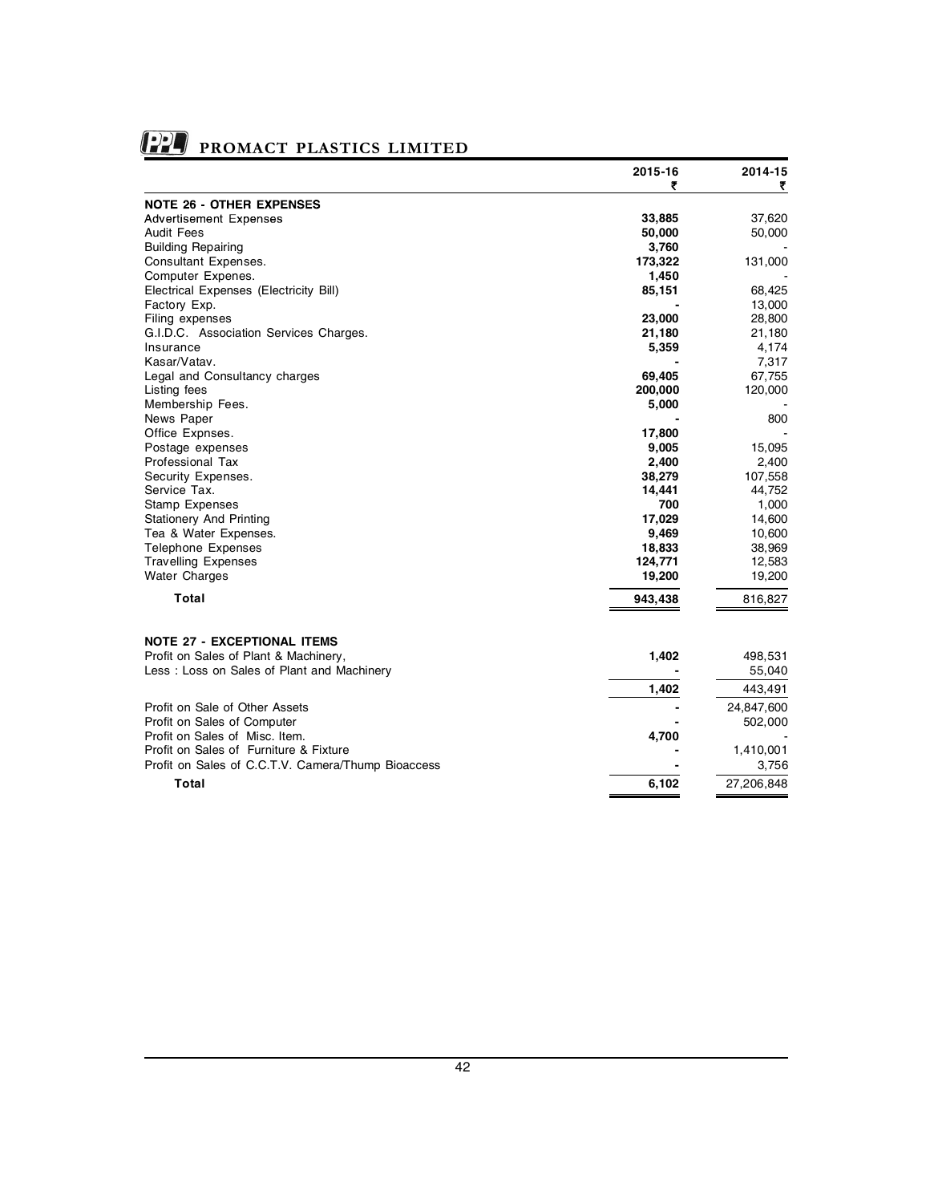| | 2015-16 ₹ | 2014-15 ₹ |
|---|---|---|
| **NOTE 26 - OTHER EXPENSES** | | |
| Advertisement Expenses | **33,885** | 37,620 |
| Audit Fees | **50,000** | 50,000 |
| Building Repairing | **3,760** | - |
| Consultant Expenses. | **173,322** | 131,000 |
| Computer Expenes. | **1,450** | - |
| Electrical Expenses (Electricity Bill) | **85,151** | 68,425 |
| Factory Exp. | **-** | 13,000 |
| Filing expenses | **23,000** | 28,800 |
| G.I.D.C. Association Services Charges. | **21,180** | 21,180 |
| Insurance | **5,359** | 4,174 |
| Kasar/Vatav. | **-** | 7,317 |
| Legal and Consultancy charges | **69,405** | 67,755 |
| Listing fees | **200,000** | 120,000 |
| Membership Fees. | **5,000** | - |
| News Paper | **-** | 800 |
| Office Expnses. | **17,800** | - |
| Postage expenses | **9,005** | 15,095 |
| Professional Tax | **2,400** | 2,400 |
| Security Expenses. | **38,279** | 107,558 |
| Service Tax. | **14,441** | 44,752 |
| Stamp Expenses | **700** | 1,000 |
| Stationery And Printing | **17,029** | 14,600 |
| Tea & Water Expenses. | **9,469** | 10,600 |
| Telephone Expenses | **18,833** | 38,969 |
| Travelling Expenses | **124,771** | 12,583 |
| Water Charges | **19,200** | 19,200 |
| **Total** | **943,438** | 816,827 |
| | | |
| **NOTE 27 - EXCEPTIONAL ITEMS** | | |
| Profit on Sales of Plant & Machinery, | **1,402** | 498,531 |
| Less : Loss on Sales of Plant and Machinery | **-** | 55,040 |
| | **1,402** | 443,491 |
| Profit on Sale of Other Assets | **-** | 24,847,600 |
| Profit on Sales of Computer | **-** | 502,000 |
| Profit on Sales of Misc. Item. | **4,700** | - |
| Profit on Sales of Furniture & Fixture | **-** | 1,410,001 |
| Profit on Sales of C.C.T.V. Camera/Thump Bioaccess | **-** | 3,756 |
| **Total** | **6,102** | 27,206,848 |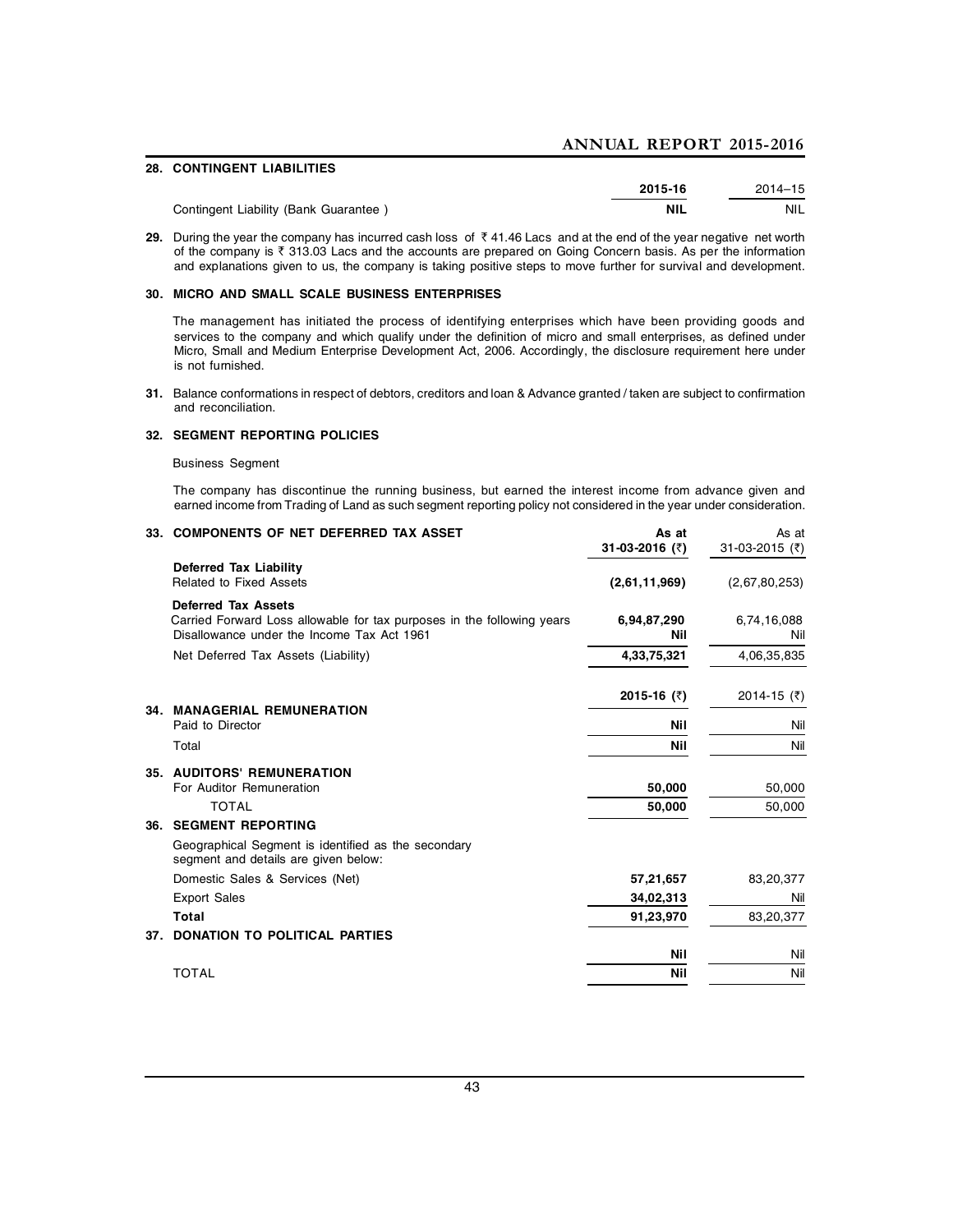## 28. CONTINGENT LIABILITIES

| | 2015-16 | 2014–15 |
|---|---|---|
| Contingent Liability (Bank Guarantee ) | **NIL** | NIL |

**29.** During the year the company has incurred cash loss of ₹ 41.46 Lacs and at the end of the year negative net worth of the company is ₹ 313.03 Lacs and the accounts are prepared on Going Concern basis. As per the information and explanations given to us, the company is taking positive steps to move further for survival and development.

## 30. MICRO AND SMALL SCALE BUSINESS ENTERPRISES

The management has initiated the process of identifying enterprises which have been providing goods and services to the company and which qualify under the definition of micro and small enterprises, as defined under Micro, Small and Medium Enterprise Development Act, 2006. Accordingly, the disclosure requirement here under is not furnished.

**31.** Balance conformations in respect of debtors, creditors and loan & Advance granted / taken are subject to confirmation and reconciliation.

## 32. SEGMENT REPORTING POLICIES

Business Segment

The company has discontinue the running business, but earned the interest income from advance given and earned income from Trading of Land as such segment reporting policy not considered in the year under consideration.

## 33. COMPONENTS OF NET DEFERRED TAX ASSET

| | As at 31-03-2016 (₹) | As at 31-03-2015 (₹) |
|---|---|---|
| **Deferred Tax Liability** | | |
| Related to Fixed Assets | **(2,61,11,969)** | (2,67,80,253) |
| **Deferred Tax Assets** | | |
| Carried Forward Loss allowable for tax purposes in the following years | **6,94,87,290** | 6,74,16,088 |
| Disallowance under the Income Tax Act 1961 | **Nil** | Nil |
| Net Deferred Tax Assets (Liability) | **4,33,75,321** | 4,06,35,835 |

| | 2015-16 (₹) | 2014-15 (₹) |
|---|---|---|
| **34. MANAGERIAL REMUNERATION** | | |
| Paid to Director | **Nil** | Nil |
| Total | **Nil** | Nil |
| **35. AUDITORS' REMUNERATION** | | |
| For Auditor Remuneration | **50,000** | 50,000 |
| TOTAL | **50,000** | 50,000 |
| **36. SEGMENT REPORTING** | | |
| Geographical Segment is identified as the secondary segment and details are given below: | | |
| Domestic Sales & Services (Net) | **57,21,657** | 83,20,377 |
| Export Sales | **34,02,313** | Nil |
| **Total** | **91,23,970** | 83,20,377 |
| **37. DONATION TO POLITICAL PARTIES** | | |
| | **Nil** | Nil |
| TOTAL | **Nil** | Nil |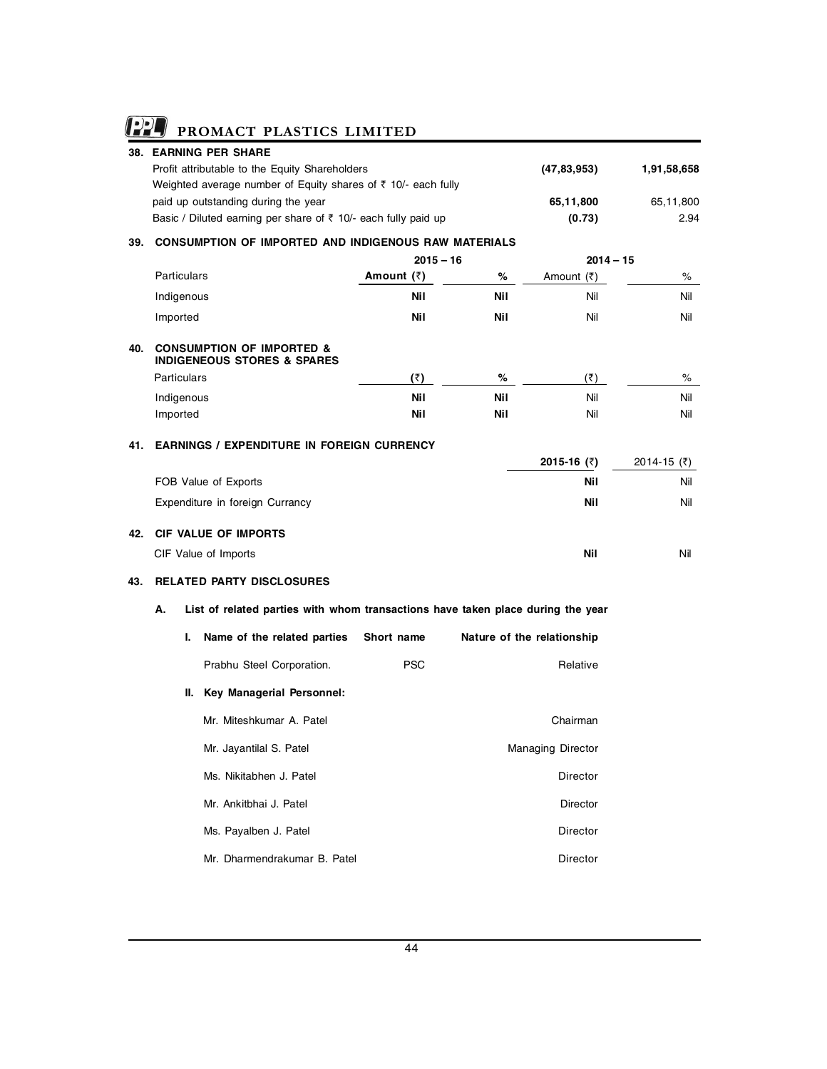## 38. EARNING PER SHARE

| | | |
|---|---|---|
| Profit attributable to the Equity Shareholders | **(47,83,953)** | **1,91,58,658** |
| Weighted average number of Equity shares of ₹ 10/- each fully paid up outstanding during the year | **65,11,800** | 65,11,800 |
| Basic / Diluted earning per share of ₹ 10/- each fully paid up | **(0.73)** | 2.94 |

## 39. CONSUMPTION OF IMPORTED AND INDIGENOUS RAW MATERIALS

| | 2015 – 16 | | 2014 – 15 | |
|---|---|---|---|---|
| Particulars | **Amount (₹)** | **%** | Amount (₹) | % |
| Indigenous | **Nil** | **Nil** | Nil | Nil |
| Imported | **Nil** | **Nil** | Nil | Nil |

## 40. CONSUMPTION OF IMPORTED & INDIGENEOUS STORES & SPARES

| Particulars | **(₹)** | **%** | (₹) | % |
|---|---|---|---|---|
| Indigenous | **Nil** | **Nil** | Nil | Nil |
| Imported | **Nil** | **Nil** | Nil | Nil |

## 41. EARNINGS / EXPENDITURE IN FOREIGN CURRENCY

| | **2015-16 (₹)** | 2014-15 (₹) |
|---|---|---|
| FOB Value of Exports | **Nil** | Nil |
| Expenditure in foreign Currancy | **Nil** | Nil |

## 42. CIF VALUE OF IMPORTS

| | | |
|---|---|---|
| CIF Value of Imports | **Nil** | Nil |

## 43. RELATED PARTY DISCLOSURES

**A. List of related parties with whom transactions have taken place during the year**

**I.**

| Name of the related parties | Short name | Nature of the relationship |
|---|---|---|
| Prabhu Steel Corporation. | PSC | Relative |

**II. Key Managerial Personnel:**

| | |
|---|---|
| Mr. Miteshkumar A. Patel | Chairman |
| Mr. Jayantilal S. Patel | Managing Director |
| Ms. Nikitabhen J. Patel | Director |
| Mr. Ankitbhai J. Patel | Director |
| Ms. Payalben J. Patel | Director |
| Mr. Dharmendrakumar B. Patel | Director |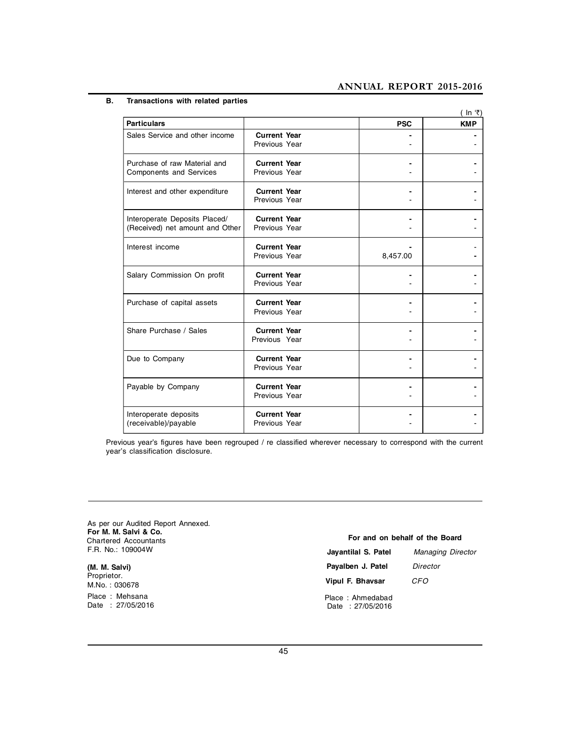### B. Transactions with related parties

( In ₹)

| Particulars | | PSC | KMP |
|---|---|---|---|
| Sales Service and other income | **Current Year** | - | - |
| | Previous Year | - | - |
| Purchase of raw Material and Components and Services | **Current Year** | - | - |
| | Previous Year | - | - |
| Interest and other expenditure | **Current Year** | - | - |
| | Previous Year | - | - |
| Interoperate Deposits Placed/ (Received) net amount and Other | **Current Year** | - | - |
| | Previous Year | - | - |
| Interest income | **Current Year** | - | - |
| | Previous Year | 8,457.00 | - |
| Salary Commission On profit | **Current Year** | - | - |
| | Previous Year | - | - |
| Purchase of capital assets | **Current Year** | - | - |
| | Previous Year | - | - |
| Share Purchase / Sales | **Current Year** | - | - |
| | Previous Year | - | - |
| Due to Company | **Current Year** | - | - |
| | Previous Year | - | - |
| Payable by Company | **Current Year** | - | - |
| | Previous Year | - | - |
| Interoperate deposits (receivable)/payable | **Current Year** | - | - |
| | Previous Year | - | - |

Previous year's figures have been regrouped / re classified wherever necessary to correspond with the current year's classification disclosure.

As per our Audited Report Annexed.
**For M. M. Salvi & Co.**
Chartered Accountants
F.R. No.: 109004W

**(M. M. Salvi)**
Proprietor.
M.No. : 030678
Place : Mehsana
Date : 27/05/2016

**For and on behalf of the Board**

**Jayantilal S. Patel** *Managing Director*

**Payalben J. Patel** *Director*

**Vipul F. Bhavsar** *CFO*

Place : Ahmedabad
Date : 27/05/2016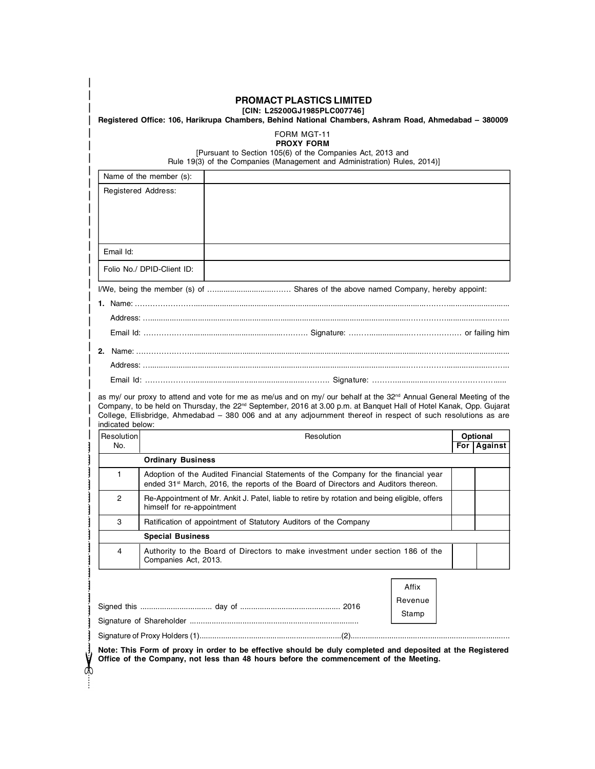# PROMACT PLASTICS LIMITED

**[CIN: L25200GJ1985PLC007746]**

**Registered Office: 106, Harikrupa Chambers, Behind National Chambers, Ashram Road, Ahmedabad – 380009**

FORM MGT-11

**PROXY FORM**

[Pursuant to Section 105(6) of the Companies Act, 2013 and Rule 19(3) of the Companies (Management and Administration) Rules, 2014)]

| Name of the member (s): | |
|---|---|
| Registered Address: | |
| Email Id: | |
| Folio No./ DPID-Client ID: | |

I/We, being the member (s) of ……............................…… Shares of the above named Company, hereby appoint:

**1.** Name: ……………………..........................................................................................................................………….............................

Address: …...............................................................................................................................………………...................……..

Email Id: ………………........................................................……… Signature: ……….....................………………… or failing him

**2.** Name: ……………………..........................................................................................................................………….............................

Address: …...............................................................................................................................………………...................……..

Email Id: ……………….............................................................………. Signature: ……….................….…………………......

as my/ our proxy to attend and vote for me as me/us and on my/ our behalf at the 32nd Annual General Meeting of the Company, to be held on Thursday, the 22nd September, 2016 at 3.00 p.m. at Banquet Hall of Hotel Kanak, Opp. Gujarat College, Ellisbridge, Ahmedabad – 380 006 and at any adjournment thereof in respect of such resolutions as are indicated below:

| Resolution No. | Resolution | Optional | |
|---|---|---|---|
| | | For | Against |
| | **Ordinary Business** | | |
| 1 | Adoption of the Audited Financial Statements of the Company for the financial year ended 31st March, 2016, the reports of the Board of Directors and Auditors thereon. | | |
| 2 | Re-Appointment of Mr. Ankit J. Patel, liable to retire by rotation and being eligible, offers himself for re-appointment | | |
| 3 | Ratification of appointment of Statutory Auditors of the Company | | |
| | **Special Business** | | |
| 4 | Authority to the Board of Directors to make investment under section 186 of the Companies Act, 2013. | | |

Signed this ................................ day of ............................................ 2016

Signature of Shareholder ............................................................................

Affix Revenue Stamp

Signature of Proxy Holders (1)..................................................................(2)..........................................................................

**Note: This Form of proxy in order to be effective should be duly completed and deposited at the Registered Office of the Company, not less than 48 hours before the commencement of the Meeting.**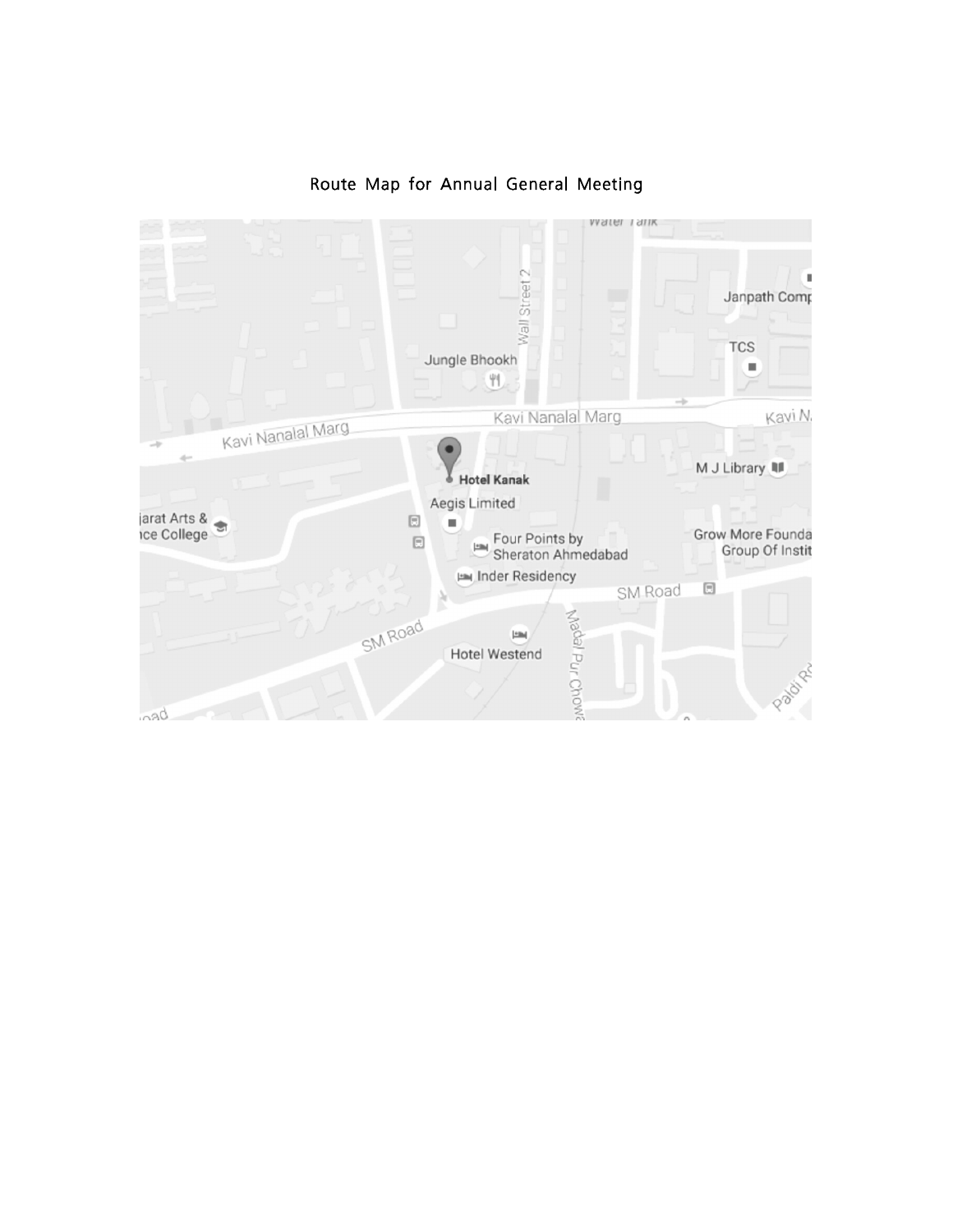# Route Map for Annual General Meeting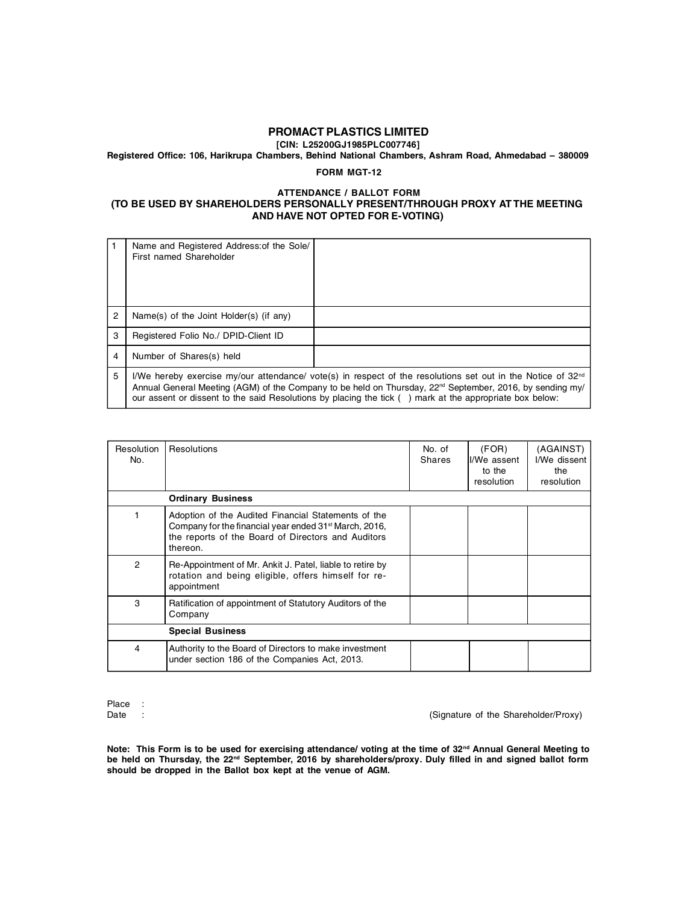# PROMACT PLASTICS LIMITED

**[CIN: L25200GJ1985PLC007746]**

**Registered Office: 106, Harikrupa Chambers, Behind National Chambers, Ashram Road, Ahmedabad – 380009**

**FORM MGT-12**

**ATTENDANCE / BALLOT FORM**

**(TO BE USED BY SHAREHOLDERS PERSONALLY PRESENT/THROUGH PROXY AT THE MEETING AND HAVE NOT OPTED FOR E-VOTING)**

| | | |
|---|---|---|
| 1 | Name and Registered Address:of the Sole/ First named Shareholder | |
| 2 | Name(s) of the Joint Holder(s) (if any) | |
| 3 | Registered Folio No./ DPID-Client ID | |
| 4 | Number of Shares(s) held | |
| 5 | I/We hereby exercise my/our attendance/ vote(s) in respect of the resolutions set out in the Notice of 32nd Annual General Meeting (AGM) of the Company to be held on Thursday, 22nd September, 2016, by sending my/ our assent or dissent to the said Resolutions by placing the tick ( ) mark at the appropriate box below: | |

| Resolution No. | Resolutions | No. of Shares | (FOR) I/We assent to the resolution | (AGAINST) I/We dissent the resolution |
|---|---|---|---|---|
| | **Ordinary Business** | | | |
| 1 | Adoption of the Audited Financial Statements of the Company for the financial year ended 31st March, 2016, the reports of the Board of Directors and Auditors thereon. | | | |
| 2 | Re-Appointment of Mr. Ankit J. Patel, liable to retire by rotation and being eligible, offers himself for re-appointment | | | |
| 3 | Ratification of appointment of Statutory Auditors of the Company | | | |
| | **Special Business** | | | |
| 4 | Authority to the Board of Directors to make investment under section 186 of the Companies Act, 2013. | | | |

Place :

Date : (Signature of the Shareholder/Proxy)

**Note: This Form is to be used for exercising attendance/ voting at the time of 32nd Annual General Meeting to be held on Thursday, the 22nd September, 2016 by shareholders/proxy. Duly filled in and signed ballot form should be dropped in the Ballot box kept at the venue of AGM.**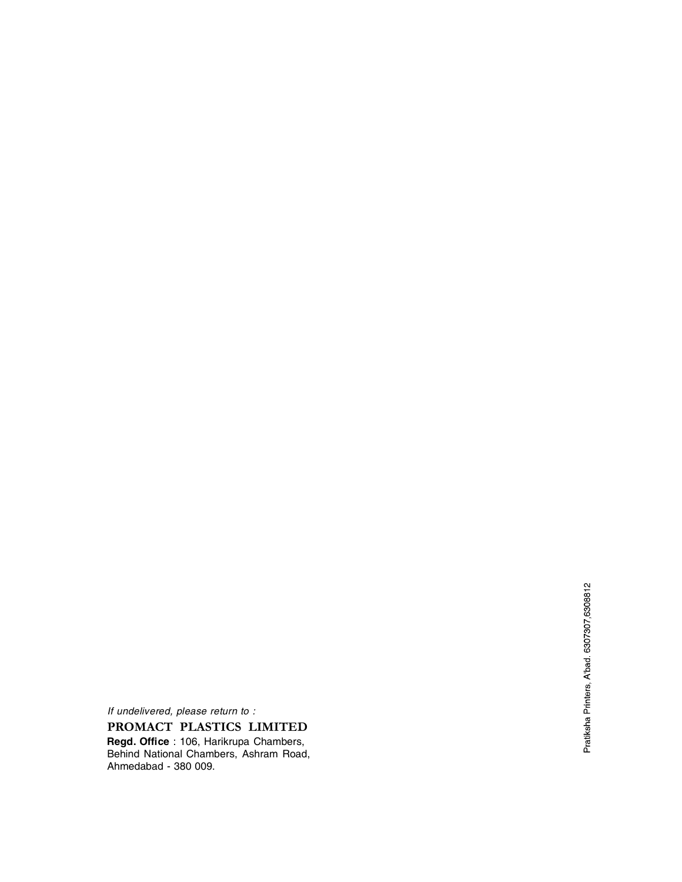*If undelivered, please return to :*

**PROMACT PLASTICS LIMITED**

**Regd. Office** : 106, Harikrupa Chambers,
Behind National Chambers, Ashram Road,
Ahmedabad - 380 009.

Pratiksha Printers, A'bad. 6307307,6308812